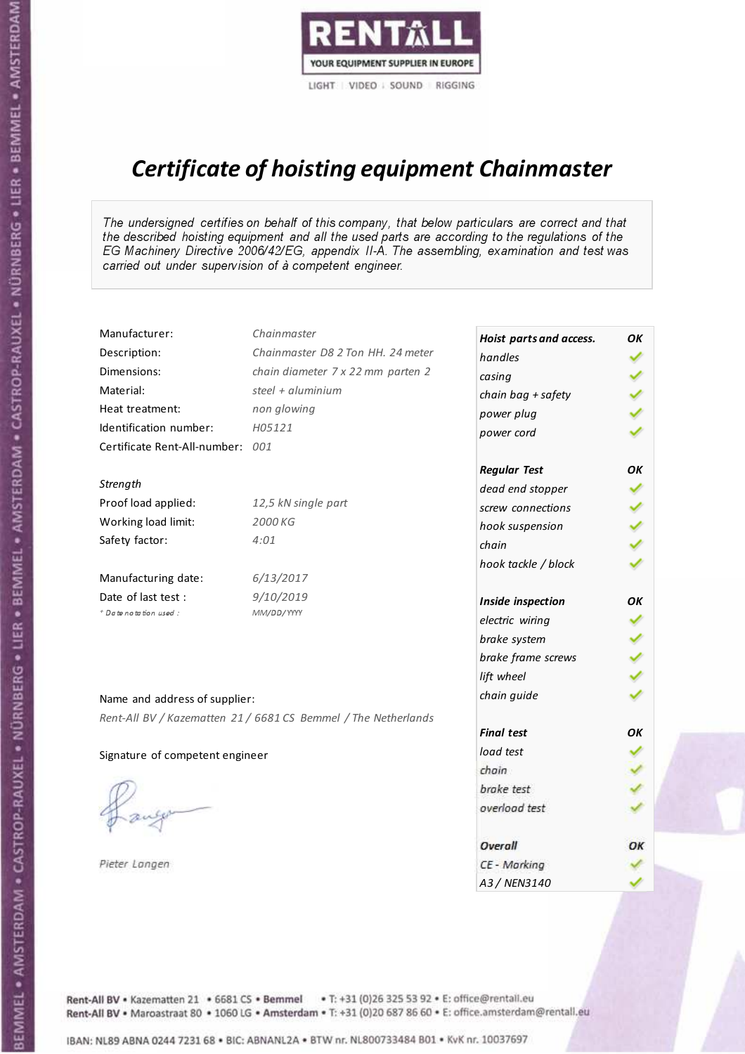RENTALL

YOUR EQUIPMENT SUPPLIER IN EUROPE

LIGHT | VIDEO | SOUND | RIGGING

# Certificate of hoisting equipment Chainmaster

*The undersigned certifies on behalf of this company, that below particulars are correct and that the described hoisting equipment and all the used parts are according to the regulations of the EG Machinery Directive 2006/42/EG, appendix II-A. The assembling, examination and test was carried out under supervision of à competent engineer.*

| | |
|---|---|
| Manufacturer: | *Chainmaster* |
| Description: | *Chainmaster D8 2 Ton HH. 24 meter* |
| Dimensions: | *chain diameter 7 x 22 mm parten 2* |
| Material: | *steel + aluminium* |
| Heat treatment: | *non glowing* |
| Identification number: | *H05121* |
| Certificate Rent-All-number: | *001* |

*Strength*

| | |
|---|---|
| Proof load applied: | *12,5 kN single part* |
| Working load limit: | *2000 KG* |
| Safety factor: | *4:01* |

| | |
|---|---|
| Manufacturing date: | *6/13/2017* |
| Date of last test : | *9/10/2019* |
| *\* Date notation used :* | *MM/DD/YYYY* |

Name and address of supplier:

*Rent-All BV / Kazematten 21 / 6681 CS Bemmel / The Netherlands*

Signature of competent engineer

*Pieter Langen*

| ***Hoist parts and access.*** | ***OK*** |
|---|---|
| *handles* | ✓ |
| *casing* | ✓ |
| *chain bag + safety* | ✓ |
| *power plug* | ✓ |
| *power cord* | ✓ |
| ***Regular Test*** | ***OK*** |
| *dead end stopper* | ✓ |
| *screw connections* | ✓ |
| *hook suspension* | ✓ |
| *chain* | ✓ |
| *hook tackle / block* | ✓ |
| ***Inside inspection*** | ***OK*** |
| *electric wiring* | ✓ |
| *brake system* | ✓ |
| *brake frame screws* | ✓ |
| *lift wheel* | ✓ |
| *chain guide* | ✓ |
| ***Final test*** | ***OK*** |
| *load test* | ✓ |
| *chain* | ✓ |
| *brake test* | ✓ |
| *overload test* | ✓ |
| ***Overall*** | ***OK*** |
| *CE - Marking* | ✓ |
| *A3 / NEN3140* | ✓ |

Rent-All BV • Kazematten 21 • 6681 CS • **Bemmel** • T: +31 (0)26 325 53 92 • E: office@rentall.eu
Rent-All BV • Maroastraat 80 • 1060 LG • **Amsterdam** • T: +31 (0)20 687 86 60 • E: office.amsterdam@rentall.eu

IBAN: NL89 ABNA 0244 7231 68 • BIC: ABNANL2A • BTW nr. NL800733484 B01 • KvK nr. 10037697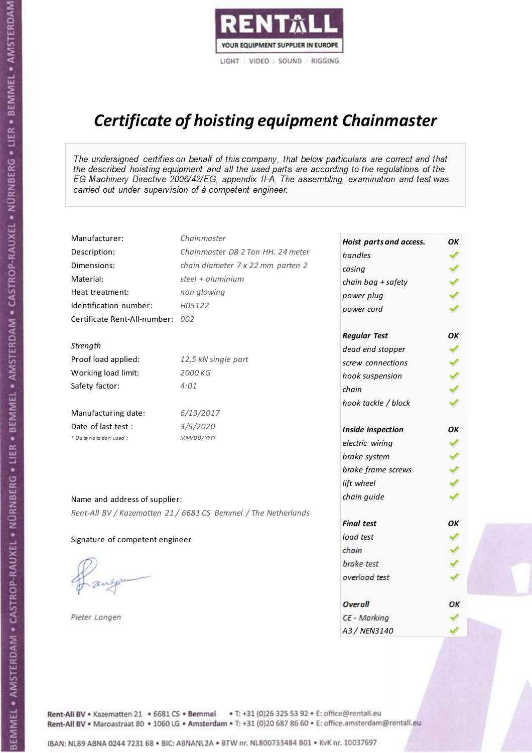RENTALL
YOUR EQUIPMENT SUPPLIER IN EUROPE
LIGHT | VIDEO | SOUND | RIGGING

# *Certificate of hoisting equipment Chainmaster*

*The undersigned certifies on behalf of this company, that below particulars are correct and that the described hoisting equipment and all the used parts are according to the regulations of the EG Machinery Directive 2006/42/EG, appendix II-A. The assembling, examination and test was carried out under supervision of à competent engineer.*

| | |
|---|---|
| Manufacturer: | *Chainmaster* |
| Description: | *Chainmaster D8 2 Ton HH. 24 meter* |
| Dimensions: | *chain diameter 7 x 22 mm parten 2* |
| Material: | *steel + aluminium* |
| Heat treatment: | *non glowing* |
| Identification number: | *H05122* |
| Certificate Rent-All-number: | *002* |

*Strength*

| | |
|---|---|
| Proof load applied: | *12,5 kN single part* |
| Working load limit: | *2000 KG* |
| Safety factor: | *4:01* |

| | |
|---|---|
| Manufacturing date: | *6/13/2017* |
| Date of last test : | *3/5/2020* |
| *\* Date notation used :* | *MM/DD/YYYY* |

| ***Hoist parts and access.*** | ***OK*** |
|---|---|
| *handles* | ✓ |
| *casing* | ✓ |
| *chain bag + safety* | ✓ |
| *power plug* | ✓ |
| *power cord* | ✓ |
| ***Regular Test*** | ***OK*** |
| *dead end stopper* | ✓ |
| *screw connections* | ✓ |
| *hook suspension* | ✓ |
| *chain* | ✓ |
| *hook tackle / block* | ✓ |
| ***Inside inspection*** | ***OK*** |
| *electric wiring* | ✓ |
| *brake system* | ✓ |
| *brake frame screws* | ✓ |
| *lift wheel* | ✓ |
| *chain guide* | ✓ |
| ***Final test*** | ***OK*** |
| *load test* | ✓ |
| *chain* | ✓ |
| *brake test* | ✓ |
| *overload test* | ✓ |
| ***Overall*** | ***OK*** |
| *CE - Marking* | ✓ |
| *A3 / NEN3140* | ✓ |

Name and address of supplier:

*Rent-All BV / Kazematten 21 / 6681 CS Bemmel / The Netherlands*

Signature of competent engineer

*Pieter Langen*

Rent-All BV • Kazematten 21 • 6681 CS • **Bemmel** • T: +31 (0)26 325 53 92 • E: office@rentall.eu
Rent-All BV • Maroastraat 80 • 1060 LG • **Amsterdam** • T: +31 (0)20 687 86 60 • E: office.amsterdam@rentall.eu

IBAN: NL89 ABNA 0244 7231 68 • BIC: ABNANL2A • BTW nr. NL800733484 B01 • KvK nr. 10037697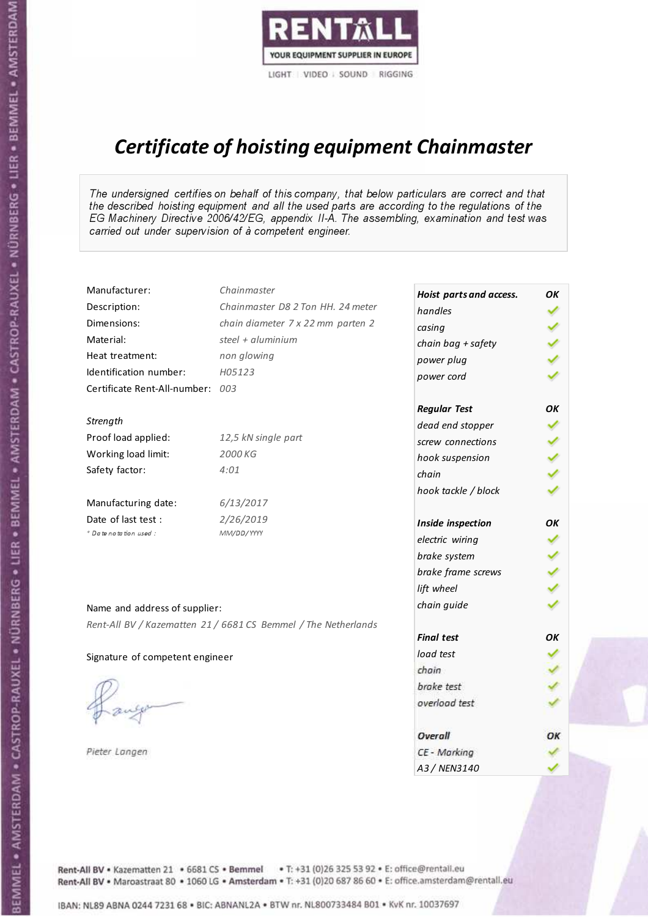RENTALL

YOUR EQUIPMENT SUPPLIER IN EUROPE

LIGHT | VIDEO | SOUND | RIGGING

# *Certificate of hoisting equipment Chainmaster*

*The undersigned certifies on behalf of this company, that below particulars are correct and that the described hoisting equipment and all the used parts are according to the regulations of the EG Machinery Directive 2006/42/EG, appendix II-A. The assembling, examination and test was carried out under supervision of à competent engineer.*

| | |
|---|---|
| Manufacturer: | *Chainmaster* |
| Description: | *Chainmaster D8 2 Ton HH. 24 meter* |
| Dimensions: | *chain diameter 7 x 22 mm parten 2* |
| Material: | *steel + aluminium* |
| Heat treatment: | *non glowing* |
| Identification number: | *H05123* |
| Certificate Rent-All-number: | *003* |

*Strength*

| | |
|---|---|
| Proof load applied: | *12,5 kN single part* |
| Working load limit: | *2000 KG* |
| Safety factor: | *4:01* |

| | |
|---|---|
| Manufacturing date: | *6/13/2017* |
| Date of last test : | *2/26/2019* |
| *\* Date notation used :* | *MM/DD/YYYY* |

Name and address of supplier:

*Rent-All BV / Kazematten 21 / 6681 CS Bemmel / The Netherlands*

Signature of competent engineer

*Pieter Langen*

| ***Hoist parts and access.*** | ***OK*** |
|---|---|
| *handles* | ✓ |
| *casing* | ✓ |
| *chain bag + safety* | ✓ |
| *power plug* | ✓ |
| *power cord* | ✓ |
| ***Regular Test*** | ***OK*** |
| *dead end stopper* | ✓ |
| *screw connections* | ✓ |
| *hook suspension* | ✓ |
| *chain* | ✓ |
| *hook tackle / block* | ✓ |
| ***Inside inspection*** | ***OK*** |
| *electric wiring* | ✓ |
| *brake system* | ✓ |
| *brake frame screws* | ✓ |
| *lift wheel* | ✓ |
| *chain guide* | ✓ |
| ***Final test*** | ***OK*** |
| *load test* | ✓ |
| *chain* | ✓ |
| *brake test* | ✓ |
| *overload test* | ✓ |
| ***Overall*** | ***OK*** |
| *CE - Marking* | ✓ |
| *A3 / NEN3140* | ✓ |

Rent-All BV • Kazematten 21 • 6681 CS • **Bemmel** • T: +31 (0)26 325 53 92 • E: office@rentall.eu
Rent-All BV • Maroastraat 80 • 1060 LG • **Amsterdam** • T: +31 (0)20 687 86 60 • E: office.amsterdam@rentall.eu

IBAN: NL89 ABNA 0244 7231 68 • BIC: ABNANL2A • BTW nr. NL800733484 B01 • KvK nr. 10037697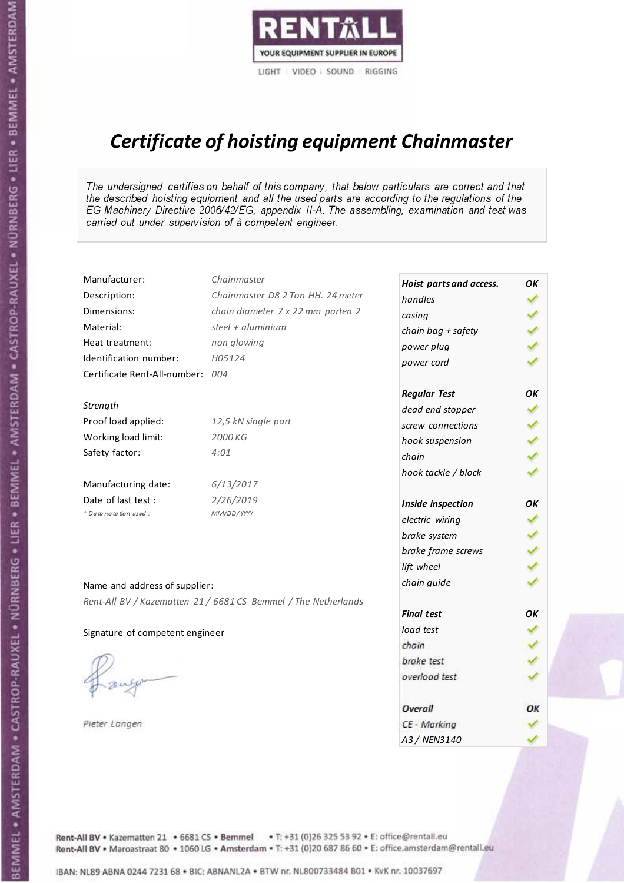RENTALL
YOUR EQUIPMENT SUPPLIER IN EUROPE
LIGHT | VIDEO | SOUND | RIGGING

# *Certificate of hoisting equipment Chainmaster*

*The undersigned certifies on behalf of this company, that below particulars are correct and that the described hoisting equipment and all the used parts are according to the regulations of the EG Machinery Directive 2006/42/EG, appendix II-A. The assembling, examination and test was carried out under supervision of à competent engineer.*

| | |
|---|---|
| Manufacturer: | *Chainmaster* |
| Description: | *Chainmaster D8 2 Ton HH. 24 meter* |
| Dimensions: | *chain diameter 7 x 22 mm parten 2* |
| Material: | *steel + aluminium* |
| Heat treatment: | *non glowing* |
| Identification number: | *H05124* |
| Certificate Rent-All-number: | *004* |

*Strength*

| | |
|---|---|
| Proof load applied: | *12,5 kN single part* |
| Working load limit: | *2000 KG* |
| Safety factor: | *4:01* |

| | |
|---|---|
| Manufacturing date: | *6/13/2017* |
| Date of last test : | *2/26/2019* |
| *\* Date notation used :* | *MM/DD/YYYY* |

| ***Hoist parts and access.*** | ***OK*** |
|---|---|
| *handles* | ✓ |
| *casing* | ✓ |
| *chain bag + safety* | ✓ |
| *power plug* | ✓ |
| *power cord* | ✓ |
| ***Regular Test*** | ***OK*** |
| *dead end stopper* | ✓ |
| *screw connections* | ✓ |
| *hook suspension* | ✓ |
| *chain* | ✓ |
| *hook tackle / block* | ✓ |
| ***Inside inspection*** | ***OK*** |
| *electric wiring* | ✓ |
| *brake system* | ✓ |
| *brake frame screws* | ✓ |
| *lift wheel* | ✓ |
| *chain guide* | ✓ |
| ***Final test*** | ***OK*** |
| *load test* | ✓ |
| *chain* | ✓ |
| *brake test* | ✓ |
| *overload test* | ✓ |
| ***Overall*** | ***OK*** |
| *CE - Marking* | ✓ |
| *A3 / NEN3140* | ✓ |

Name and address of supplier:

*Rent-All BV / Kazematten 21 / 6681 CS Bemmel / The Netherlands*

Signature of competent engineer

*Pieter Langen*

Rent-All BV • Kazematten 21 • 6681 CS • **Bemmel** • T: +31 (0)26 325 53 92 • E: office@rentall.eu
Rent-All BV • Maroastraat 80 • 1060 LG • **Amsterdam** • T: +31 (0)20 687 86 60 • E: office.amsterdam@rentall.eu

IBAN: NL89 ABNA 0244 7231 68 • BIC: ABNANL2A • BTW nr. NL800733484 B01 • KvK nr. 10037697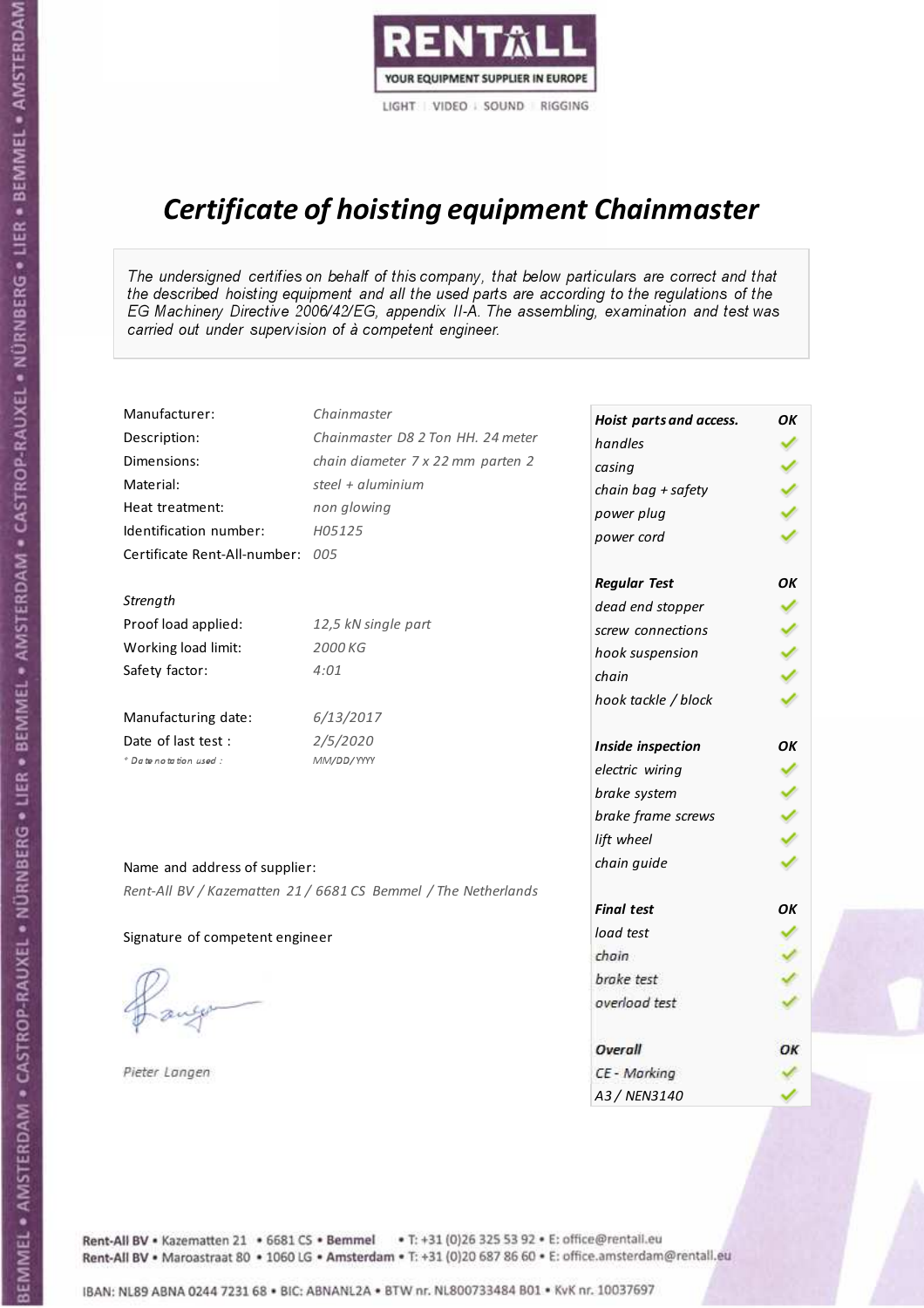RENTALL

YOUR EQUIPMENT SUPPLIER IN EUROPE

LIGHT | VIDEO | SOUND | RIGGING

# *Certificate of hoisting equipment Chainmaster*

*The undersigned certifies on behalf of this company, that below particulars are correct and that the described hoisting equipment and all the used parts are according to the regulations of the EG Machinery Directive 2006/42/EG, appendix II-A. The assembling, examination and test was carried out under supervision of à competent engineer.*

| | |
|---|---|
| Manufacturer: | *Chainmaster* |
| Description: | *Chainmaster D8 2 Ton HH. 24 meter* |
| Dimensions: | *chain diameter 7 x 22 mm parten 2* |
| Material: | *steel + aluminium* |
| Heat treatment: | *non glowing* |
| Identification number: | *H05125* |
| Certificate Rent-All-number: | *005* |

*Strength*

| | |
|---|---|
| Proof load applied: | *12,5 kN single part* |
| Working load limit: | *2000 KG* |
| Safety factor: | *4:01* |

| | |
|---|---|
| Manufacturing date: | *6/13/2017* |
| Date of last test : | *2/5/2020* |
| *\* Date notation used :* | *MM/DD/YYYY* |

| ***Hoist parts and access.*** | ***OK*** |
|---|---|
| *handles* | ✓ |
| *casing* | ✓ |
| *chain bag + safety* | ✓ |
| *power plug* | ✓ |
| *power cord* | ✓ |
| ***Regular Test*** | ***OK*** |
| *dead end stopper* | ✓ |
| *screw connections* | ✓ |
| *hook suspension* | ✓ |
| *chain* | ✓ |
| *hook tackle / block* | ✓ |
| ***Inside inspection*** | ***OK*** |
| *electric wiring* | ✓ |
| *brake system* | ✓ |
| *brake frame screws* | ✓ |
| *lift wheel* | ✓ |
| *chain guide* | ✓ |
| ***Final test*** | ***OK*** |
| *load test* | ✓ |
| *chain* | ✓ |
| *brake test* | ✓ |
| *overload test* | ✓ |
| ***Overall*** | ***OK*** |
| *CE - Marking* | ✓ |
| *A3 / NEN3140* | ✓ |

Name and address of supplier:

*Rent-All BV / Kazematten 21 / 6681 CS Bemmel / The Netherlands*

Signature of competent engineer

*Pieter Langen*

Rent-All BV • Kazematten 21 • 6681 CS • **Bemmel** • T: +31 (0)26 325 53 92 • E: office@rentall.eu
Rent-All BV • Maroastraat 80 • 1060 LG • **Amsterdam** • T: +31 (0)20 687 86 60 • E: office.amsterdam@rentall.eu

IBAN: NL89 ABNA 0244 7231 68 • BIC: ABNANL2A • BTW nr. NL800733484 B01 • KvK nr. 10037697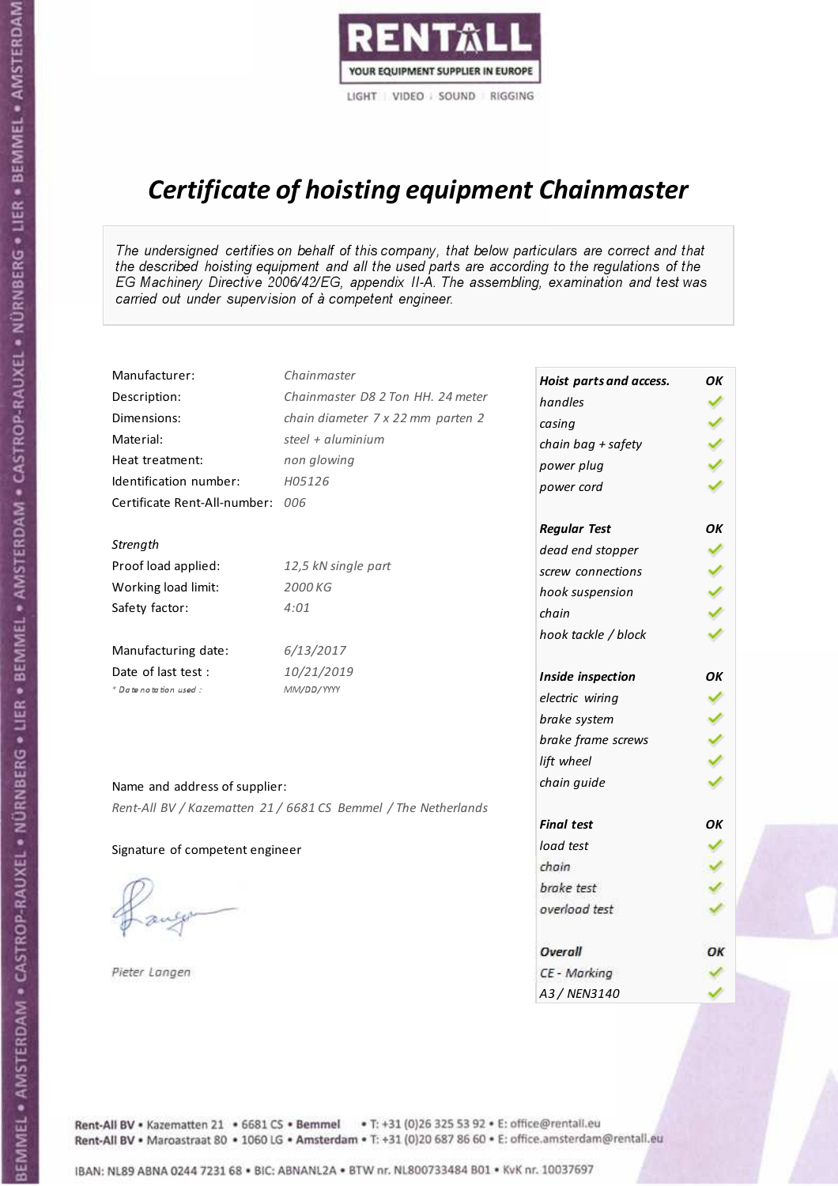RENTALL
YOUR EQUIPMENT SUPPLIER IN EUROPE
LIGHT | VIDEO | SOUND | RIGGING

# *Certificate of hoisting equipment Chainmaster*

*The undersigned certifies on behalf of this company, that below particulars are correct and that the described hoisting equipment and all the used parts are according to the regulations of the EG Machinery Directive 2006/42/EG, appendix II-A. The assembling, examination and test was carried out under supervision of à competent engineer.*

| | |
|---|---|
| Manufacturer: | *Chainmaster* |
| Description: | *Chainmaster D8 2 Ton HH. 24 meter* |
| Dimensions: | *chain diameter 7 x 22 mm parten 2* |
| Material: | *steel + aluminium* |
| Heat treatment: | *non glowing* |
| Identification number: | *H05126* |
| Certificate Rent-All-number: | *006* |

*Strength*

| | |
|---|---|
| Proof load applied: | *12,5 kN single part* |
| Working load limit: | *2000 KG* |
| Safety factor: | *4:01* |

| | |
|---|---|
| Manufacturing date: | *6/13/2017* |
| Date of last test : | *10/21/2019* |
| * Date notation used : | *MM/DD/YYYY* |

| ***Hoist parts and access.*** | ***OK*** |
|---|---|
| *handles* | ✓ |
| *casing* | ✓ |
| *chain bag + safety* | ✓ |
| *power plug* | ✓ |
| *power cord* | ✓ |
| ***Regular Test*** | ***OK*** |
| *dead end stopper* | ✓ |
| *screw connections* | ✓ |
| *hook suspension* | ✓ |
| *chain* | ✓ |
| *hook tackle / block* | ✓ |
| ***Inside inspection*** | ***OK*** |
| *electric wiring* | ✓ |
| *brake system* | ✓ |
| *brake frame screws* | ✓ |
| *lift wheel* | ✓ |
| *chain guide* | ✓ |
| ***Final test*** | ***OK*** |
| *load test* | ✓ |
| *chain* | ✓ |
| *brake test* | ✓ |
| *overload test* | ✓ |
| ***Overall*** | ***OK*** |
| *CE - Marking* | ✓ |
| *A3 / NEN3140* | ✓ |

Name and address of supplier:

*Rent-All BV / Kazematten 21 / 6681 CS Bemmel / The Netherlands*

Signature of competent engineer

*Pieter Langen*

Rent-All BV • Kazematten 21 • 6681 CS • **Bemmel** • T: +31 (0)26 325 53 92 • E: office@rentall.eu
Rent-All BV • Maroastraat 80 • 1060 LG • **Amsterdam** • T: +31 (0)20 687 86 60 • E: office.amsterdam@rentall.eu

IBAN: NL89 ABNA 0244 7231 68 • BIC: ABNANL2A • BTW nr. NL800733484 B01 • KvK nr. 10037697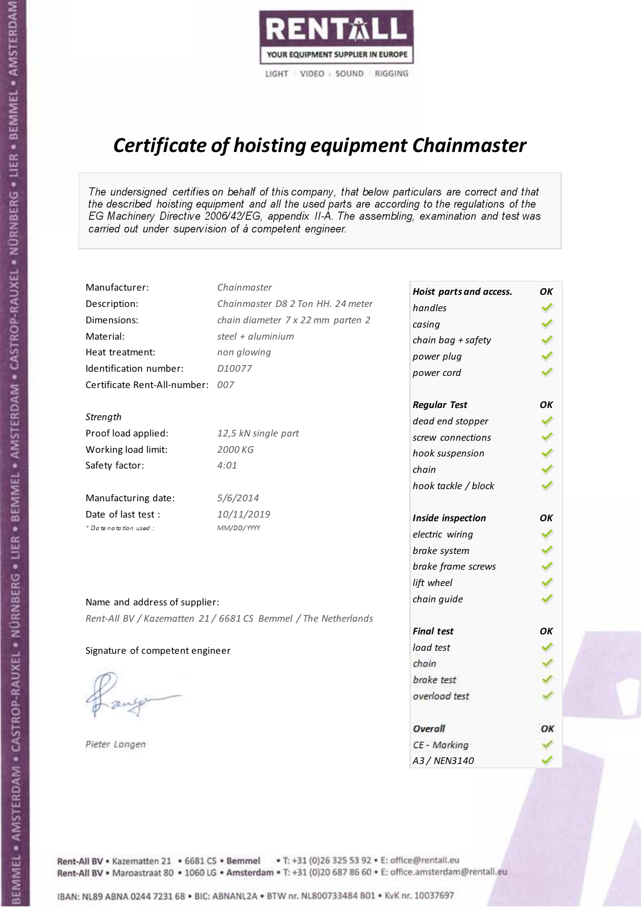RENTALL

YOUR EQUIPMENT SUPPLIER IN EUROPE

LIGHT | VIDEO | SOUND | RIGGING

# *Certificate of hoisting equipment Chainmaster*

*The undersigned certifies on behalf of this company, that below particulars are correct and that the described hoisting equipment and all the used parts are according to the regulations of the EG Machinery Directive 2006/42/EG, appendix II-A. The assembling, examination and test was carried out under supervision of à competent engineer.*

| | |
|---|---|
| Manufacturer: | *Chainmaster* |
| Description: | *Chainmaster D8 2 Ton HH. 24 meter* |
| Dimensions: | *chain diameter 7 x 22 mm parten 2* |
| Material: | *steel + aluminium* |
| Heat treatment: | *non glowing* |
| Identification number: | *D10077* |
| Certificate Rent-All-number: | *007* |

*Strength*

| | |
|---|---|
| Proof load applied: | *12,5 kN single part* |
| Working load limit: | *2000 KG* |
| Safety factor: | *4:01* |

| | |
|---|---|
| Manufacturing date: | *5/6/2014* |
| Date of last test : | *10/11/2019* |
| *\* Date notation used :* | *MM/DD/YYYY* |

| ***Hoist parts and access.*** | ***OK*** |
|---|---|
| *handles* | ✓ |
| *casing* | ✓ |
| *chain bag + safety* | ✓ |
| *power plug* | ✓ |
| *power cord* | ✓ |
| ***Regular Test*** | ***OK*** |
| *dead end stopper* | ✓ |
| *screw connections* | ✓ |
| *hook suspension* | ✓ |
| *chain* | ✓ |
| *hook tackle / block* | ✓ |
| ***Inside inspection*** | ***OK*** |
| *electric wiring* | ✓ |
| *brake system* | ✓ |
| *brake frame screws* | ✓ |
| *lift wheel* | ✓ |
| *chain guide* | ✓ |
| ***Final test*** | ***OK*** |
| *load test* | ✓ |
| *chain* | ✓ |
| *brake test* | ✓ |
| *overload test* | ✓ |
| ***Overall*** | ***OK*** |
| *CE - Marking* | ✓ |
| *A3 / NEN3140* | ✓ |

Name and address of supplier:

*Rent-All BV / Kazematten 21 / 6681 CS Bemmel / The Netherlands*

Signature of competent engineer

*Pieter Langen*

Rent-All BV • Kazematten 21 • 6681 CS • Bemmel • T: +31 (0)26 325 53 92 • E: office@rentall.eu
Rent-All BV • Maroastraat 80 • 1060 LG • Amsterdam • T: +31 (0)20 687 86 60 • E: office.amsterdam@rentall.eu

IBAN: NL89 ABNA 0244 7231 68 • BIC: ABNANL2A • BTW nr. NL800733484 B01 • KvK nr. 10037697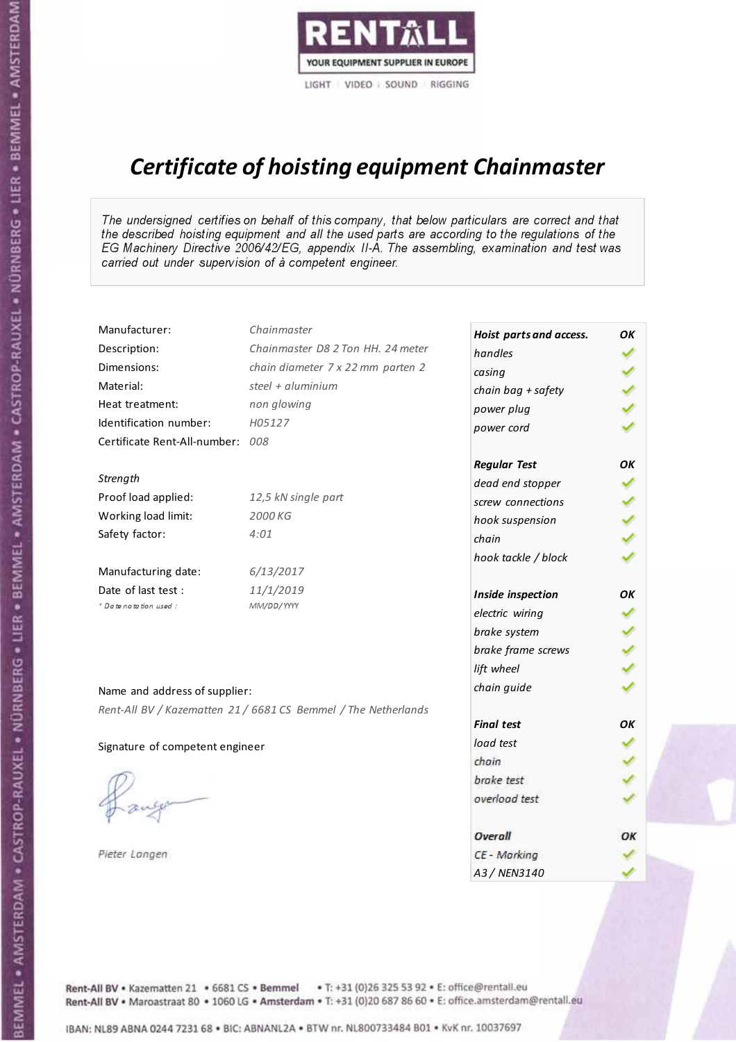RENTALL
YOUR EQUIPMENT SUPPLIER IN EUROPE
LIGHT | VIDEO | SOUND | RIGGING

# *Certificate of hoisting equipment Chainmaster*

*The undersigned certifies on behalf of this company, that below particulars are correct and that the described hoisting equipment and all the used parts are according to the regulations of the EG Machinery Directive 2006/42/EG, appendix II-A. The assembling, examination and test was carried out under supervision of à competent engineer.*

| | |
|---|---|
| Manufacturer: | *Chainmaster* |
| Description: | *Chainmaster D8 2 Ton HH. 24 meter* |
| Dimensions: | *chain diameter 7 x 22 mm parten 2* |
| Material: | *steel + aluminium* |
| Heat treatment: | *non glowing* |
| Identification number: | *H05127* |
| Certificate Rent-All-number: | *008* |

*Strength*

| | |
|---|---|
| Proof load applied: | *12,5 kN single part* |
| Working load limit: | *2000 KG* |
| Safety factor: | *4:01* |

| | |
|---|---|
| Manufacturing date: | *6/13/2017* |
| Date of last test : | *11/1/2019* |
| * Date notation used : | *MM/DD/YYYY* |

Name and address of supplier:

*Rent-All BV / Kazematten 21 / 6681 CS Bemmel / The Netherlands*

Signature of competent engineer

*Pieter Langen*

| ***Hoist parts and access.*** | ***OK*** |
|---|---|
| *handles* | ✓ |
| *casing* | ✓ |
| *chain bag + safety* | ✓ |
| *power plug* | ✓ |
| *power cord* | ✓ |
| ***Regular Test*** | ***OK*** |
| *dead end stopper* | ✓ |
| *screw connections* | ✓ |
| *hook suspension* | ✓ |
| *chain* | ✓ |
| *hook tackle / block* | ✓ |
| ***Inside inspection*** | ***OK*** |
| *electric wiring* | ✓ |
| *brake system* | ✓ |
| *brake frame screws* | ✓ |
| *lift wheel* | ✓ |
| *chain guide* | ✓ |
| ***Final test*** | ***OK*** |
| *load test* | ✓ |
| *chain* | ✓ |
| *brake test* | ✓ |
| *overload test* | ✓ |
| ***Overall*** | ***OK*** |
| *CE - Marking* | ✓ |
| *A3 / NEN3140* | ✓ |

Rent-All BV • Kazematten 21 • 6681 CS • **Bemmel** • T: +31 (0)26 325 53 92 • E: office@rentall.eu
Rent-All BV • Maroastraat 80 • 1060 LG • **Amsterdam** • T: +31 (0)20 687 86 60 • E: office.amsterdam@rentall.eu

IBAN: NL89 ABNA 0244 7231 68 • BIC: ABNANL2A • BTW nr. NL800733484 B01 • KvK nr. 10037697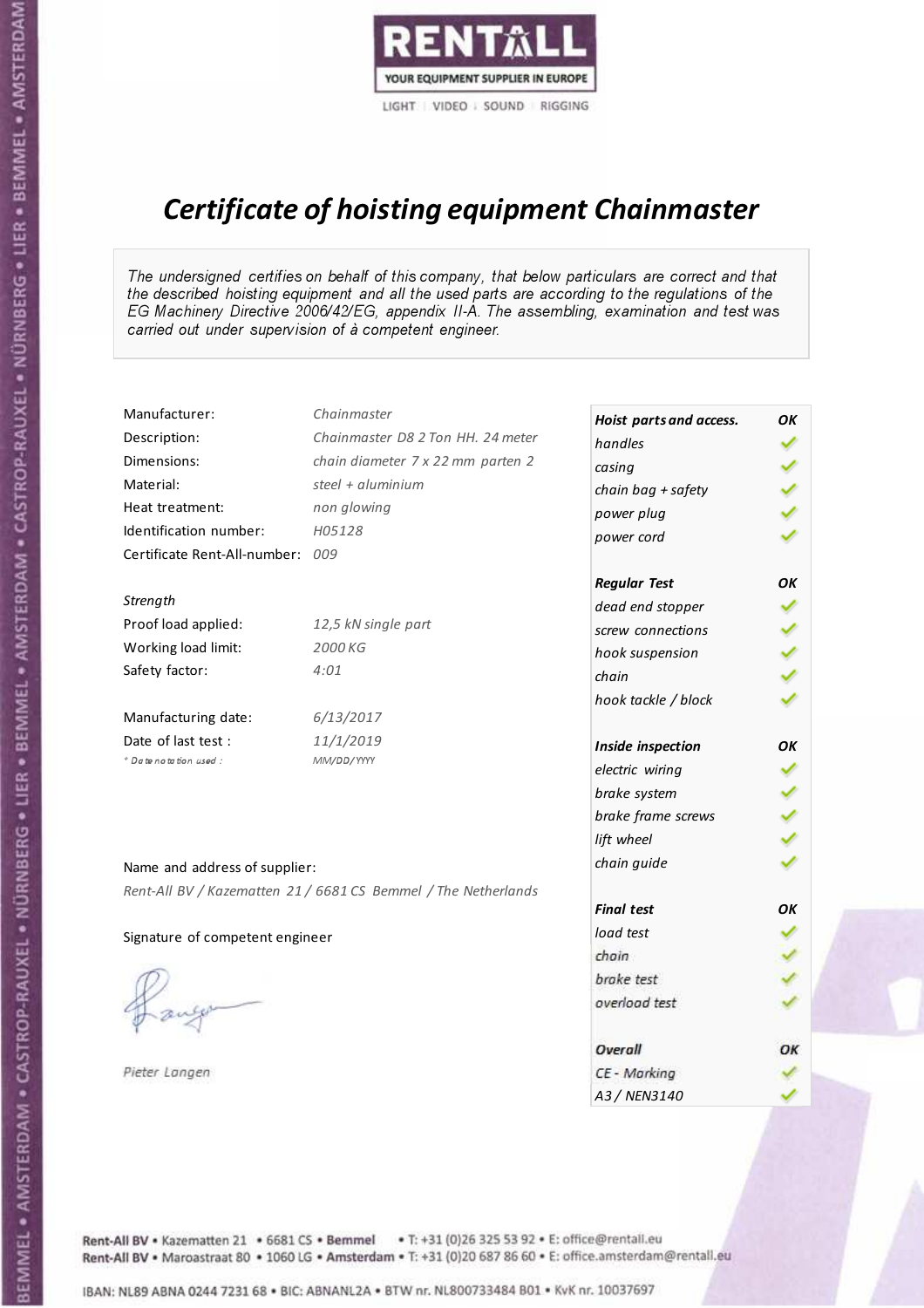RENTALL

YOUR EQUIPMENT SUPPLIER IN EUROPE

LIGHT | VIDEO | SOUND | RIGGING

# *Certificate of hoisting equipment Chainmaster*

*The undersigned certifies on behalf of this company, that below particulars are correct and that the described hoisting equipment and all the used parts are according to the regulations of the EG Machinery Directive 2006/42/EG, appendix II-A. The assembling, examination and test was carried out under supervision of à competent engineer.*

| | |
|---|---|
| Manufacturer: | *Chainmaster* |
| Description: | *Chainmaster D8 2 Ton HH. 24 meter* |
| Dimensions: | *chain diameter 7 x 22 mm parten 2* |
| Material: | *steel + aluminium* |
| Heat treatment: | *non glowing* |
| Identification number: | *H05128* |
| Certificate Rent-All-number: | *009* |

*Strength*

| | |
|---|---|
| Proof load applied: | *12,5 kN single part* |
| Working load limit: | *2000 KG* |
| Safety factor: | *4:01* |

| | |
|---|---|
| Manufacturing date: | *6/13/2017* |
| Date of last test : | *11/1/2019* |
| *\* Date notation used :* | *MM/DD/YYYY* |

Name and address of supplier:

*Rent-All BV / Kazematten 21 / 6681 CS Bemmel / The Netherlands*

Signature of competent engineer

*Pieter Langen*

| ***Hoist parts and access.*** | ***OK*** |
|---|---|
| *handles* | ✓ |
| *casing* | ✓ |
| *chain bag + safety* | ✓ |
| *power plug* | ✓ |
| *power cord* | ✓ |
| ***Regular Test*** | ***OK*** |
| *dead end stopper* | ✓ |
| *screw connections* | ✓ |
| *hook suspension* | ✓ |
| *chain* | ✓ |
| *hook tackle / block* | ✓ |
| ***Inside inspection*** | ***OK*** |
| *electric wiring* | ✓ |
| *brake system* | ✓ |
| *brake frame screws* | ✓ |
| *lift wheel* | ✓ |
| *chain guide* | ✓ |
| ***Final test*** | ***OK*** |
| *load test* | ✓ |
| *chain* | ✓ |
| *brake test* | ✓ |
| *overload test* | ✓ |
| ***Overall*** | ***OK*** |
| *CE - Marking* | ✓ |
| *A3 / NEN3140* | ✓ |

Rent-All BV • Kazematten 21 • 6681 CS • **Bemmel** • T: +31 (0)26 325 53 92 • E: office@rentall.eu
Rent-All BV • Maroastraat 80 • 1060 LG • **Amsterdam** • T: +31 (0)20 687 86 60 • E: office.amsterdam@rentall.eu

IBAN: NL89 ABNA 0244 7231 68 • BIC: ABNANL2A • BTW nr. NL800733484 B01 • KvK nr. 10037697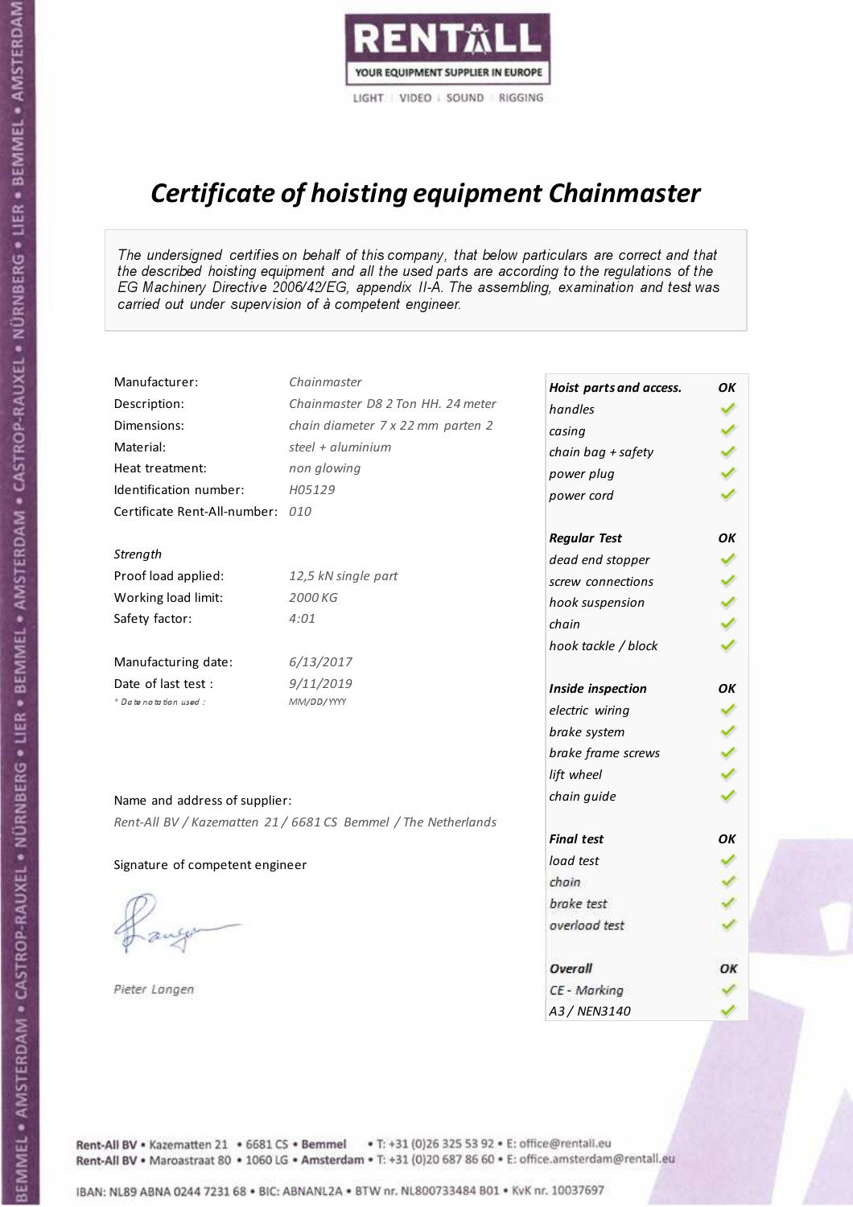RENTALL

YOUR EQUIPMENT SUPPLIER IN EUROPE

LIGHT | VIDEO | SOUND | RIGGING

# *Certificate of hoisting equipment Chainmaster*

*The undersigned certifies on behalf of this company, that below particulars are correct and that the described hoisting equipment and all the used parts are according to the regulations of the EG Machinery Directive 2006/42/EG, appendix II-A. The assembling, examination and test was carried out under supervision of à competent engineer.*

| | |
|---|---|
| Manufacturer: | *Chainmaster* |
| Description: | *Chainmaster D8 2 Ton HH. 24 meter* |
| Dimensions: | *chain diameter 7 x 22 mm parten 2* |
| Material: | *steel + aluminium* |
| Heat treatment: | *non glowing* |
| Identification number: | *H05129* |
| Certificate Rent-All-number: | *010* |

*Strength*

| | |
|---|---|
| Proof load applied: | *12,5 kN single part* |
| Working load limit: | *2000 KG* |
| Safety factor: | *4:01* |

| | |
|---|---|
| Manufacturing date: | *6/13/2017* |
| Date of last test : | *9/11/2019* |
| * Date notation used : | *MM/DD/YYYY* |

| ***Hoist parts and access.*** | ***OK*** |
|---|---|
| *handles* | ✓ |
| *casing* | ✓ |
| *chain bag + safety* | ✓ |
| *power plug* | ✓ |
| *power cord* | ✓ |
| ***Regular Test*** | ***OK*** |
| *dead end stopper* | ✓ |
| *screw connections* | ✓ |
| *hook suspension* | ✓ |
| *chain* | ✓ |
| *hook tackle / block* | ✓ |
| ***Inside inspection*** | ***OK*** |
| *electric wiring* | ✓ |
| *brake system* | ✓ |
| *brake frame screws* | ✓ |
| *lift wheel* | ✓ |
| *chain guide* | ✓ |
| ***Final test*** | ***OK*** |
| *load test* | ✓ |
| *chain* | ✓ |
| *brake test* | ✓ |
| *overload test* | ✓ |
| ***Overall*** | ***OK*** |
| *CE - Marking* | ✓ |
| *A3 / NEN3140* | ✓ |

Name and address of supplier:

*Rent-All BV / Kazematten 21 / 6681 CS Bemmel / The Netherlands*

Signature of competent engineer

*Pieter Langen*

Rent-All BV • Kazematten 21 • 6681 CS • **Bemmel** • T: +31 (0)26 325 53 92 • E: office@rentall.eu
Rent-All BV • Maroastraat 80 • 1060 LG • **Amsterdam** • T: +31 (0)20 687 86 60 • E: office.amsterdam@rentall.eu

IBAN: NL89 ABNA 0244 7231 68 • BIC: ABNANL2A • BTW nr. NL800733484 B01 • KvK nr. 10037697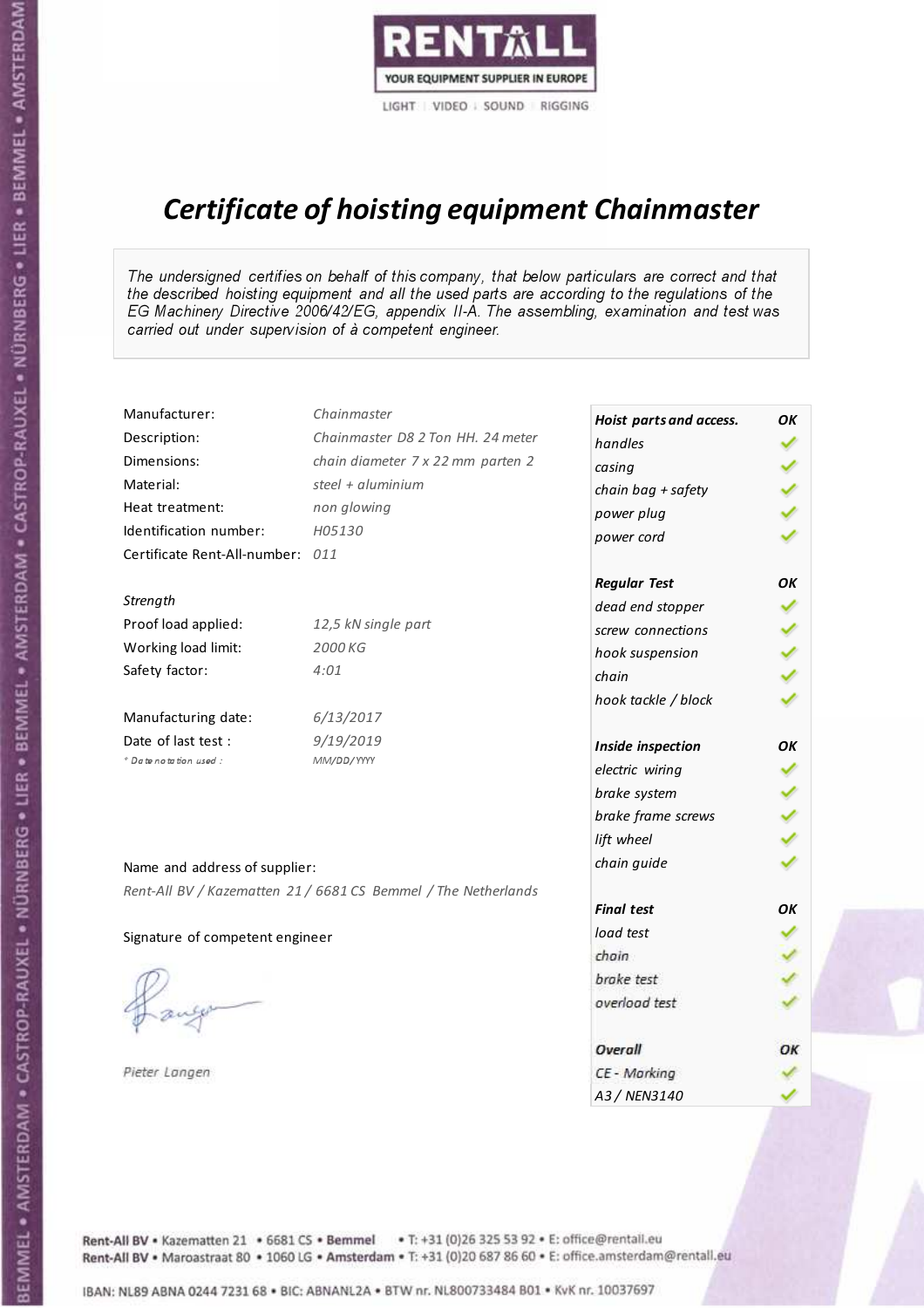RENTALL
YOUR EQUIPMENT SUPPLIER IN EUROPE
LIGHT | VIDEO | SOUND | RIGGING

# *Certificate of hoisting equipment Chainmaster*

*The undersigned certifies on behalf of this company, that below particulars are correct and that the described hoisting equipment and all the used parts are according to the regulations of the EG Machinery Directive 2006/42/EG, appendix II-A. The assembling, examination and test was carried out under supervision of à competent engineer.*

| | |
|---|---|
| Manufacturer: | *Chainmaster* |
| Description: | *Chainmaster D8 2 Ton HH. 24 meter* |
| Dimensions: | *chain diameter 7 x 22 mm parten 2* |
| Material: | *steel + aluminium* |
| Heat treatment: | *non glowing* |
| Identification number: | *H05130* |
| Certificate Rent-All-number: | *011* |

*Strength*

| | |
|---|---|
| Proof load applied: | *12,5 kN single part* |
| Working load limit: | *2000 KG* |
| Safety factor: | *4:01* |

| | |
|---|---|
| Manufacturing date: | *6/13/2017* |
| Date of last test : | *9/19/2019* |
| * Date notation used : | *MM/DD/YYYY* |

Name and address of supplier:

*Rent-All BV / Kazematten 21 / 6681 CS Bemmel / The Netherlands*

Signature of competent engineer

Pieter Langen

| ***Hoist parts and access.*** | ***OK*** |
|---|---|
| *handles* | ✓ |
| *casing* | ✓ |
| *chain bag + safety* | ✓ |
| *power plug* | ✓ |
| *power cord* | ✓ |
| ***Regular Test*** | ***OK*** |
| *dead end stopper* | ✓ |
| *screw connections* | ✓ |
| *hook suspension* | ✓ |
| *chain* | ✓ |
| *hook tackle / block* | ✓ |
| ***Inside inspection*** | ***OK*** |
| *electric wiring* | ✓ |
| *brake system* | ✓ |
| *brake frame screws* | ✓ |
| *lift wheel* | ✓ |
| *chain guide* | ✓ |
| ***Final test*** | ***OK*** |
| *load test* | ✓ |
| *chain* | ✓ |
| *brake test* | ✓ |
| *overload test* | ✓ |
| ***Overall*** | ***OK*** |
| *CE - Marking* | ✓ |
| *A3 / NEN3140* | ✓ |

Rent-All BV • Kazematten 21 • 6681 CS • **Bemmel** • T: +31 (0)26 325 53 92 • E: office@rentall.eu
Rent-All BV • Maroastraat 80 • 1060 LG • **Amsterdam** • T: +31 (0)20 687 86 60 • E: office.amsterdam@rentall.eu

IBAN: NL89 ABNA 0244 7231 68 • BIC: ABNANL2A • BTW nr. NL800733484 B01 • KvK nr. 10037697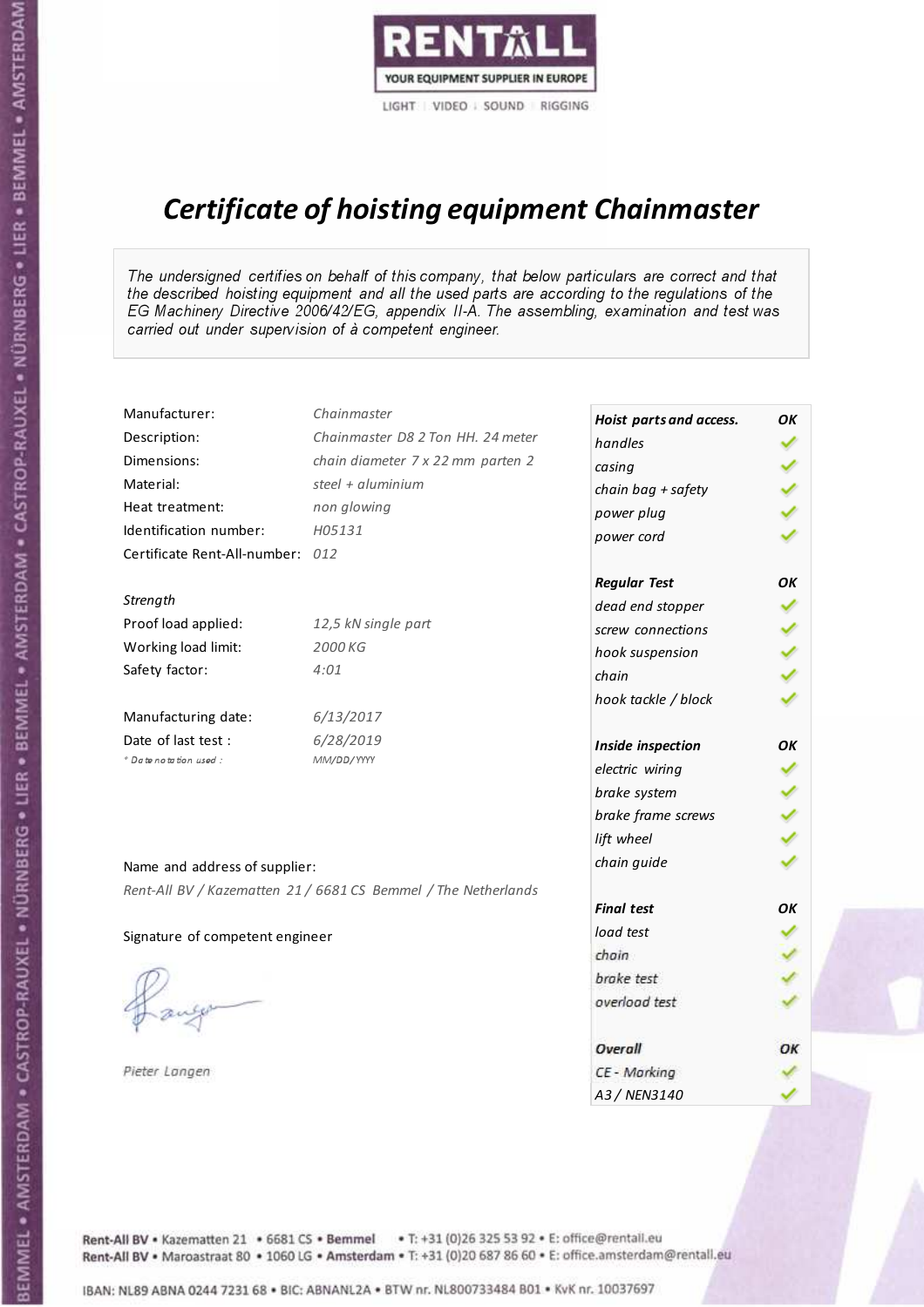RENTALL
YOUR EQUIPMENT SUPPLIER IN EUROPE
LIGHT | VIDEO | SOUND | RIGGING

# *Certificate of hoisting equipment Chainmaster*

*The undersigned certifies on behalf of this company, that below particulars are correct and that the described hoisting equipment and all the used parts are according to the regulations of the EG Machinery Directive 2006/42/EG, appendix II-A. The assembling, examination and test was carried out under supervision of à competent engineer.*

| | |
|---|---|
| Manufacturer: | *Chainmaster* |
| Description: | *Chainmaster D8 2 Ton HH. 24 meter* |
| Dimensions: | *chain diameter 7 x 22 mm parten 2* |
| Material: | *steel + aluminium* |
| Heat treatment: | *non glowing* |
| Identification number: | *H05131* |
| Certificate Rent-All-number: | *012* |

*Strength*

| | |
|---|---|
| Proof load applied: | *12,5 kN single part* |
| Working load limit: | *2000 KG* |
| Safety factor: | *4:01* |

| | |
|---|---|
| Manufacturing date: | *6/13/2017* |
| Date of last test : | *6/28/2019* |
| *\* Date notation used :* | *MM/DD/YYYY* |

| ***Hoist parts and access.*** | ***OK*** |
|---|---|
| *handles* | ✓ |
| *casing* | ✓ |
| *chain bag + safety* | ✓ |
| *power plug* | ✓ |
| *power cord* | ✓ |
| ***Regular Test*** | ***OK*** |
| *dead end stopper* | ✓ |
| *screw connections* | ✓ |
| *hook suspension* | ✓ |
| *chain* | ✓ |
| *hook tackle / block* | ✓ |
| ***Inside inspection*** | ***OK*** |
| *electric wiring* | ✓ |
| *brake system* | ✓ |
| *brake frame screws* | ✓ |
| *lift wheel* | ✓ |
| *chain guide* | ✓ |
| ***Final test*** | ***OK*** |
| *load test* | ✓ |
| *chain* | ✓ |
| *brake test* | ✓ |
| *overload test* | ✓ |
| ***Overall*** | ***OK*** |
| *CE - Marking* | ✓ |
| *A3 / NEN3140* | ✓ |

Name and address of supplier:

*Rent-All BV / Kazematten 21 / 6681 CS Bemmel / The Netherlands*

Signature of competent engineer

*Pieter Langen*

Rent-All BV • Kazematten 21 • 6681 CS • **Bemmel** • T: +31 (0)26 325 53 92 • E: office@rentall.eu
Rent-All BV • Maroastraat 80 • 1060 LG • **Amsterdam** • T: +31 (0)20 687 86 60 • E: office.amsterdam@rentall.eu

IBAN: NL89 ABNA 0244 7231 68 • BIC: ABNANL2A • BTW nr. NL800733484 B01 • KvK nr. 10037697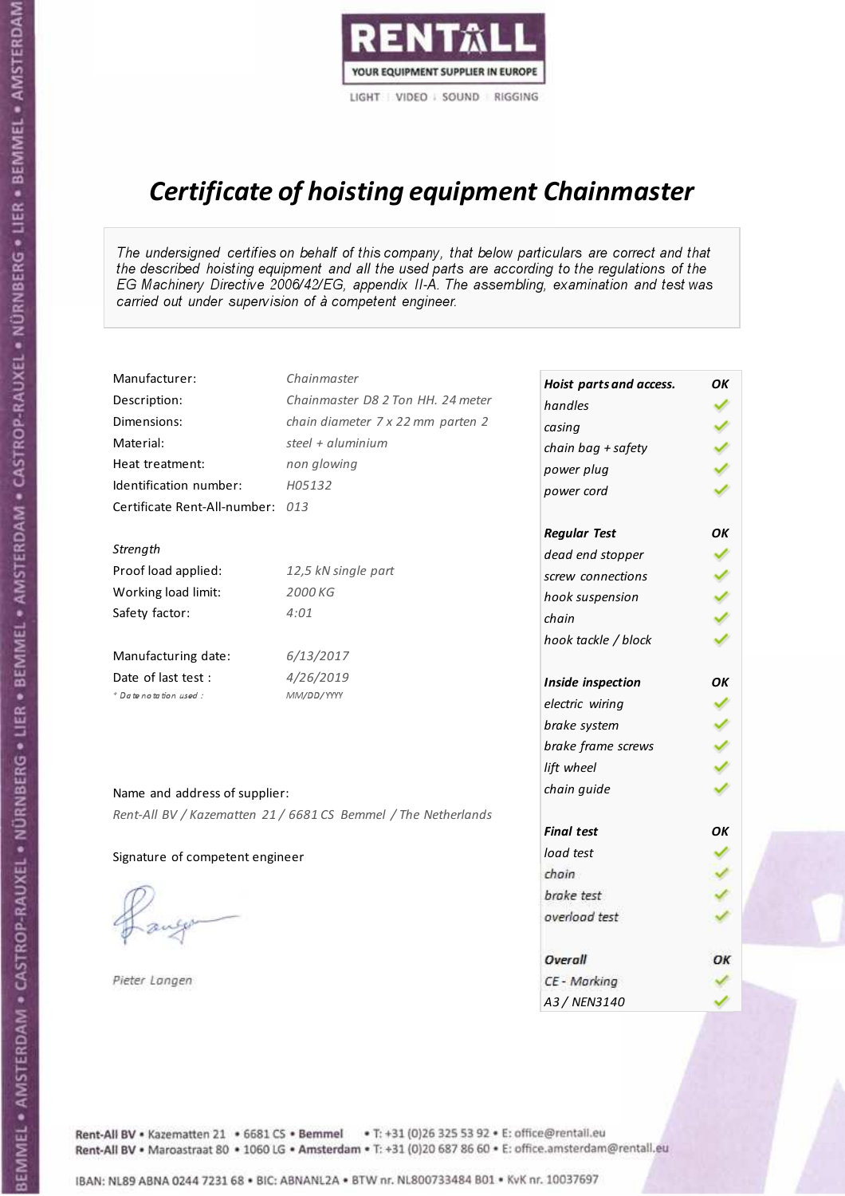RENTALL

YOUR EQUIPMENT SUPPLIER IN EUROPE

LIGHT | VIDEO | SOUND | RIGGING

# *Certificate of hoisting equipment Chainmaster*

*The undersigned certifies on behalf of this company, that below particulars are correct and that the described hoisting equipment and all the used parts are according to the regulations of the EG Machinery Directive 2006/42/EG, appendix II-A. The assembling, examination and test was carried out under supervision of à competent engineer.*

| | |
|---|---|
| Manufacturer: | *Chainmaster* |
| Description: | *Chainmaster D8 2 Ton HH. 24 meter* |
| Dimensions: | *chain diameter 7 x 22 mm parten 2* |
| Material: | *steel + aluminium* |
| Heat treatment: | *non glowing* |
| Identification number: | *H05132* |
| Certificate Rent-All-number: | *013* |

*Strength*

| | |
|---|---|
| Proof load applied: | *12,5 kN single part* |
| Working load limit: | *2000 KG* |
| Safety factor: | *4:01* |

| | |
|---|---|
| Manufacturing date: | *6/13/2017* |
| Date of last test : | *4/26/2019* |
| *\* Date notation used :* | *MM/DD/YYYY* |

| ***Hoist parts and access.*** | ***OK*** |
|---|---|
| *handles* | ✓ |
| *casing* | ✓ |
| *chain bag + safety* | ✓ |
| *power plug* | ✓ |
| *power cord* | ✓ |
| ***Regular Test*** | ***OK*** |
| *dead end stopper* | ✓ |
| *screw connections* | ✓ |
| *hook suspension* | ✓ |
| *chain* | ✓ |
| *hook tackle / block* | ✓ |
| ***Inside inspection*** | ***OK*** |
| *electric wiring* | ✓ |
| *brake system* | ✓ |
| *brake frame screws* | ✓ |
| *lift wheel* | ✓ |
| *chain guide* | ✓ |
| ***Final test*** | ***OK*** |
| *load test* | ✓ |
| *chain* | ✓ |
| *brake test* | ✓ |
| *overload test* | ✓ |
| ***Overall*** | ***OK*** |
| *CE - Marking* | ✓ |
| *A3 / NEN3140* | ✓ |

Name and address of supplier:

*Rent-All BV / Kazematten 21 / 6681 CS Bemmel / The Netherlands*

Signature of competent engineer

*Pieter Langen*

Rent-All BV • Kazematten 21 • 6681 CS • **Bemmel** • T: +31 (0)26 325 53 92 • E: office@rentall.eu
Rent-All BV • Maroastraat 80 • 1060 LG • **Amsterdam** • T: +31 (0)20 687 86 60 • E: office.amsterdam@rentall.eu

IBAN: NL89 ABNA 0244 7231 68 • BIC: ABNANL2A • BTW nr. NL800733484 B01 • KvK nr. 10037697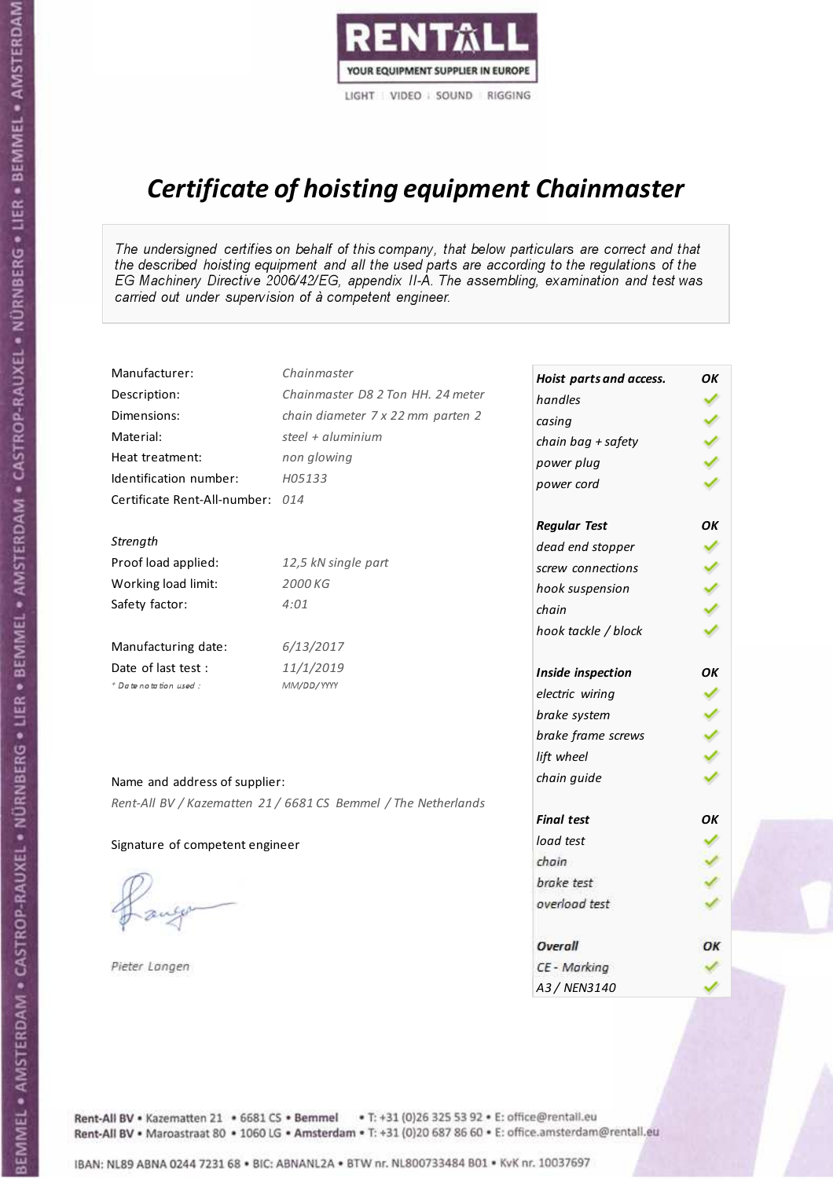RENTALL
YOUR EQUIPMENT SUPPLIER IN EUROPE
LIGHT | VIDEO | SOUND | RIGGING

# *Certificate of hoisting equipment Chainmaster*

*The undersigned certifies on behalf of this company, that below particulars are correct and that the described hoisting equipment and all the used parts are according to the regulations of the EG Machinery Directive 2006/42/EG, appendix II-A. The assembling, examination and test was carried out under supervision of à competent engineer.*

| | |
|---|---|
| Manufacturer: | *Chainmaster* |
| Description: | *Chainmaster D8 2 Ton HH. 24 meter* |
| Dimensions: | *chain diameter 7 x 22 mm parten 2* |
| Material: | *steel + aluminium* |
| Heat treatment: | *non glowing* |
| Identification number: | *H05133* |
| Certificate Rent-All-number: | *014* |

*Strength*

| | |
|---|---|
| Proof load applied: | *12,5 kN single part* |
| Working load limit: | *2000 KG* |
| Safety factor: | *4:01* |

| | |
|---|---|
| Manufacturing date: | *6/13/2017* |
| Date of last test : | *11/1/2019* |
| *\* Date notation used :* | *MM/DD/YYYY* |

Name and address of supplier:

*Rent-All BV / Kazematten 21 / 6681 CS Bemmel / The Netherlands*

Signature of competent engineer

*Pieter Langen*

| ***Hoist parts and access.*** | ***OK*** |
|---|---|
| *handles* | ✓ |
| *casing* | ✓ |
| *chain bag + safety* | ✓ |
| *power plug* | ✓ |
| *power cord* | ✓ |
| ***Regular Test*** | ***OK*** |
| *dead end stopper* | ✓ |
| *screw connections* | ✓ |
| *hook suspension* | ✓ |
| *chain* | ✓ |
| *hook tackle / block* | ✓ |
| ***Inside inspection*** | ***OK*** |
| *electric wiring* | ✓ |
| *brake system* | ✓ |
| *brake frame screws* | ✓ |
| *lift wheel* | ✓ |
| *chain guide* | ✓ |
| ***Final test*** | ***OK*** |
| *load test* | ✓ |
| *chain* | ✓ |
| *brake test* | ✓ |
| *overload test* | ✓ |
| ***Overall*** | ***OK*** |
| *CE - Marking* | ✓ |
| *A3 / NEN3140* | ✓ |

Rent-All BV • Kazematten 21 • 6681 CS • Bemmel • T: +31 (0)26 325 53 92 • E: office@rentall.eu
Rent-All BV • Maroastraat 80 • 1060 LG • Amsterdam • T: +31 (0)20 687 86 60 • E: office.amsterdam@rentall.eu

IBAN: NL89 ABNA 0244 7231 68 • BIC: ABNANL2A • BTW nr. NL800733484 B01 • KvK nr. 10037697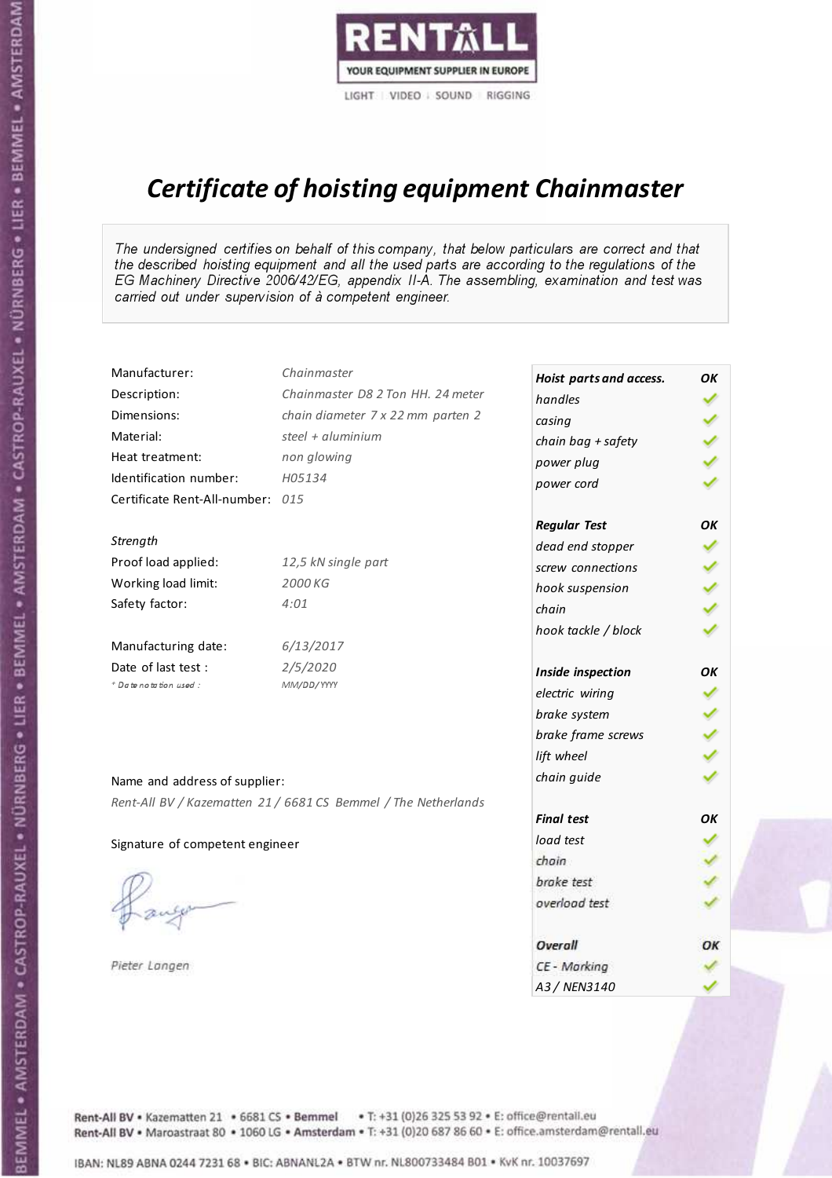RENTALL

YOUR EQUIPMENT SUPPLIER IN EUROPE

LIGHT | VIDEO | SOUND | RIGGING

# *Certificate of hoisting equipment Chainmaster*

*The undersigned certifies on behalf of this company, that below particulars are correct and that the described hoisting equipment and all the used parts are according to the regulations of the EG Machinery Directive 2006/42/EG, appendix II-A. The assembling, examination and test was carried out under supervision of à competent engineer.*

| | |
|---|---|
| Manufacturer: | *Chainmaster* |
| Description: | *Chainmaster D8 2 Ton HH. 24 meter* |
| Dimensions: | *chain diameter 7 x 22 mm parten 2* |
| Material: | *steel + aluminium* |
| Heat treatment: | *non glowing* |
| Identification number: | *H05134* |
| Certificate Rent-All-number: | *015* |

*Strength*

| | |
|---|---|
| Proof load applied: | *12,5 kN single part* |
| Working load limit: | *2000 KG* |
| Safety factor: | *4:01* |

| | |
|---|---|
| Manufacturing date: | *6/13/2017* |
| Date of last test : | *2/5/2020* |
| *\* Date notation used :* | *MM/DD/YYYY* |

Name and address of supplier:

*Rent-All BV / Kazematten 21 / 6681 CS Bemmel / The Netherlands*

Signature of competent engineer

*Pieter Langen*

| ***Hoist parts and access.*** | ***OK*** |
|---|---|
| *handles* | ✓ |
| *casing* | ✓ |
| *chain bag + safety* | ✓ |
| *power plug* | ✓ |
| *power cord* | ✓ |
| ***Regular Test*** | ***OK*** |
| *dead end stopper* | ✓ |
| *screw connections* | ✓ |
| *hook suspension* | ✓ |
| *chain* | ✓ |
| *hook tackle / block* | ✓ |
| ***Inside inspection*** | ***OK*** |
| *electric wiring* | ✓ |
| *brake system* | ✓ |
| *brake frame screws* | ✓ |
| *lift wheel* | ✓ |
| *chain guide* | ✓ |
| ***Final test*** | ***OK*** |
| *load test* | ✓ |
| *chain* | ✓ |
| *brake test* | ✓ |
| *overload test* | ✓ |
| ***Overall*** | ***OK*** |
| *CE - Marking* | ✓ |
| *A3 / NEN3140* | ✓ |

Rent-All BV • Kazematten 21 • 6681 CS • Bemmel • T: +31 (0)26 325 53 92 • E: office@rentall.eu
Rent-All BV • Maroastraat 80 • 1060 LG • Amsterdam • T: +31 (0)20 687 86 60 • E: office.amsterdam@rentall.eu

IBAN: NL89 ABNA 0244 7231 68 • BIC: ABNANL2A • BTW nr. NL800733484 B01 • KvK nr. 10037697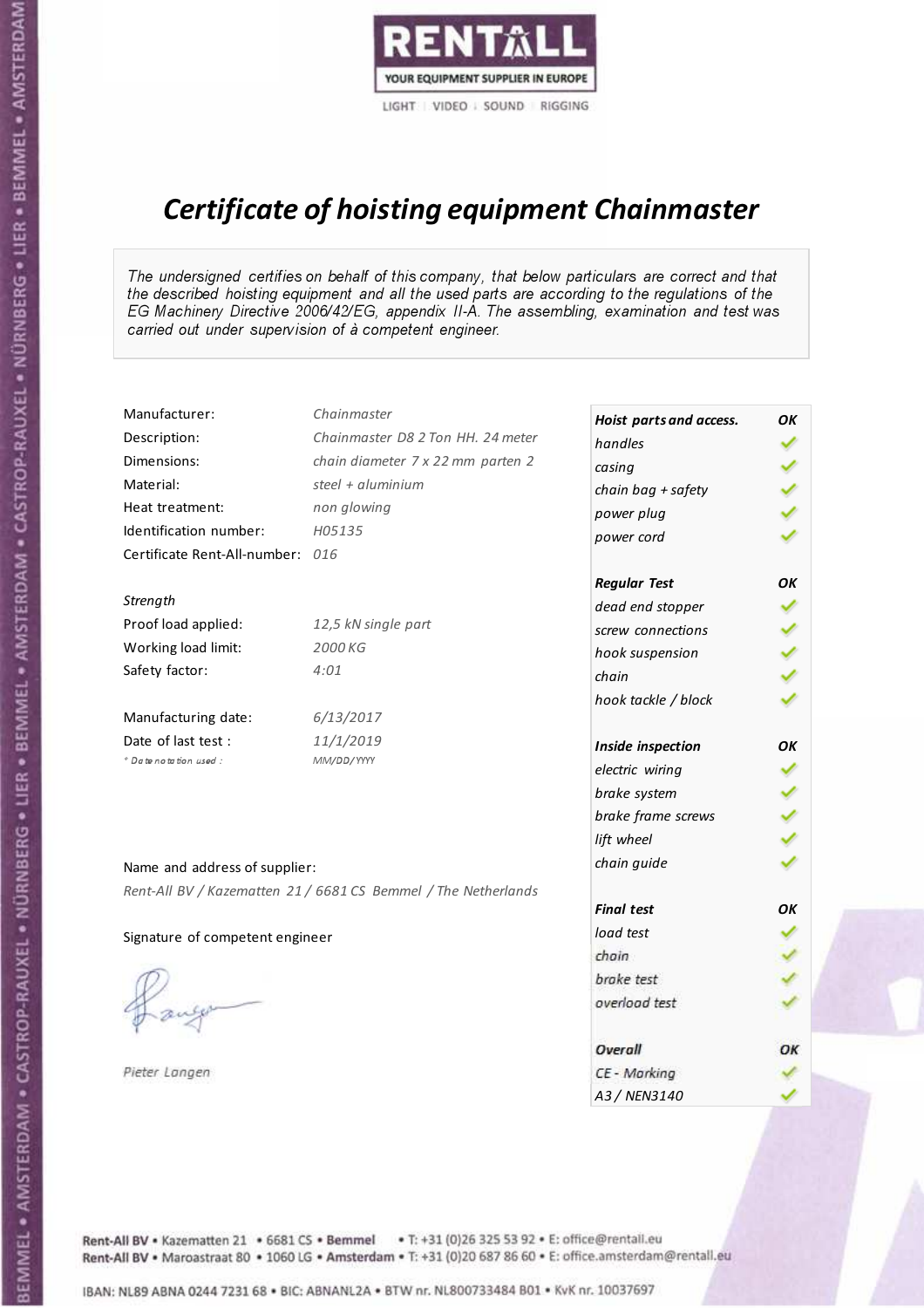RENTALL

YOUR EQUIPMENT SUPPLIER IN EUROPE

LIGHT | VIDEO | SOUND | RIGGING

# *Certificate of hoisting equipment Chainmaster*

*The undersigned certifies on behalf of this company, that below particulars are correct and that the described hoisting equipment and all the used parts are according to the regulations of the EG Machinery Directive 2006/42/EG, appendix II-A. The assembling, examination and test was carried out under supervision of à competent engineer.*

| | |
|---|---|
| Manufacturer: | *Chainmaster* |
| Description: | *Chainmaster D8 2 Ton HH. 24 meter* |
| Dimensions: | *chain diameter 7 x 22 mm parten 2* |
| Material: | *steel + aluminium* |
| Heat treatment: | *non glowing* |
| Identification number: | *H05135* |
| Certificate Rent-All-number: | *016* |

*Strength*

| | |
|---|---|
| Proof load applied: | *12,5 kN single part* |
| Working load limit: | *2000 KG* |
| Safety factor: | *4:01* |

| | |
|---|---|
| Manufacturing date: | *6/13/2017* |
| Date of last test : | *11/1/2019* |
| *\* Date notation used :* | *MM/DD/YYYY* |

| ***Hoist parts and access.*** | ***OK*** |
|---|---|
| *handles* | ✓ |
| *casing* | ✓ |
| *chain bag + safety* | ✓ |
| *power plug* | ✓ |
| *power cord* | ✓ |
| ***Regular Test*** | ***OK*** |
| *dead end stopper* | ✓ |
| *screw connections* | ✓ |
| *hook suspension* | ✓ |
| *chain* | ✓ |
| *hook tackle / block* | ✓ |
| ***Inside inspection*** | ***OK*** |
| *electric wiring* | ✓ |
| *brake system* | ✓ |
| *brake frame screws* | ✓ |
| *lift wheel* | ✓ |
| *chain guide* | ✓ |
| ***Final test*** | ***OK*** |
| *load test* | ✓ |
| *chain* | ✓ |
| *brake test* | ✓ |
| *overload test* | ✓ |
| ***Overall*** | ***OK*** |
| *CE - Marking* | ✓ |
| *A3 / NEN3140* | ✓ |

Name and address of supplier:

*Rent-All BV / Kazematten 21 / 6681 CS Bemmel / The Netherlands*

Signature of competent engineer

*Pieter Langen*

**Rent-All BV** • Kazematten 21 • 6681 CS • **Bemmel** • T: +31 (0)26 325 53 92 • E: office@rentall.eu
**Rent-All BV** • Maroastraat 80 • 1060 LG • **Amsterdam** • T: +31 (0)20 687 86 60 • E: office.amsterdam@rentall.eu

IBAN: NL89 ABNA 0244 7231 68 • BIC: ABNANL2A • BTW nr. NL800733484 B01 • KvK nr. 10037697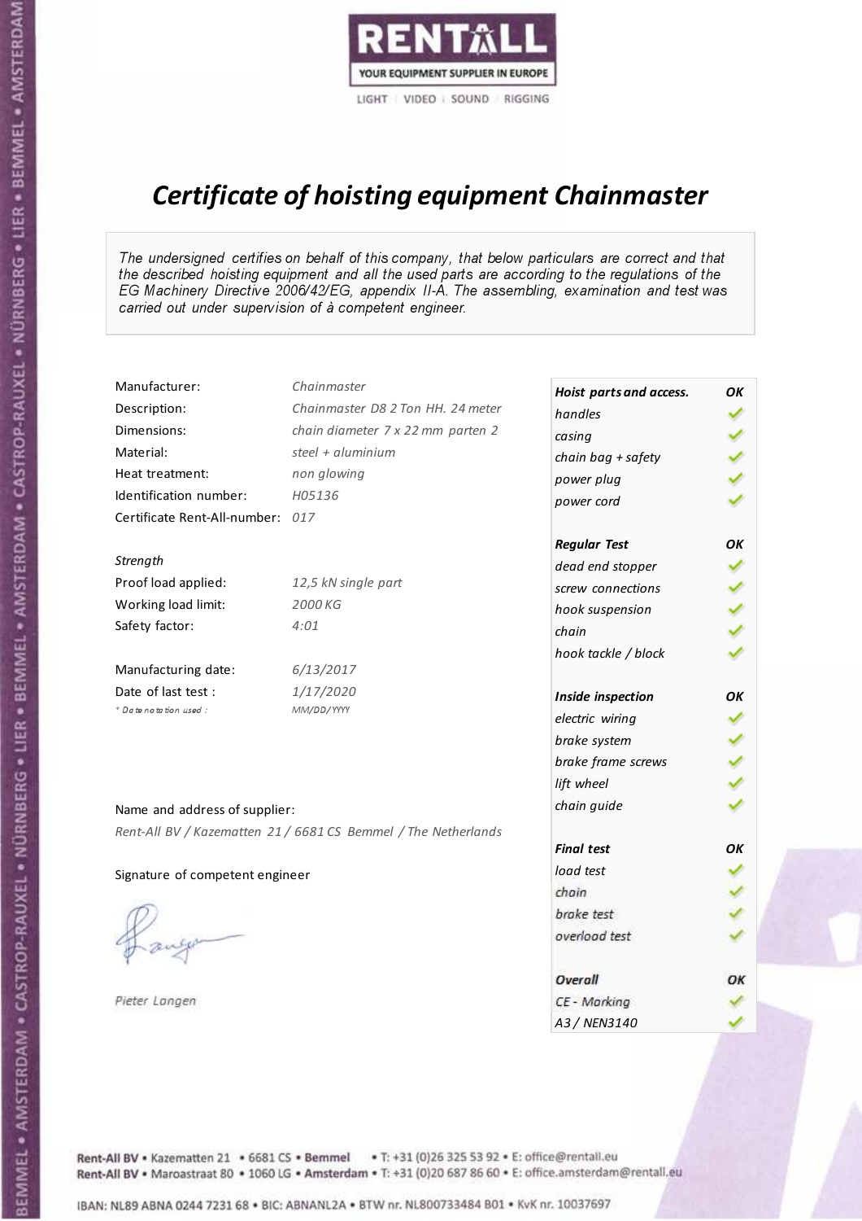RENTALL
YOUR EQUIPMENT SUPPLIER IN EUROPE
LIGHT | VIDEO | SOUND | RIGGING

# *Certificate of hoisting equipment Chainmaster*

*The undersigned certifies on behalf of this company, that below particulars are correct and that the described hoisting equipment and all the used parts are according to the regulations of the EG Machinery Directive 2006/42/EG, appendix II-A. The assembling, examination and test was carried out under supervision of à competent engineer.*

| | |
|---|---|
| Manufacturer: | *Chainmaster* |
| Description: | *Chainmaster D8 2 Ton HH. 24 meter* |
| Dimensions: | *chain diameter 7 x 22 mm parten 2* |
| Material: | *steel + aluminium* |
| Heat treatment: | *non glowing* |
| Identification number: | *H05136* |
| Certificate Rent-All-number: | *017* |

*Strength*

| | |
|---|---|
| Proof load applied: | *12,5 kN single part* |
| Working load limit: | *2000 KG* |
| Safety factor: | *4:01* |

| | |
|---|---|
| Manufacturing date: | *6/13/2017* |
| Date of last test : | *1/17/2020* |
| *\* Date notation used :* | *MM/DD/YYYY* |

| ***Hoist parts and access.*** | ***OK*** |
|---|---|
| *handles* | ✓ |
| *casing* | ✓ |
| *chain bag + safety* | ✓ |
| *power plug* | ✓ |
| *power cord* | ✓ |
| ***Regular Test*** | ***OK*** |
| *dead end stopper* | ✓ |
| *screw connections* | ✓ |
| *hook suspension* | ✓ |
| *chain* | ✓ |
| *hook tackle / block* | ✓ |
| ***Inside inspection*** | ***OK*** |
| *electric wiring* | ✓ |
| *brake system* | ✓ |
| *brake frame screws* | ✓ |
| *lift wheel* | ✓ |
| *chain guide* | ✓ |
| ***Final test*** | ***OK*** |
| *load test* | ✓ |
| *chain* | ✓ |
| *brake test* | ✓ |
| *overload test* | ✓ |
| ***Overall*** | ***OK*** |
| *CE - Marking* | ✓ |
| *A3 / NEN3140* | ✓ |

Name and address of supplier:

*Rent-All BV / Kazematten 21 / 6681 CS Bemmel / The Netherlands*

Signature of competent engineer

*Pieter Langen*

Rent-All BV • Kazematten 21 • 6681 CS • **Bemmel** • T: +31 (0)26 325 53 92 • E: office@rentall.eu
Rent-All BV • Maroastraat 80 • 1060 LG • **Amsterdam** • T: +31 (0)20 687 86 60 • E: office.amsterdam@rentall.eu

IBAN: NL89 ABNA 0244 7231 68 • BIC: ABNANL2A • BTW nr. NL800733484 B01 • KvK nr. 10037697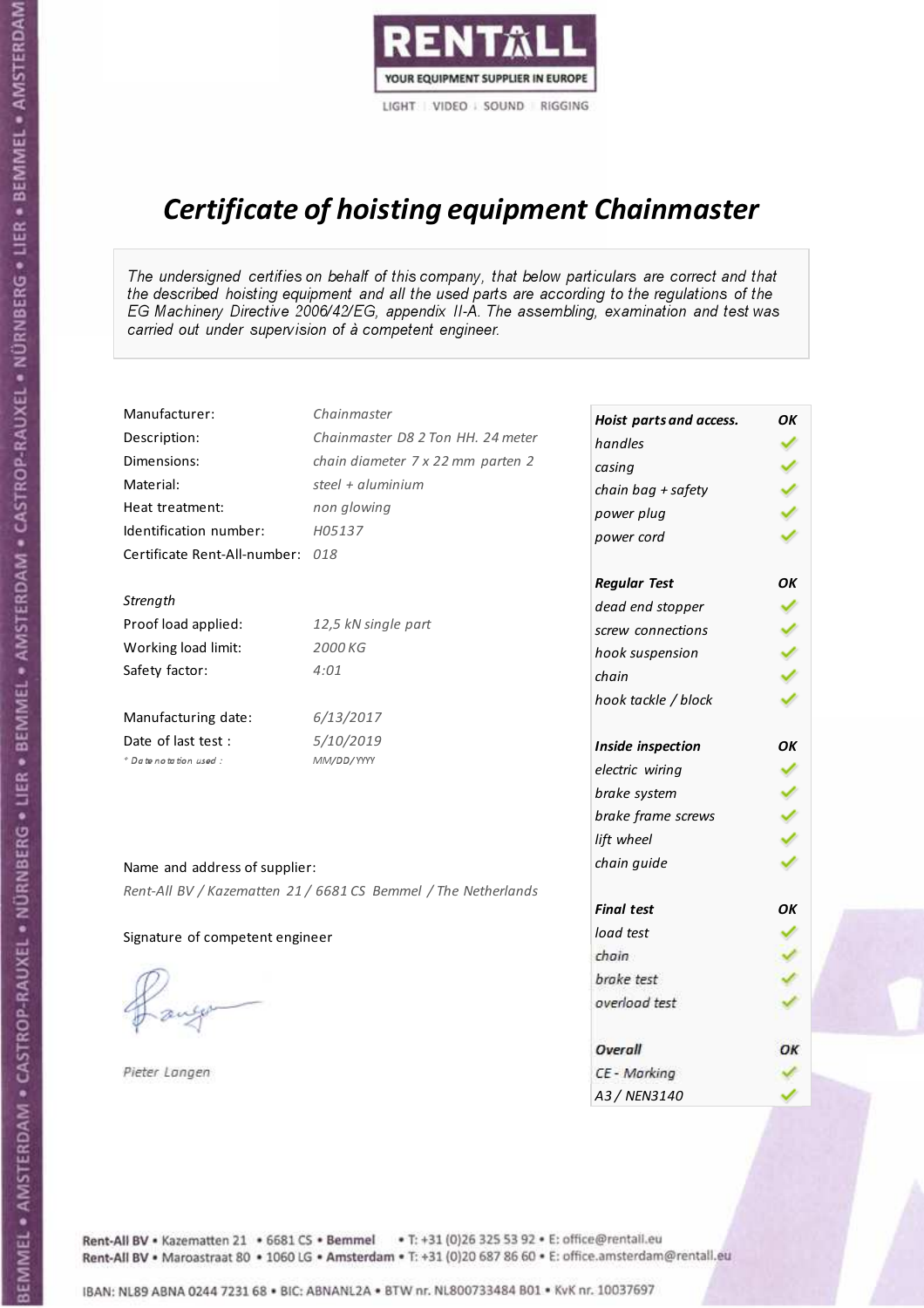RENTALL
YOUR EQUIPMENT SUPPLIER IN EUROPE
LIGHT | VIDEO | SOUND | RIGGING

# *Certificate of hoisting equipment Chainmaster*

*The undersigned certifies on behalf of this company, that below particulars are correct and that the described hoisting equipment and all the used parts are according to the regulations of the EG Machinery Directive 2006/42/EG, appendix II-A. The assembling, examination and test was carried out under supervision of à competent engineer.*

| | |
|---|---|
| Manufacturer: | *Chainmaster* |
| Description: | *Chainmaster D8 2 Ton HH. 24 meter* |
| Dimensions: | *chain diameter 7 x 22 mm parten 2* |
| Material: | *steel + aluminium* |
| Heat treatment: | *non glowing* |
| Identification number: | *H05137* |
| Certificate Rent-All-number: | *018* |

*Strength*

| | |
|---|---|
| Proof load applied: | *12,5 kN single part* |
| Working load limit: | *2000 KG* |
| Safety factor: | *4:01* |

| | |
|---|---|
| Manufacturing date: | *6/13/2017* |
| Date of last test : | *5/10/2019* |
| *\* Date notation used :* | *MM/DD/YYYY* |

| ***Hoist parts and access.*** | ***OK*** |
|---|---|
| *handles* | ✓ |
| *casing* | ✓ |
| *chain bag + safety* | ✓ |
| *power plug* | ✓ |
| *power cord* | ✓ |
| ***Regular Test*** | ***OK*** |
| *dead end stopper* | ✓ |
| *screw connections* | ✓ |
| *hook suspension* | ✓ |
| *chain* | ✓ |
| *hook tackle / block* | ✓ |
| ***Inside inspection*** | ***OK*** |
| *electric wiring* | ✓ |
| *brake system* | ✓ |
| *brake frame screws* | ✓ |
| *lift wheel* | ✓ |
| *chain guide* | ✓ |
| ***Final test*** | ***OK*** |
| *load test* | ✓ |
| *chain* | ✓ |
| *brake test* | ✓ |
| *overload test* | ✓ |
| ***Overall*** | ***OK*** |
| *CE - Marking* | ✓ |
| *A3 / NEN3140* | ✓ |

Name and address of supplier:

*Rent-All BV / Kazematten 21 / 6681 CS Bemmel / The Netherlands*

Signature of competent engineer

*Pieter Langen*

Rent-All BV • Kazematten 21 • 6681 CS • **Bemmel** • T: +31 (0)26 325 53 92 • E: office@rentall.eu
Rent-All BV • Maroastraat 80 • 1060 LG • **Amsterdam** • T: +31 (0)20 687 86 60 • E: office.amsterdam@rentall.eu

IBAN: NL89 ABNA 0244 7231 68 • BIC: ABNANL2A • BTW nr. NL800733484 B01 • KvK nr. 10037697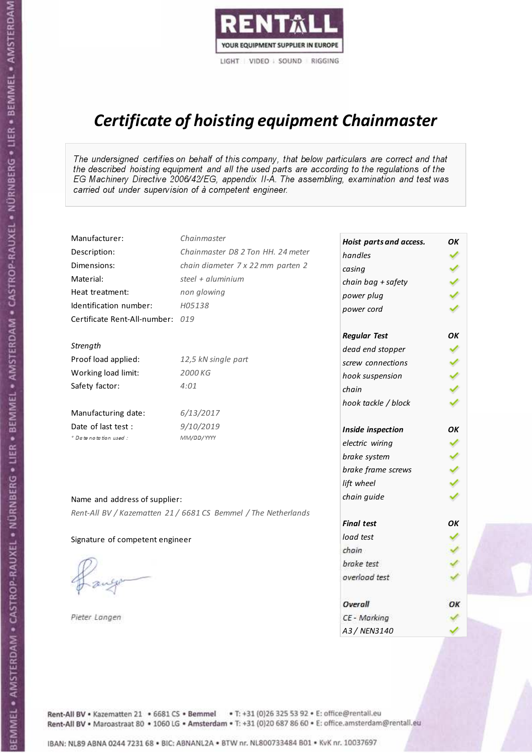RENTALL
YOUR EQUIPMENT SUPPLIER IN EUROPE
LIGHT | VIDEO | SOUND | RIGGING

# *Certificate of hoisting equipment Chainmaster*

*The undersigned certifies on behalf of this company, that below particulars are correct and that the described hoisting equipment and all the used parts are according to the regulations of the EG Machinery Directive 2006/42/EG, appendix II-A. The assembling, examination and test was carried out under supervision of à competent engineer.*

| | |
|---|---|
| Manufacturer: | *Chainmaster* |
| Description: | *Chainmaster D8 2 Ton HH. 24 meter* |
| Dimensions: | *chain diameter 7 x 22 mm parten 2* |
| Material: | *steel + aluminium* |
| Heat treatment: | *non glowing* |
| Identification number: | *H05138* |
| Certificate Rent-All-number: | *019* |

*Strength*

| | |
|---|---|
| Proof load applied: | *12,5 kN single part* |
| Working load limit: | *2000 KG* |
| Safety factor: | *4:01* |

| | |
|---|---|
| Manufacturing date: | *6/13/2017* |
| Date of last test : | *9/10/2019* |
| * Date notation used : | *MM/DD/YYYY* |

| ***Hoist parts and access.*** | ***OK*** |
|---|---|
| *handles* | ✓ |
| *casing* | ✓ |
| *chain bag + safety* | ✓ |
| *power plug* | ✓ |
| *power cord* | ✓ |
| ***Regular Test*** | ***OK*** |
| *dead end stopper* | ✓ |
| *screw connections* | ✓ |
| *hook suspension* | ✓ |
| *chain* | ✓ |
| *hook tackle / block* | ✓ |
| ***Inside inspection*** | ***OK*** |
| *electric wiring* | ✓ |
| *brake system* | ✓ |
| *brake frame screws* | ✓ |
| *lift wheel* | ✓ |
| *chain guide* | ✓ |
| ***Final test*** | ***OK*** |
| *load test* | ✓ |
| *chain* | ✓ |
| *brake test* | ✓ |
| *overload test* | ✓ |
| ***Overall*** | ***OK*** |
| *CE - Marking* | ✓ |
| *A3 / NEN3140* | ✓ |

Name and address of supplier:

*Rent-All BV / Kazematten 21 / 6681 CS Bemmel / The Netherlands*

Signature of competent engineer

*Pieter Langen*

Rent-All BV • Kazematten 21 • 6681 CS • **Bemmel** • T: +31 (0)26 325 53 92 • E: office@rentall.eu
Rent-All BV • Maroastraat 80 • 1060 LG • **Amsterdam** • T: +31 (0)20 687 86 60 • E: office.amsterdam@rentall.eu

IBAN: NL89 ABNA 0244 7231 68 • BIC: ABNANL2A • BTW nr. NL800733484 B01 • KvK nr. 10037697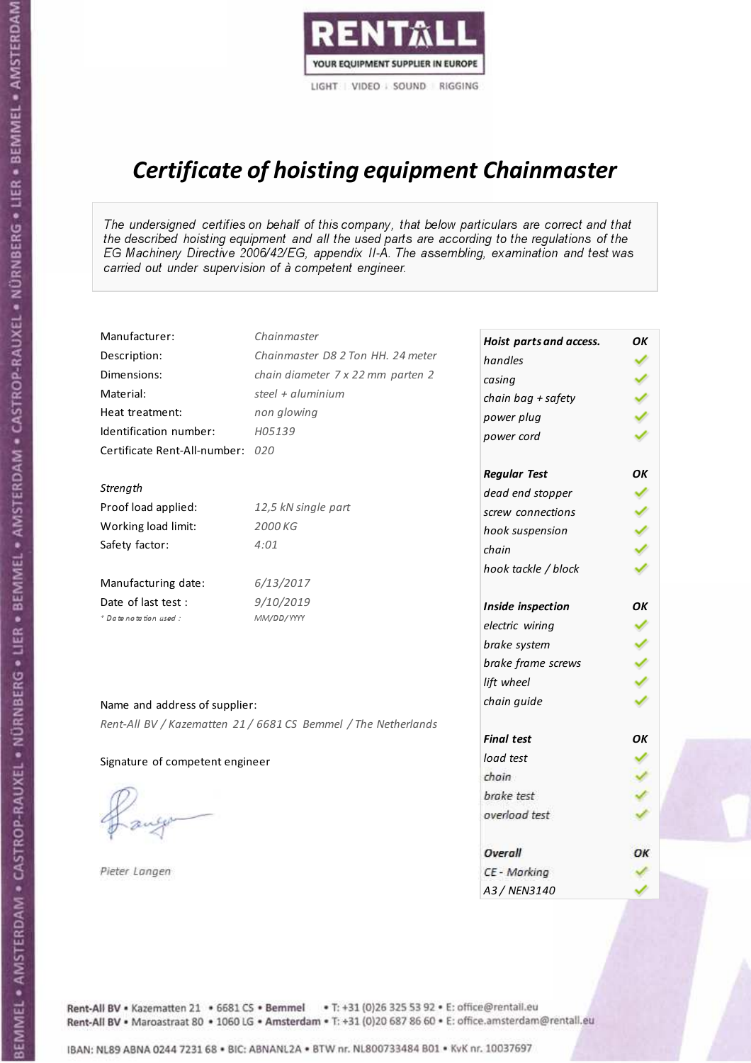RENTALL

YOUR EQUIPMENT SUPPLIER IN EUROPE

LIGHT | VIDEO | SOUND | RIGGING

# *Certificate of hoisting equipment Chainmaster*

*The undersigned certifies on behalf of this company, that below particulars are correct and that the described hoisting equipment and all the used parts are according to the regulations of the EG Machinery Directive 2006/42/EG, appendix II-A. The assembling, examination and test was carried out under supervision of à competent engineer.*

| | |
|---|---|
| Manufacturer: | *Chainmaster* |
| Description: | *Chainmaster D8 2 Ton HH. 24 meter* |
| Dimensions: | *chain diameter 7 x 22 mm parten 2* |
| Material: | *steel + aluminium* |
| Heat treatment: | *non glowing* |
| Identification number: | *H05139* |
| Certificate Rent-All-number: | *020* |

*Strength*

| | |
|---|---|
| Proof load applied: | *12,5 kN single part* |
| Working load limit: | *2000 KG* |
| Safety factor: | *4:01* |

| | |
|---|---|
| Manufacturing date: | *6/13/2017* |
| Date of last test : | *9/10/2019* |
| *\* Date notation used :* | *MM/DD/YYYY* |

Name and address of supplier:

*Rent-All BV / Kazematten 21 / 6681 CS Bemmel / The Netherlands*

Signature of competent engineer

*Pieter Langen*

| ***Hoist parts and access.*** | ***OK*** |
|---|---|
| *handles* | ✓ |
| *casing* | ✓ |
| *chain bag + safety* | ✓ |
| *power plug* | ✓ |
| *power cord* | ✓ |
| ***Regular Test*** | ***OK*** |
| *dead end stopper* | ✓ |
| *screw connections* | ✓ |
| *hook suspension* | ✓ |
| *chain* | ✓ |
| *hook tackle / block* | ✓ |
| ***Inside inspection*** | ***OK*** |
| *electric wiring* | ✓ |
| *brake system* | ✓ |
| *brake frame screws* | ✓ |
| *lift wheel* | ✓ |
| *chain guide* | ✓ |
| ***Final test*** | ***OK*** |
| *load test* | ✓ |
| *chain* | ✓ |
| *brake test* | ✓ |
| *overload test* | ✓ |
| ***Overall*** | ***OK*** |
| *CE - Marking* | ✓ |
| *A3 / NEN3140* | ✓ |

Rent-All BV • Kazematten 21 • 6681 CS • Bemmel • T: +31 (0)26 325 53 92 • E: office@rentall.eu
Rent-All BV • Maroastraat 80 • 1060 LG • Amsterdam • T: +31 (0)20 687 86 60 • E: office.amsterdam@rentall.eu

IBAN: NL89 ABNA 0244 7231 68 • BIC: ABNANL2A • BTW nr. NL800733484 B01 • KvK nr. 10037697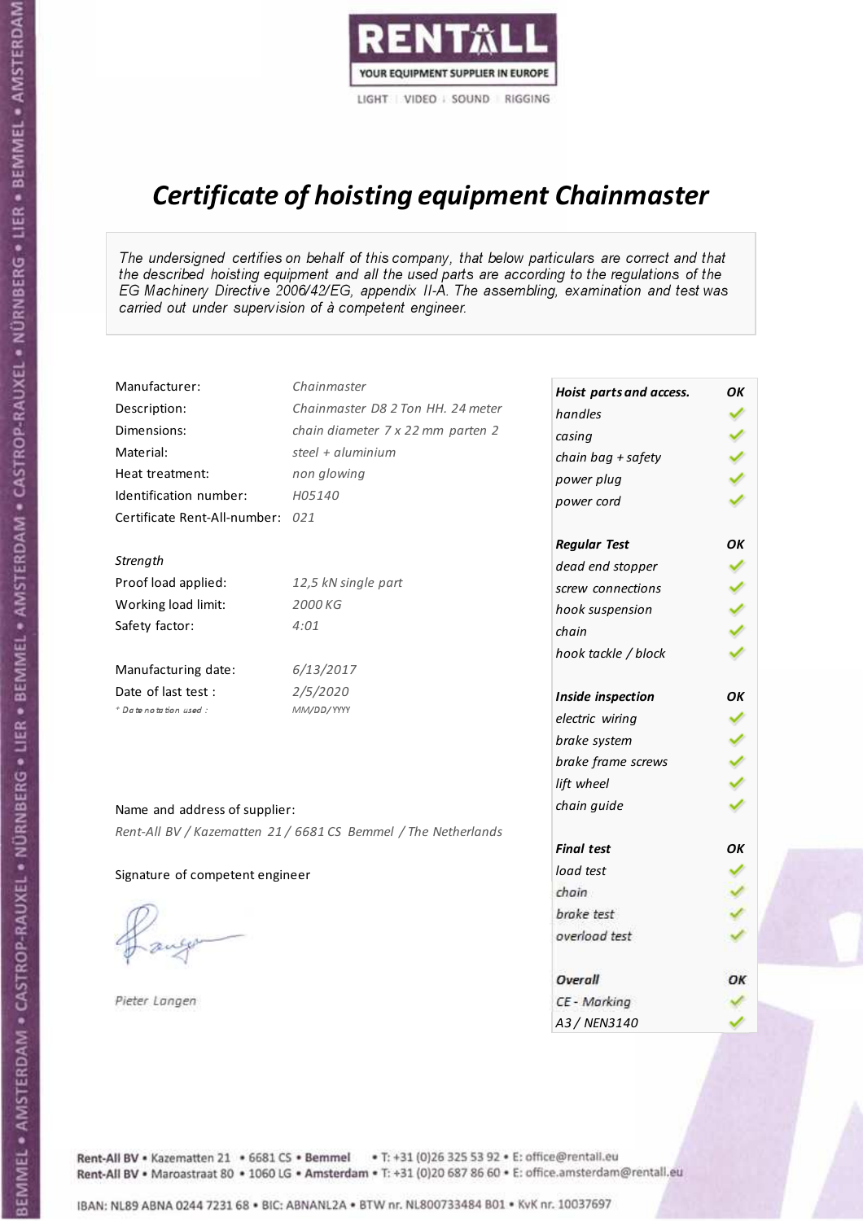RENTALL
YOUR EQUIPMENT SUPPLIER IN EUROPE
LIGHT | VIDEO | SOUND | RIGGING

# *Certificate of hoisting equipment Chainmaster*

*The undersigned certifies on behalf of this company, that below particulars are correct and that the described hoisting equipment and all the used parts are according to the regulations of the EG Machinery Directive 2006/42/EG, appendix II-A. The assembling, examination and test was carried out under supervision of à competent engineer.*

| | |
|---|---|
| Manufacturer: | *Chainmaster* |
| Description: | *Chainmaster D8 2 Ton HH. 24 meter* |
| Dimensions: | *chain diameter 7 x 22 mm parten 2* |
| Material: | *steel + aluminium* |
| Heat treatment: | *non glowing* |
| Identification number: | *H05140* |
| Certificate Rent-All-number: | *021* |

*Strength*

| | |
|---|---|
| Proof load applied: | *12,5 kN single part* |
| Working load limit: | *2000 KG* |
| Safety factor: | *4:01* |

| | |
|---|---|
| Manufacturing date: | *6/13/2017* |
| Date of last test : | *2/5/2020* |
| *\* Date notation used :* | *MM/DD/YYYY* |

Name and address of supplier:

*Rent-All BV / Kazematten 21 / 6681 CS Bemmel / The Netherlands*

Signature of competent engineer

*Pieter Langen*

| ***Hoist parts and access.*** | ***OK*** |
|---|---|
| *handles* | ✓ |
| *casing* | ✓ |
| *chain bag + safety* | ✓ |
| *power plug* | ✓ |
| *power cord* | ✓ |
| ***Regular Test*** | ***OK*** |
| *dead end stopper* | ✓ |
| *screw connections* | ✓ |
| *hook suspension* | ✓ |
| *chain* | ✓ |
| *hook tackle / block* | ✓ |
| ***Inside inspection*** | ***OK*** |
| *electric wiring* | ✓ |
| *brake system* | ✓ |
| *brake frame screws* | ✓ |
| *lift wheel* | ✓ |
| *chain guide* | ✓ |
| ***Final test*** | ***OK*** |
| *load test* | ✓ |
| *chain* | ✓ |
| *brake test* | ✓ |
| *overload test* | ✓ |
| ***Overall*** | ***OK*** |
| *CE - Marking* | ✓ |
| *A3 / NEN3140* | ✓ |

Rent-All BV • Kazematten 21 • 6681 CS • **Bemmel** • T: +31 (0)26 325 53 92 • E: office@rentall.eu
Rent-All BV • Maroastraat 80 • 1060 LG • **Amsterdam** • T: +31 (0)20 687 86 60 • E: office.amsterdam@rentall.eu

IBAN: NL89 ABNA 0244 7231 68 • BIC: ABNANL2A • BTW nr. NL800733484 B01 • KvK nr. 10037697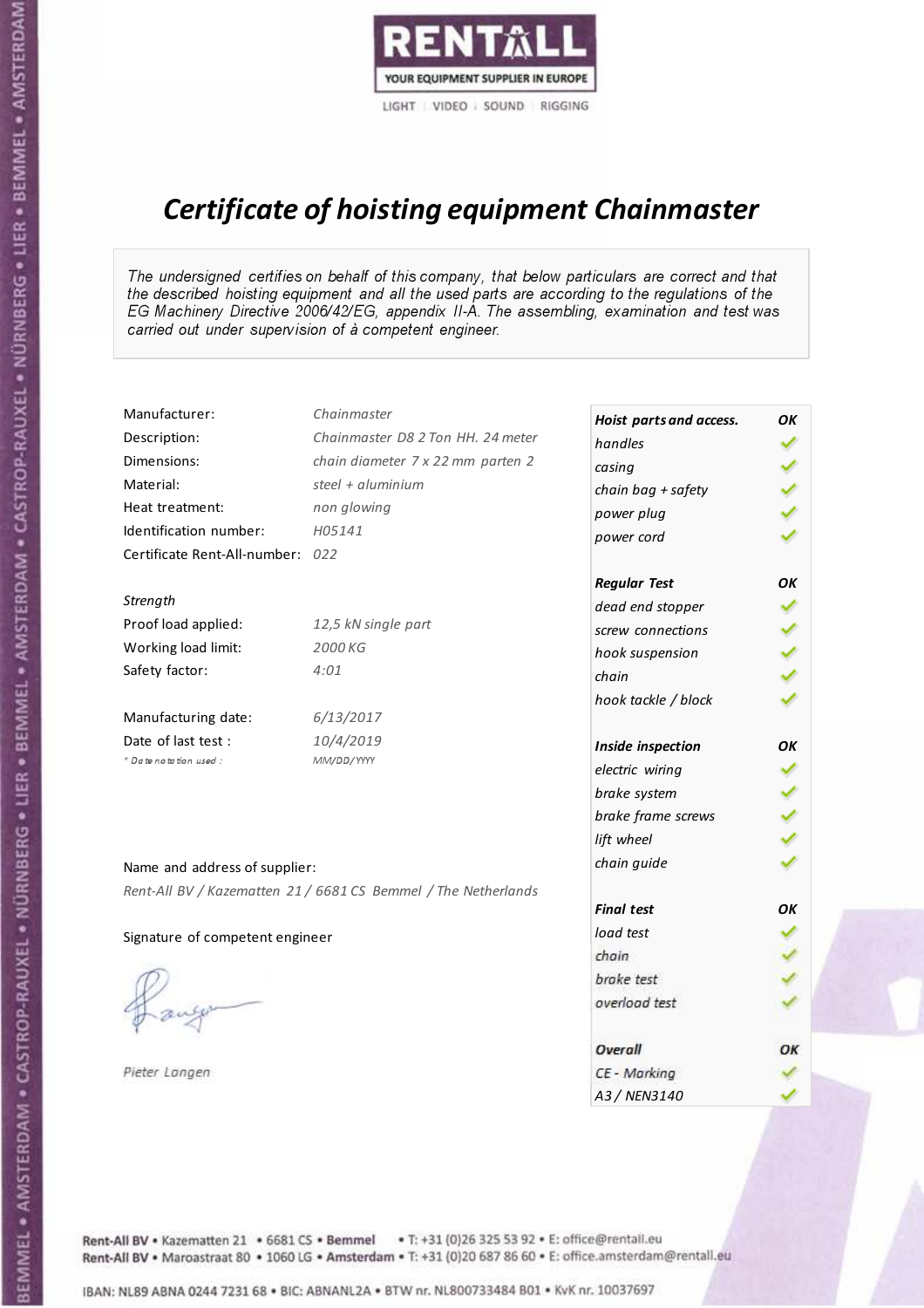RENTALL

YOUR EQUIPMENT SUPPLIER IN EUROPE

LIGHT | VIDEO | SOUND | RIGGING

# *Certificate of hoisting equipment Chainmaster*

*The undersigned certifies on behalf of this company, that below particulars are correct and that the described hoisting equipment and all the used parts are according to the regulations of the EG Machinery Directive 2006/42/EG, appendix II-A. The assembling, examination and test was carried out under supervision of à competent engineer.*

| | |
|---|---|
| Manufacturer: | *Chainmaster* |
| Description: | *Chainmaster D8 2 Ton HH. 24 meter* |
| Dimensions: | *chain diameter 7 x 22 mm parten 2* |
| Material: | *steel + aluminium* |
| Heat treatment: | *non glowing* |
| Identification number: | *H05141* |
| Certificate Rent-All-number: | *022* |

*Strength*

| | |
|---|---|
| Proof load applied: | *12,5 kN single part* |
| Working load limit: | *2000 KG* |
| Safety factor: | *4:01* |

| | |
|---|---|
| Manufacturing date: | *6/13/2017* |
| Date of last test : | *10/4/2019* |
| * Date notation used : | *MM/DD/YYYY* |

Name and address of supplier:

*Rent-All BV / Kazematten 21 / 6681 CS Bemmel / The Netherlands*

Signature of competent engineer

*Pieter Langen*

| ***Hoist parts and access.*** | ***OK*** |
|---|---|
| *handles* | ✓ |
| *casing* | ✓ |
| *chain bag + safety* | ✓ |
| *power plug* | ✓ |
| *power cord* | ✓ |
| ***Regular Test*** | ***OK*** |
| *dead end stopper* | ✓ |
| *screw connections* | ✓ |
| *hook suspension* | ✓ |
| *chain* | ✓ |
| *hook tackle / block* | ✓ |
| ***Inside inspection*** | ***OK*** |
| *electric wiring* | ✓ |
| *brake system* | ✓ |
| *brake frame screws* | ✓ |
| *lift wheel* | ✓ |
| *chain guide* | ✓ |
| ***Final test*** | ***OK*** |
| *load test* | ✓ |
| *chain* | ✓ |
| *brake test* | ✓ |
| *overload test* | ✓ |
| ***Overall*** | ***OK*** |
| *CE - Marking* | ✓ |
| *A3 / NEN3140* | ✓ |

Rent-All BV • Kazematten 21 • 6681 CS • **Bemmel** • T: +31 (0)26 325 53 92 • E: office@rentall.eu
Rent-All BV • Maroastraat 80 • 1060 LG • **Amsterdam** • T: +31 (0)20 687 86 60 • E: office.amsterdam@rentall.eu

IBAN: NL89 ABNA 0244 7231 68 • BIC: ABNANL2A • BTW nr. NL800733484 B01 • KvK nr. 10037697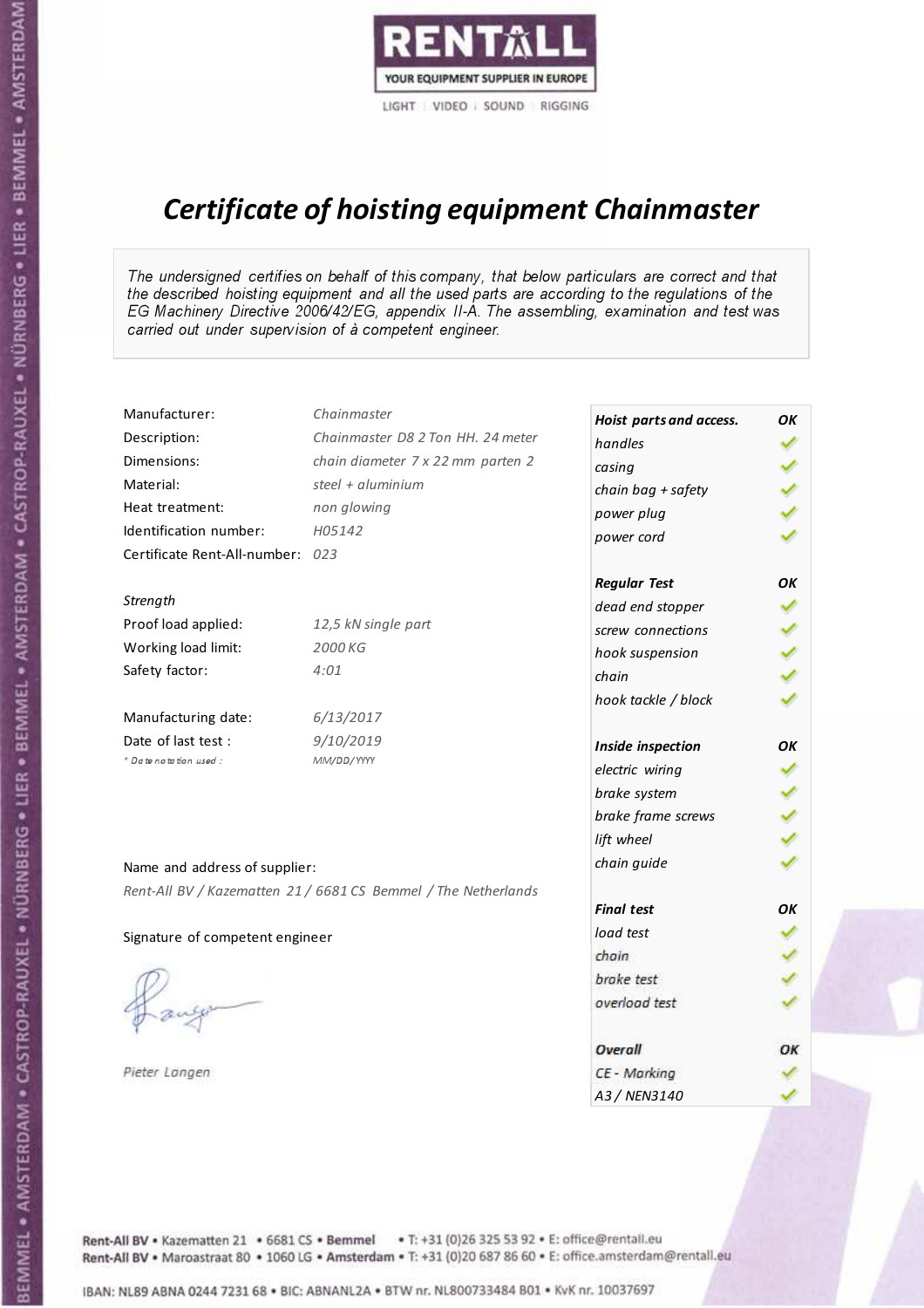RENTALL

YOUR EQUIPMENT SUPPLIER IN EUROPE

LIGHT | VIDEO | SOUND | RIGGING

# *Certificate of hoisting equipment Chainmaster*

*The undersigned certifies on behalf of this company, that below particulars are correct and that the described hoisting equipment and all the used parts are according to the regulations of the EG Machinery Directive 2006/42/EG, appendix II-A. The assembling, examination and test was carried out under supervision of à competent engineer.*

| | |
|---|---|
| Manufacturer: | *Chainmaster* |
| Description: | *Chainmaster D8 2 Ton HH. 24 meter* |
| Dimensions: | *chain diameter 7 x 22 mm parten 2* |
| Material: | *steel + aluminium* |
| Heat treatment: | *non glowing* |
| Identification number: | *H05142* |
| Certificate Rent-All-number: | *023* |

*Strength*

| | |
|---|---|
| Proof load applied: | *12,5 kN single part* |
| Working load limit: | *2000 KG* |
| Safety factor: | *4:01* |

| | |
|---|---|
| Manufacturing date: | *6/13/2017* |
| Date of last test : | *9/10/2019* |
| *\* Date notation used :* | *MM/DD/YYYY* |

| ***Hoist parts and access.*** | ***OK*** |
|---|---|
| *handles* | ✓ |
| *casing* | ✓ |
| *chain bag + safety* | ✓ |
| *power plug* | ✓ |
| *power cord* | ✓ |
| ***Regular Test*** | ***OK*** |
| *dead end stopper* | ✓ |
| *screw connections* | ✓ |
| *hook suspension* | ✓ |
| *chain* | ✓ |
| *hook tackle / block* | ✓ |
| ***Inside inspection*** | ***OK*** |
| *electric wiring* | ✓ |
| *brake system* | ✓ |
| *brake frame screws* | ✓ |
| *lift wheel* | ✓ |
| *chain guide* | ✓ |
| ***Final test*** | ***OK*** |
| *load test* | ✓ |
| *chain* | ✓ |
| *brake test* | ✓ |
| *overload test* | ✓ |
| ***Overall*** | ***OK*** |
| *CE - Marking* | ✓ |
| *A3 / NEN3140* | ✓ |

Name and address of supplier:

*Rent-All BV / Kazematten 21 / 6681 CS Bemmel / The Netherlands*

Signature of competent engineer

*Pieter Langen*

Rent-All BV • Kazematten 21 • 6681 CS • **Bemmel** • T: +31 (0)26 325 53 92 • E: office@rentall.eu
Rent-All BV • Maroastraat 80 • 1060 LG • **Amsterdam** • T: +31 (0)20 687 86 60 • E: office.amsterdam@rentall.eu

IBAN: NL89 ABNA 0244 7231 68 • BIC: ABNANL2A • BTW nr. NL800733484 B01 • KvK nr. 10037697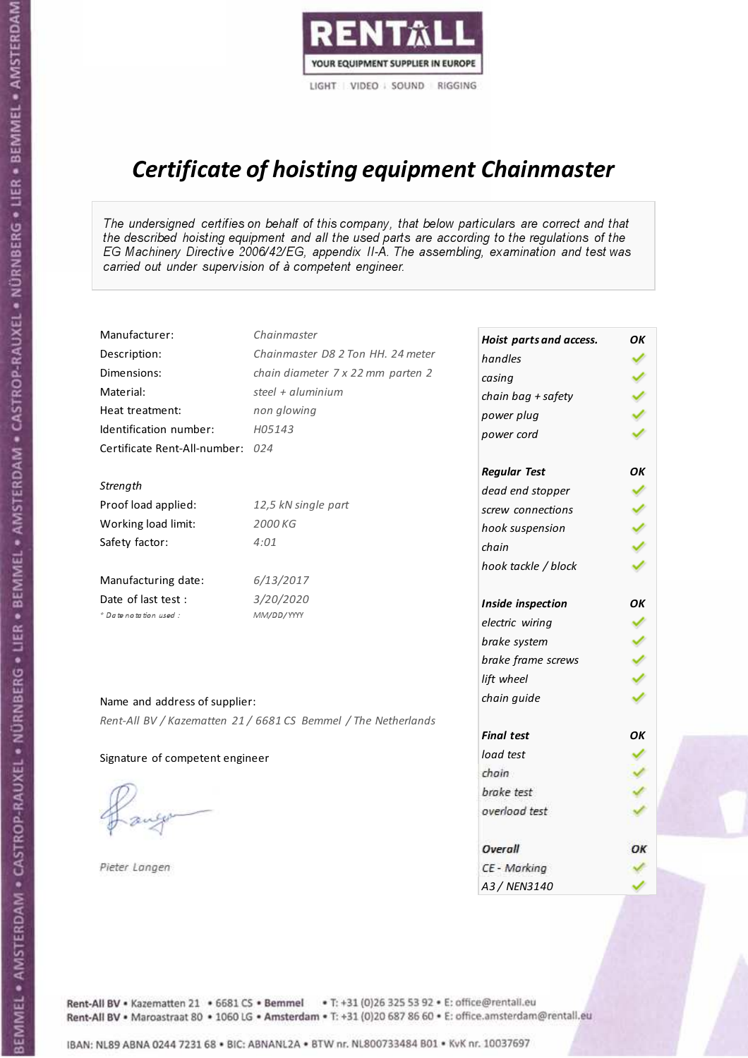RENTALL

YOUR EQUIPMENT SUPPLIER IN EUROPE

LIGHT | VIDEO | SOUND | RIGGING

# *Certificate of hoisting equipment Chainmaster*

*The undersigned certifies on behalf of this company, that below particulars are correct and that the described hoisting equipment and all the used parts are according to the regulations of the EG Machinery Directive 2006/42/EG, appendix II-A. The assembling, examination and test was carried out under supervision of à competent engineer.*

| | |
|---|---|
| Manufacturer: | *Chainmaster* |
| Description: | *Chainmaster D8 2 Ton HH. 24 meter* |
| Dimensions: | *chain diameter 7 x 22 mm parten 2* |
| Material: | *steel + aluminium* |
| Heat treatment: | *non glowing* |
| Identification number: | *H05143* |
| Certificate Rent-All-number: | *024* |

*Strength*

| | |
|---|---|
| Proof load applied: | *12,5 kN single part* |
| Working load limit: | *2000 KG* |
| Safety factor: | *4:01* |

| | |
|---|---|
| Manufacturing date: | *6/13/2017* |
| Date of last test : | *3/20/2020* |
| *\* Date notation used :* | *MM/DD/YYYY* |

| ***Hoist parts and access.*** | ***OK*** |
|---|---|
| *handles* | ✓ |
| *casing* | ✓ |
| *chain bag + safety* | ✓ |
| *power plug* | ✓ |
| *power cord* | ✓ |
| ***Regular Test*** | ***OK*** |
| *dead end stopper* | ✓ |
| *screw connections* | ✓ |
| *hook suspension* | ✓ |
| *chain* | ✓ |
| *hook tackle / block* | ✓ |
| ***Inside inspection*** | ***OK*** |
| *electric wiring* | ✓ |
| *brake system* | ✓ |
| *brake frame screws* | ✓ |
| *lift wheel* | ✓ |
| *chain guide* | ✓ |
| ***Final test*** | ***OK*** |
| *load test* | ✓ |
| *chain* | ✓ |
| *brake test* | ✓ |
| *overload test* | ✓ |
| ***Overall*** | ***OK*** |
| *CE - Marking* | ✓ |
| *A3 / NEN3140* | ✓ |

Name and address of supplier:

*Rent-All BV / Kazematten 21 / 6681 CS Bemmel / The Netherlands*

Signature of competent engineer

*Pieter Langen*

Rent-All BV • Kazematten 21 • 6681 CS • **Bemmel** • T: +31 (0)26 325 53 92 • E: office@rentall.eu
Rent-All BV • Maroastraat 80 • 1060 LG • **Amsterdam** • T: +31 (0)20 687 86 60 • E: office.amsterdam@rentall.eu

IBAN: NL89 ABNA 0244 7231 68 • BIC: ABNANL2A • BTW nr. NL800733484 B01 • KvK nr. 10037697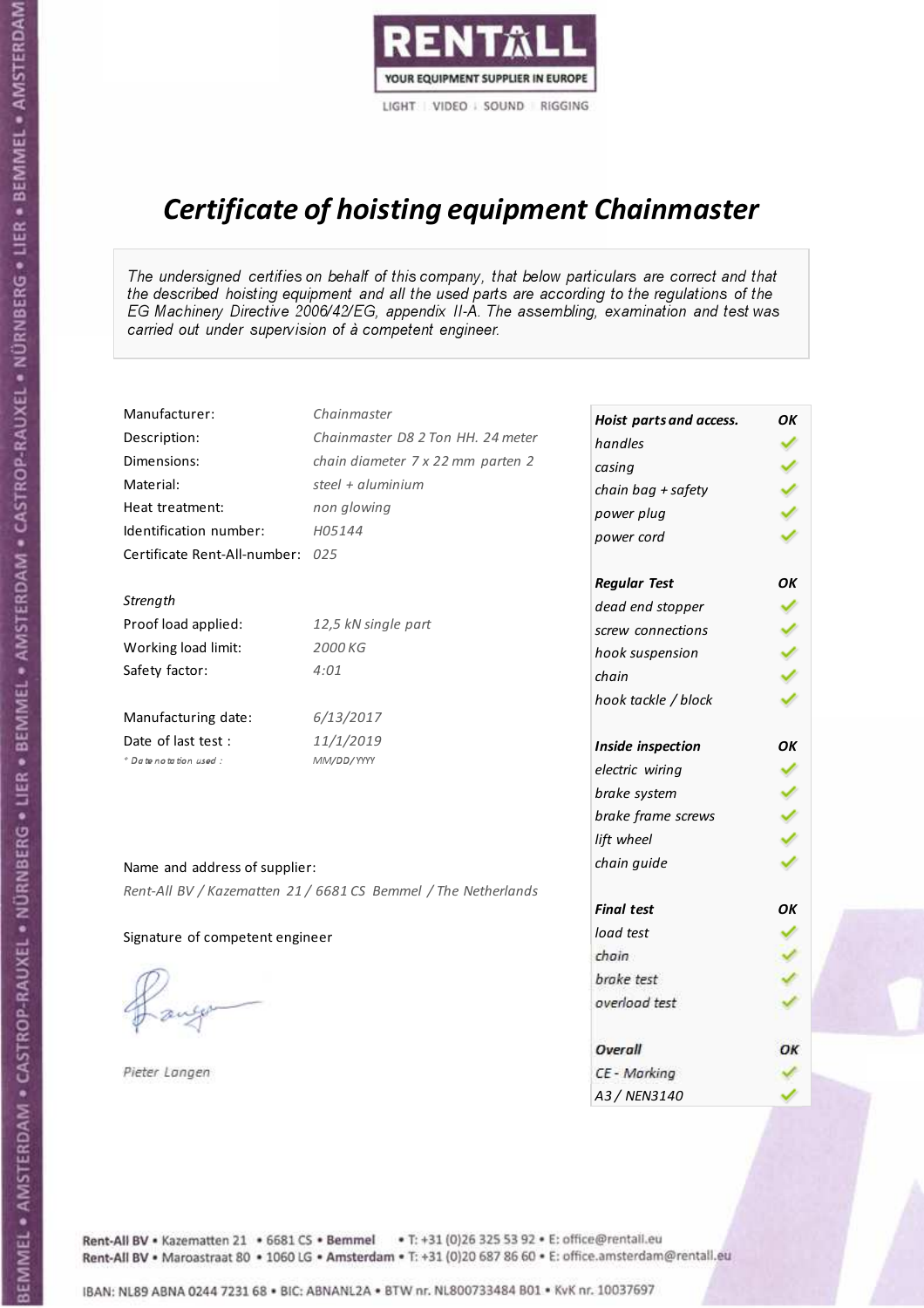RENTALL

YOUR EQUIPMENT SUPPLIER IN EUROPE

LIGHT | VIDEO | SOUND | RIGGING

# *Certificate of hoisting equipment Chainmaster*

*The undersigned certifies on behalf of this company, that below particulars are correct and that the described hoisting equipment and all the used parts are according to the regulations of the EG Machinery Directive 2006/42/EG, appendix II-A. The assembling, examination and test was carried out under supervision of à competent engineer.*

| | |
|---|---|
| Manufacturer: | *Chainmaster* |
| Description: | *Chainmaster D8 2 Ton HH. 24 meter* |
| Dimensions: | *chain diameter 7 x 22 mm parten 2* |
| Material: | *steel + aluminium* |
| Heat treatment: | *non glowing* |
| Identification number: | *H05144* |
| Certificate Rent-All-number: | *025* |
| | |
| *Strength* | |
| Proof load applied: | *12,5 kN single part* |
| Working load limit: | *2000 KG* |
| Safety factor: | *4:01* |
| | |
| Manufacturing date: | *6/13/2017* |
| Date of last test : | *11/1/2019* |
| *\* Date notation used :* | *MM/DD/YYYY* |

| ***Hoist parts and access.*** | ***OK*** |
|---|---|
| *handles* | ✓ |
| *casing* | ✓ |
| *chain bag + safety* | ✓ |
| *power plug* | ✓ |
| *power cord* | ✓ |
| ***Regular Test*** | ***OK*** |
| *dead end stopper* | ✓ |
| *screw connections* | ✓ |
| *hook suspension* | ✓ |
| *chain* | ✓ |
| *hook tackle / block* | ✓ |
| ***Inside inspection*** | ***OK*** |
| *electric wiring* | ✓ |
| *brake system* | ✓ |
| *brake frame screws* | ✓ |
| *lift wheel* | ✓ |
| *chain guide* | ✓ |
| ***Final test*** | ***OK*** |
| *load test* | ✓ |
| *chain* | ✓ |
| *brake test* | ✓ |
| *overload test* | ✓ |
| ***Overall*** | ***OK*** |
| *CE - Marking* | ✓ |
| *A3 / NEN3140* | ✓ |

Name and address of supplier:

*Rent-All BV / Kazematten 21 / 6681 CS Bemmel / The Netherlands*

Signature of competent engineer

*Pieter Langen*

Rent-All BV • Kazematten 21 • 6681 CS • **Bemmel** • T: +31 (0)26 325 53 92 • E: office@rentall.eu
Rent-All BV • Maroastraat 80 • 1060 LG • **Amsterdam** • T: +31 (0)20 687 86 60 • E: office.amsterdam@rentall.eu

IBAN: NL89 ABNA 0244 7231 68 • BIC: ABNANL2A • BTW nr. NL800733484 B01 • KvK nr. 10037697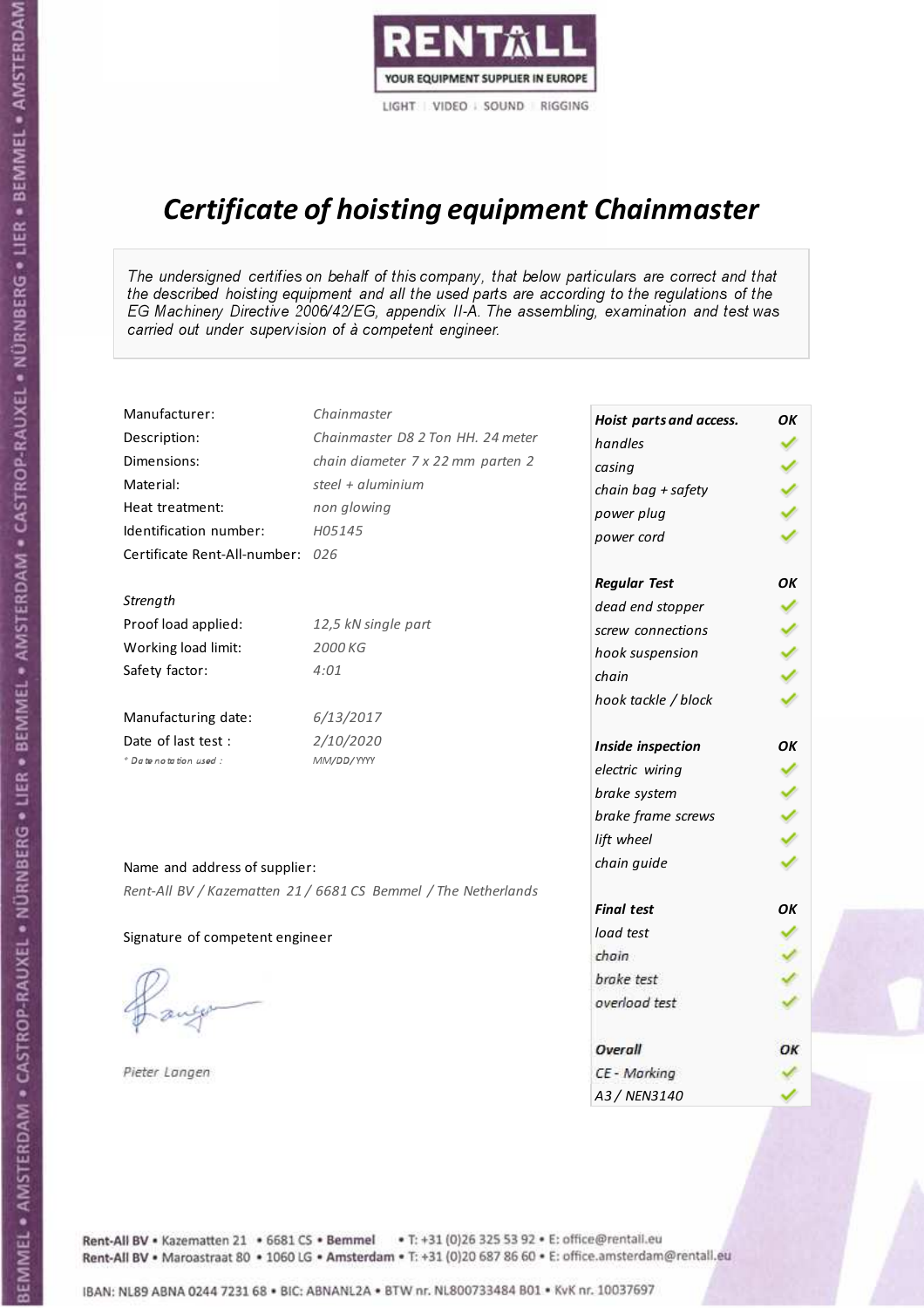RENTALL
YOUR EQUIPMENT SUPPLIER IN EUROPE
LIGHT | VIDEO | SOUND | RIGGING

# *Certificate of hoisting equipment Chainmaster*

*The undersigned certifies on behalf of this company, that below particulars are correct and that the described hoisting equipment and all the used parts are according to the regulations of the EG Machinery Directive 2006/42/EG, appendix II-A. The assembling, examination and test was carried out under supervision of à competent engineer.*

| | |
|---|---|
| Manufacturer: | *Chainmaster* |
| Description: | *Chainmaster D8 2 Ton HH. 24 meter* |
| Dimensions: | *chain diameter 7 x 22 mm parten 2* |
| Material: | *steel + aluminium* |
| Heat treatment: | *non glowing* |
| Identification number: | *H05145* |
| Certificate Rent-All-number: | *026* |

*Strength*

| | |
|---|---|
| Proof load applied: | *12,5 kN single part* |
| Working load limit: | *2000 KG* |
| Safety factor: | *4:01* |

| | |
|---|---|
| Manufacturing date: | *6/13/2017* |
| Date of last test : | *2/10/2020* |
| * Date notation used : | *MM/DD/YYYY* |

Name and address of supplier:

*Rent-All BV / Kazematten 21 / 6681 CS Bemmel / The Netherlands*

Signature of competent engineer

*Pieter Langen*

| ***Hoist parts and access.*** | ***OK*** |
|---|---|
| *handles* | ✓ |
| *casing* | ✓ |
| *chain bag + safety* | ✓ |
| *power plug* | ✓ |
| *power cord* | ✓ |
| ***Regular Test*** | ***OK*** |
| *dead end stopper* | ✓ |
| *screw connections* | ✓ |
| *hook suspension* | ✓ |
| *chain* | ✓ |
| *hook tackle / block* | ✓ |
| ***Inside inspection*** | ***OK*** |
| *electric wiring* | ✓ |
| *brake system* | ✓ |
| *brake frame screws* | ✓ |
| *lift wheel* | ✓ |
| *chain guide* | ✓ |
| ***Final test*** | ***OK*** |
| *load test* | ✓ |
| *chain* | ✓ |
| *brake test* | ✓ |
| *overload test* | ✓ |
| ***Overall*** | ***OK*** |
| *CE - Marking* | ✓ |
| *A3 / NEN3140* | ✓ |

Rent-All BV • Kazematten 21 • 6681 CS • **Bemmel** • T: +31 (0)26 325 53 92 • E: office@rentall.eu
Rent-All BV • Maroastraat 80 • 1060 LG • **Amsterdam** • T: +31 (0)20 687 86 60 • E: office.amsterdam@rentall.eu

IBAN: NL89 ABNA 0244 7231 68 • BIC: ABNANL2A • BTW nr. NL800733484 B01 • KvK nr. 10037697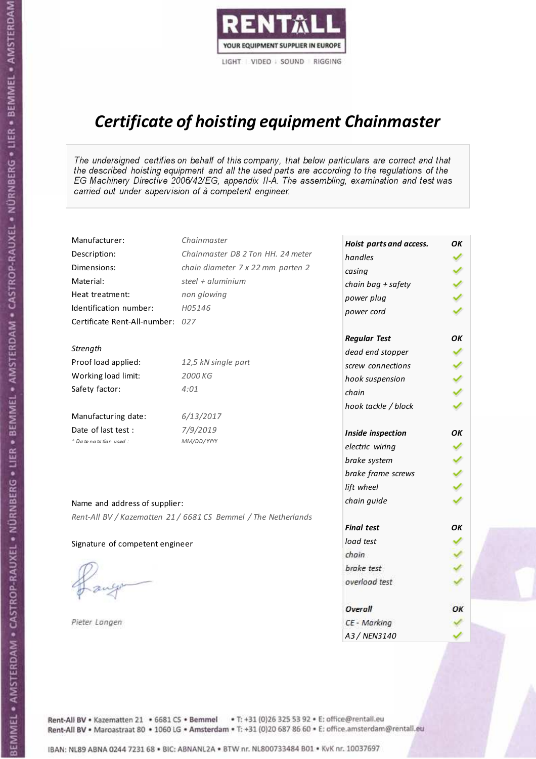RENTALL
YOUR EQUIPMENT SUPPLIER IN EUROPE
LIGHT | VIDEO | SOUND | RIGGING

# *Certificate of hoisting equipment Chainmaster*

*The undersigned certifies on behalf of this company, that below particulars are correct and that the described hoisting equipment and all the used parts are according to the regulations of the EG Machinery Directive 2006/42/EG, appendix II-A. The assembling, examination and test was carried out under supervision of à competent engineer.*

| | |
|---|---|
| Manufacturer: | *Chainmaster* |
| Description: | *Chainmaster D8 2 Ton HH. 24 meter* |
| Dimensions: | *chain diameter 7 x 22 mm parten 2* |
| Material: | *steel + aluminium* |
| Heat treatment: | *non glowing* |
| Identification number: | *H05146* |
| Certificate Rent-All-number: | *027* |

*Strength*

| | |
|---|---|
| Proof load applied: | *12,5 kN single part* |
| Working load limit: | *2000 KG* |
| Safety factor: | *4:01* |

| | |
|---|---|
| Manufacturing date: | *6/13/2017* |
| Date of last test : | *7/9/2019* |
| * Date notation used : | *MM/DD/YYYY* |

| *Hoist parts and access.* | *OK* |
|---|---|
| *handles* | ✓ |
| *casing* | ✓ |
| *chain bag + safety* | ✓ |
| *power plug* | ✓ |
| *power cord* | ✓ |
| ***Regular Test*** | ***OK*** |
| *dead end stopper* | ✓ |
| *screw connections* | ✓ |
| *hook suspension* | ✓ |
| *chain* | ✓ |
| *hook tackle / block* | ✓ |
| ***Inside inspection*** | ***OK*** |
| *electric wiring* | ✓ |
| *brake system* | ✓ |
| *brake frame screws* | ✓ |
| *lift wheel* | ✓ |
| *chain guide* | ✓ |
| ***Final test*** | ***OK*** |
| *load test* | ✓ |
| *chain* | ✓ |
| *brake test* | ✓ |
| *overload test* | ✓ |
| ***Overall*** | ***OK*** |
| *CE - Marking* | ✓ |
| *A3 / NEN3140* | ✓ |

Name and address of supplier:

*Rent-All BV / Kazematten 21 / 6681 CS Bemmel / The Netherlands*

Signature of competent engineer

*Pieter Langen*

Rent-All BV • Kazematten 21 • 6681 CS • **Bemmel** • T: +31 (0)26 325 53 92 • E: office@rentall.eu
Rent-All BV • Maroastraat 80 • 1060 LG • **Amsterdam** • T: +31 (0)20 687 86 60 • E: office.amsterdam@rentall.eu

IBAN: NL89 ABNA 0244 7231 68 • BIC: ABNANL2A • BTW nr. NL800733484 B01 • KvK nr. 10037697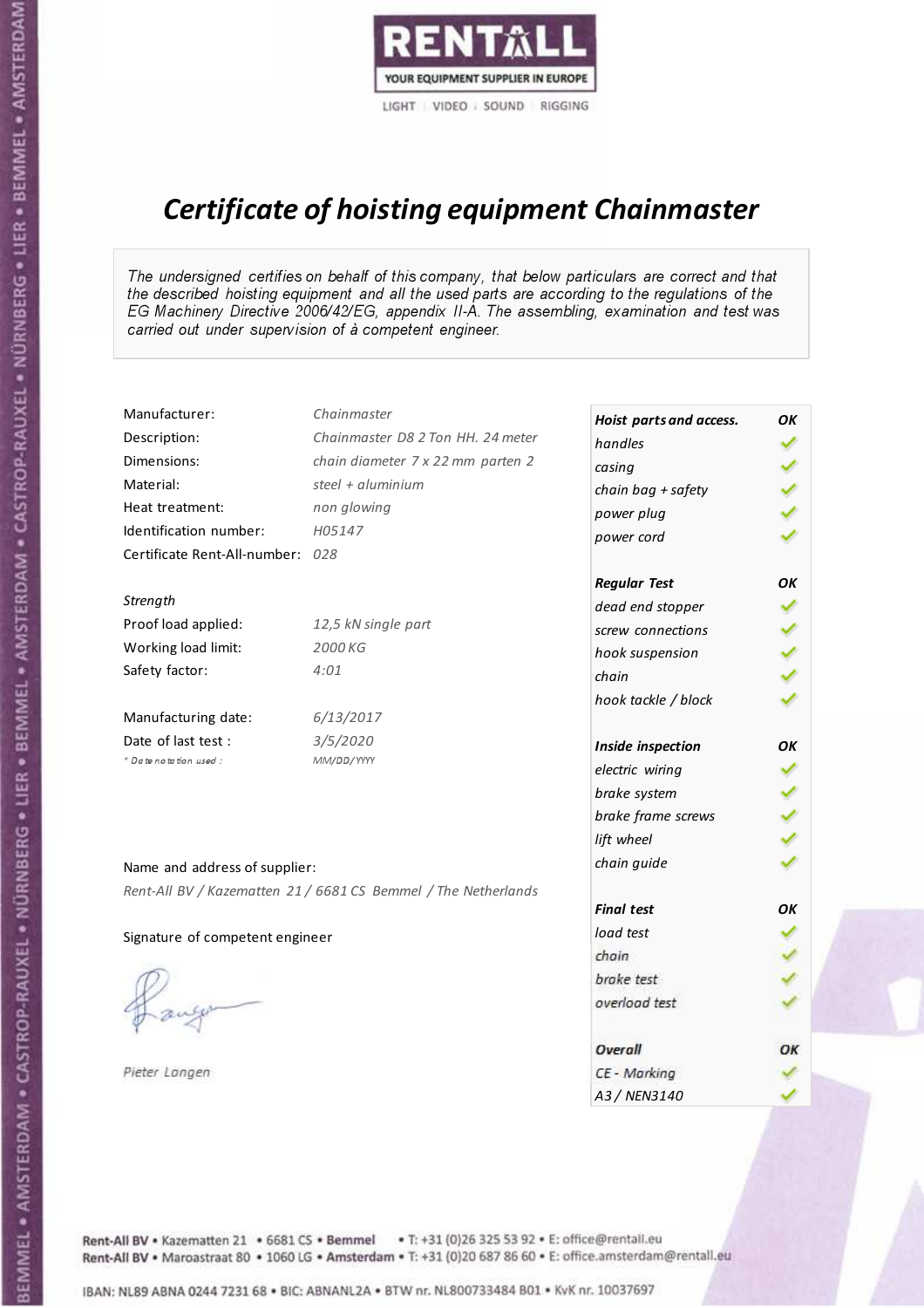RENTALL
YOUR EQUIPMENT SUPPLIER IN EUROPE
LIGHT | VIDEO | SOUND | RIGGING

# *Certificate of hoisting equipment Chainmaster*

*The undersigned certifies on behalf of this company, that below particulars are correct and that the described hoisting equipment and all the used parts are according to the regulations of the EG Machinery Directive 2006/42/EG, appendix II-A. The assembling, examination and test was carried out under supervision of à competent engineer.*

| | |
|---|---|
| Manufacturer: | *Chainmaster* |
| Description: | *Chainmaster D8 2 Ton HH. 24 meter* |
| Dimensions: | *chain diameter 7 x 22 mm parten 2* |
| Material: | *steel + aluminium* |
| Heat treatment: | *non glowing* |
| Identification number: | *H05147* |
| Certificate Rent-All-number: | *028* |

*Strength*

| | |
|---|---|
| Proof load applied: | *12,5 kN single part* |
| Working load limit: | *2000 KG* |
| Safety factor: | *4:01* |

| | |
|---|---|
| Manufacturing date: | *6/13/2017* |
| Date of last test : | *3/5/2020* |
| * Date notation used : | *MM/DD/YYYY* |

| ***Hoist parts and access.*** | ***OK*** |
|---|---|
| *handles* | ✓ |
| *casing* | ✓ |
| *chain bag + safety* | ✓ |
| *power plug* | ✓ |
| *power cord* | ✓ |
| ***Regular Test*** | ***OK*** |
| *dead end stopper* | ✓ |
| *screw connections* | ✓ |
| *hook suspension* | ✓ |
| *chain* | ✓ |
| *hook tackle / block* | ✓ |
| ***Inside inspection*** | ***OK*** |
| *electric wiring* | ✓ |
| *brake system* | ✓ |
| *brake frame screws* | ✓ |
| *lift wheel* | ✓ |
| *chain guide* | ✓ |
| ***Final test*** | ***OK*** |
| *load test* | ✓ |
| *chain* | ✓ |
| *brake test* | ✓ |
| *overload test* | ✓ |
| ***Overall*** | ***OK*** |
| *CE - Marking* | ✓ |
| *A3 / NEN3140* | ✓ |

Name and address of supplier:

*Rent-All BV / Kazematten 21 / 6681 CS Bemmel / The Netherlands*

Signature of competent engineer

*Pieter Langen*

Rent-All BV • Kazematten 21 • 6681 CS • **Bemmel** • T: +31 (0)26 325 53 92 • E: office@rentall.eu
Rent-All BV • Maroastraat 80 • 1060 LG • **Amsterdam** • T: +31 (0)20 687 86 60 • E: office.amsterdam@rentall.eu

IBAN: NL89 ABNA 0244 7231 68 • BIC: ABNANL2A • BTW nr. NL800733484 B01 • KvK nr. 10037697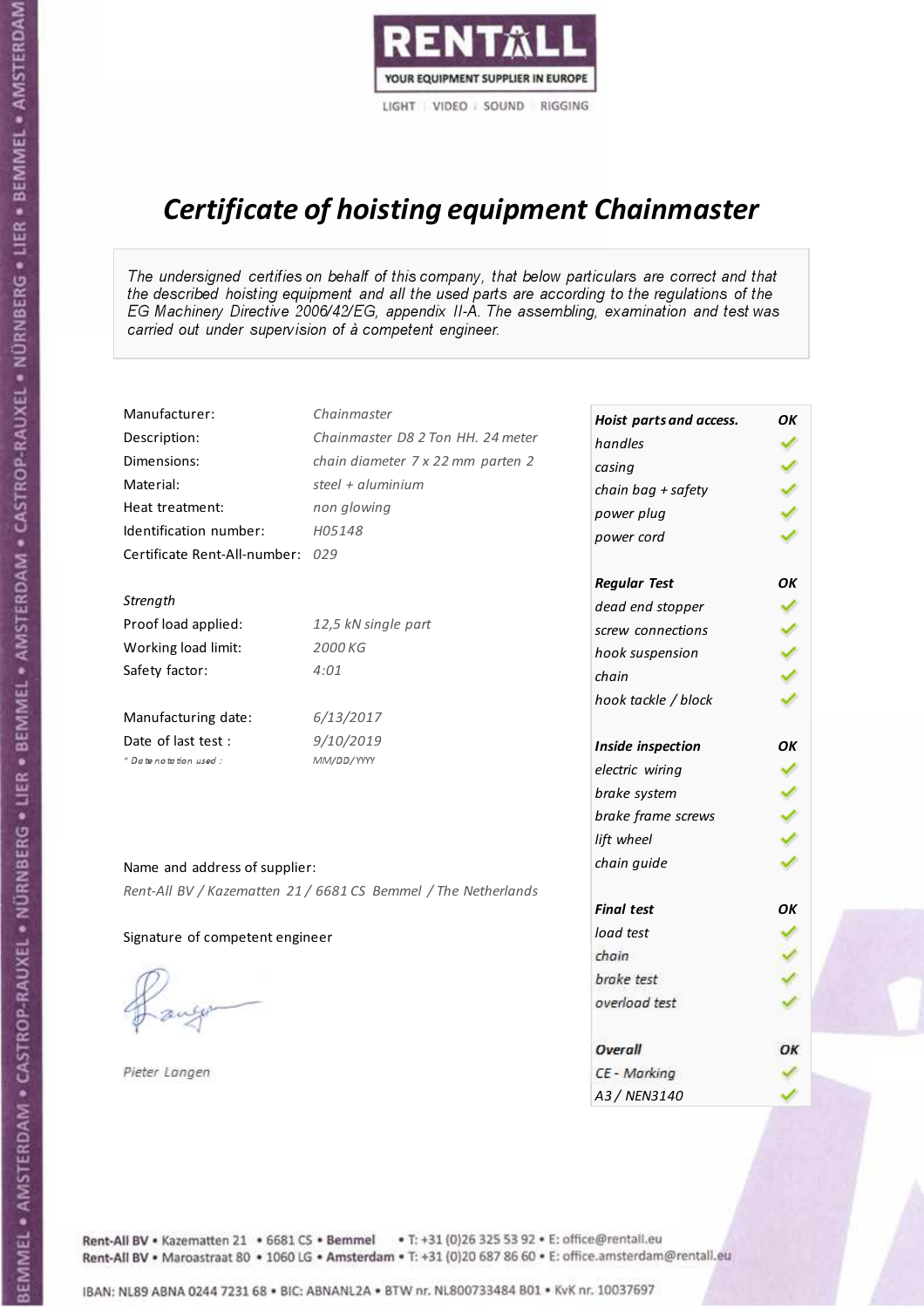RENTALL
YOUR EQUIPMENT SUPPLIER IN EUROPE
LIGHT | VIDEO | SOUND | RIGGING

# *Certificate of hoisting equipment Chainmaster*

*The undersigned certifies on behalf of this company, that below particulars are correct and that the described hoisting equipment and all the used parts are according to the regulations of the EG Machinery Directive 2006/42/EG, appendix II-A. The assembling, examination and test was carried out under supervision of à competent engineer.*

| | |
|---|---|
| Manufacturer: | *Chainmaster* |
| Description: | *Chainmaster D8 2 Ton HH. 24 meter* |
| Dimensions: | *chain diameter 7 x 22 mm parten 2* |
| Material: | *steel + aluminium* |
| Heat treatment: | *non glowing* |
| Identification number: | *H05148* |
| Certificate Rent-All-number: | *029* |

*Strength*

| | |
|---|---|
| Proof load applied: | *12,5 kN single part* |
| Working load limit: | *2000 KG* |
| Safety factor: | *4:01* |

| | |
|---|---|
| Manufacturing date: | *6/13/2017* |
| Date of last test : | *9/10/2019* |
| * Date notation used : | *MM/DD/YYYY* |

Name and address of supplier:

*Rent-All BV / Kazematten 21 / 6681 CS Bemmel / The Netherlands*

Signature of competent engineer

*Pieter Langen*

| ***Hoist parts and access.*** | ***OK*** |
|---|---|
| *handles* | ✓ |
| *casing* | ✓ |
| *chain bag + safety* | ✓ |
| *power plug* | ✓ |
| *power cord* | ✓ |
| ***Regular Test*** | ***OK*** |
| *dead end stopper* | ✓ |
| *screw connections* | ✓ |
| *hook suspension* | ✓ |
| *chain* | ✓ |
| *hook tackle / block* | ✓ |
| ***Inside inspection*** | ***OK*** |
| *electric wiring* | ✓ |
| *brake system* | ✓ |
| *brake frame screws* | ✓ |
| *lift wheel* | ✓ |
| *chain guide* | ✓ |
| ***Final test*** | ***OK*** |
| *load test* | ✓ |
| *chain* | ✓ |
| *brake test* | ✓ |
| *overload test* | ✓ |
| ***Overall*** | ***OK*** |
| *CE - Marking* | ✓ |
| *A3 / NEN3140* | ✓ |

Rent-All BV • Kazematten 21 • 6681 CS • **Bemmel** • T: +31 (0)26 325 53 92 • E: office@rentall.eu
Rent-All BV • Maroastraat 80 • 1060 LG • **Amsterdam** • T: +31 (0)20 687 86 60 • E: office.amsterdam@rentall.eu

IBAN: NL89 ABNA 0244 7231 68 • BIC: ABNANL2A • BTW nr. NL800733484 B01 • KvK nr. 10037697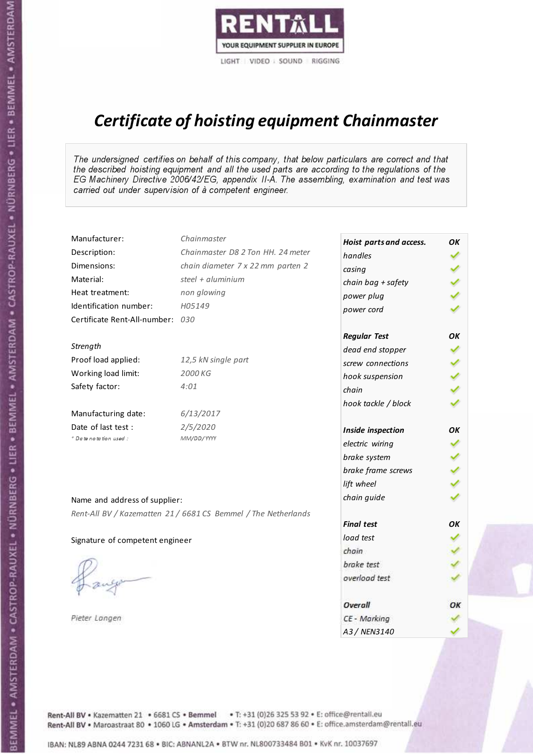RENTALL

YOUR EQUIPMENT SUPPLIER IN EUROPE

LIGHT | VIDEO | SOUND | RIGGING

# *Certificate of hoisting equipment Chainmaster*

*The undersigned certifies on behalf of this company, that below particulars are correct and that the described hoisting equipment and all the used parts are according to the regulations of the EG Machinery Directive 2006/42/EG, appendix II-A. The assembling, examination and test was carried out under supervision of à competent engineer.*

| | |
|---|---|
| Manufacturer: | *Chainmaster* |
| Description: | *Chainmaster D8 2 Ton HH. 24 meter* |
| Dimensions: | *chain diameter 7 x 22 mm parten 2* |
| Material: | *steel + aluminium* |
| Heat treatment: | *non glowing* |
| Identification number: | *H05149* |
| Certificate Rent-All-number: | *030* |

*Strength*

| | |
|---|---|
| Proof load applied: | *12,5 kN single part* |
| Working load limit: | *2000 KG* |
| Safety factor: | *4:01* |

| | |
|---|---|
| Manufacturing date: | *6/13/2017* |
| Date of last test : | *2/5/2020* |
| * Date notation used : | *MM/DD/YYYY* |

| ***Hoist parts and access.*** | ***OK*** |
|---|---|
| *handles* | ✓ |
| *casing* | ✓ |
| *chain bag + safety* | ✓ |
| *power plug* | ✓ |
| *power cord* | ✓ |
| ***Regular Test*** | ***OK*** |
| *dead end stopper* | ✓ |
| *screw connections* | ✓ |
| *hook suspension* | ✓ |
| *chain* | ✓ |
| *hook tackle / block* | ✓ |
| ***Inside inspection*** | ***OK*** |
| *electric wiring* | ✓ |
| *brake system* | ✓ |
| *brake frame screws* | ✓ |
| *lift wheel* | ✓ |
| *chain guide* | ✓ |
| ***Final test*** | ***OK*** |
| *load test* | ✓ |
| *chain* | ✓ |
| *brake test* | ✓ |
| *overload test* | ✓ |
| ***Overall*** | ***OK*** |
| *CE - Marking* | ✓ |
| *A3 / NEN3140* | ✓ |

Name and address of supplier:

*Rent-All BV / Kazematten 21 / 6681 CS Bemmel / The Netherlands*

Signature of competent engineer

*Pieter Langen*

Rent-All BV • Kazematten 21 • 6681 CS • **Bemmel** • T: +31 (0)26 325 53 92 • E: office@rentall.eu
Rent-All BV • Maroastraat 80 • 1060 LG • **Amsterdam** • T: +31 (0)20 687 86 60 • E: office.amsterdam@rentall.eu

IBAN: NL89 ABNA 0244 7231 68 • BIC: ABNANL2A • BTW nr. NL800733484 B01 • KvK nr. 10037697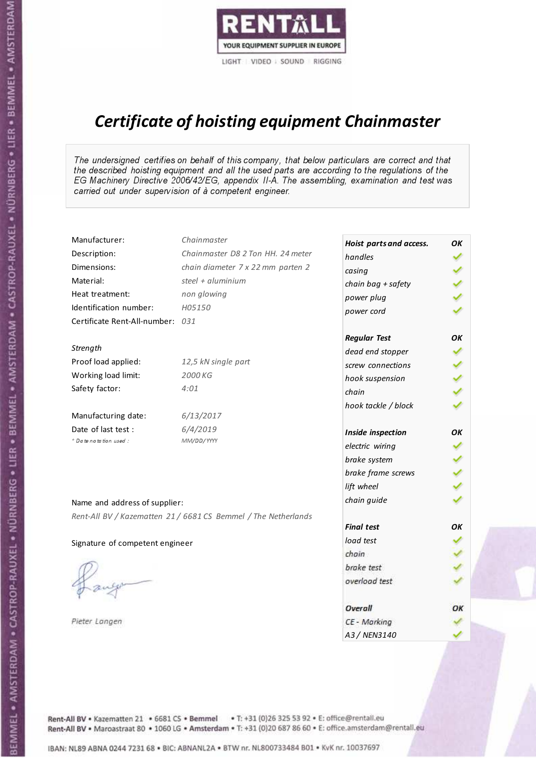RENTALL
YOUR EQUIPMENT SUPPLIER IN EUROPE
LIGHT | VIDEO | SOUND | RIGGING

# *Certificate of hoisting equipment Chainmaster*

*The undersigned certifies on behalf of this company, that below particulars are correct and that the described hoisting equipment and all the used parts are according to the regulations of the EG Machinery Directive 2006/42/EG, appendix II-A. The assembling, examination and test was carried out under supervision of à competent engineer.*

| | |
|---|---|
| Manufacturer: | *Chainmaster* |
| Description: | *Chainmaster D8 2 Ton HH. 24 meter* |
| Dimensions: | *chain diameter 7 x 22 mm parten 2* |
| Material: | *steel + aluminium* |
| Heat treatment: | *non glowing* |
| Identification number: | *H05150* |
| Certificate Rent-All-number: | *031* |

*Strength*

| | |
|---|---|
| Proof load applied: | *12,5 kN single part* |
| Working load limit: | *2000 KG* |
| Safety factor: | *4:01* |

| | |
|---|---|
| Manufacturing date: | *6/13/2017* |
| Date of last test : | *6/4/2019* |
| *\* Date notation used :* | *MM/DD/YYYY* |

| *Hoist parts and access.* | *OK* |
|---|---|
| *handles* | ✓ |
| *casing* | ✓ |
| *chain bag + safety* | ✓ |
| *power plug* | ✓ |
| *power cord* | ✓ |
| ***Regular Test*** | ***OK*** |
| *dead end stopper* | ✓ |
| *screw connections* | ✓ |
| *hook suspension* | ✓ |
| *chain* | ✓ |
| *hook tackle / block* | ✓ |
| ***Inside inspection*** | ***OK*** |
| *electric wiring* | ✓ |
| *brake system* | ✓ |
| *brake frame screws* | ✓ |
| *lift wheel* | ✓ |
| *chain guide* | ✓ |
| ***Final test*** | ***OK*** |
| *load test* | ✓ |
| *chain* | ✓ |
| *brake test* | ✓ |
| *overload test* | ✓ |
| ***Overall*** | ***OK*** |
| *CE - Marking* | ✓ |
| *A3 / NEN3140* | ✓ |

Name and address of supplier:

*Rent-All BV / Kazematten 21 / 6681 CS Bemmel / The Netherlands*

Signature of competent engineer

*Pieter Langen*

Rent-All BV • Kazematten 21 • 6681 CS • **Bemmel** • T: +31 (0)26 325 53 92 • E: office@rentall.eu
Rent-All BV • Maroastraat 80 • 1060 LG • **Amsterdam** • T: +31 (0)20 687 86 60 • E: office.amsterdam@rentall.eu

IBAN: NL89 ABNA 0244 7231 68 • BIC: ABNANL2A • BTW nr. NL800733484 B01 • KvK nr. 10037697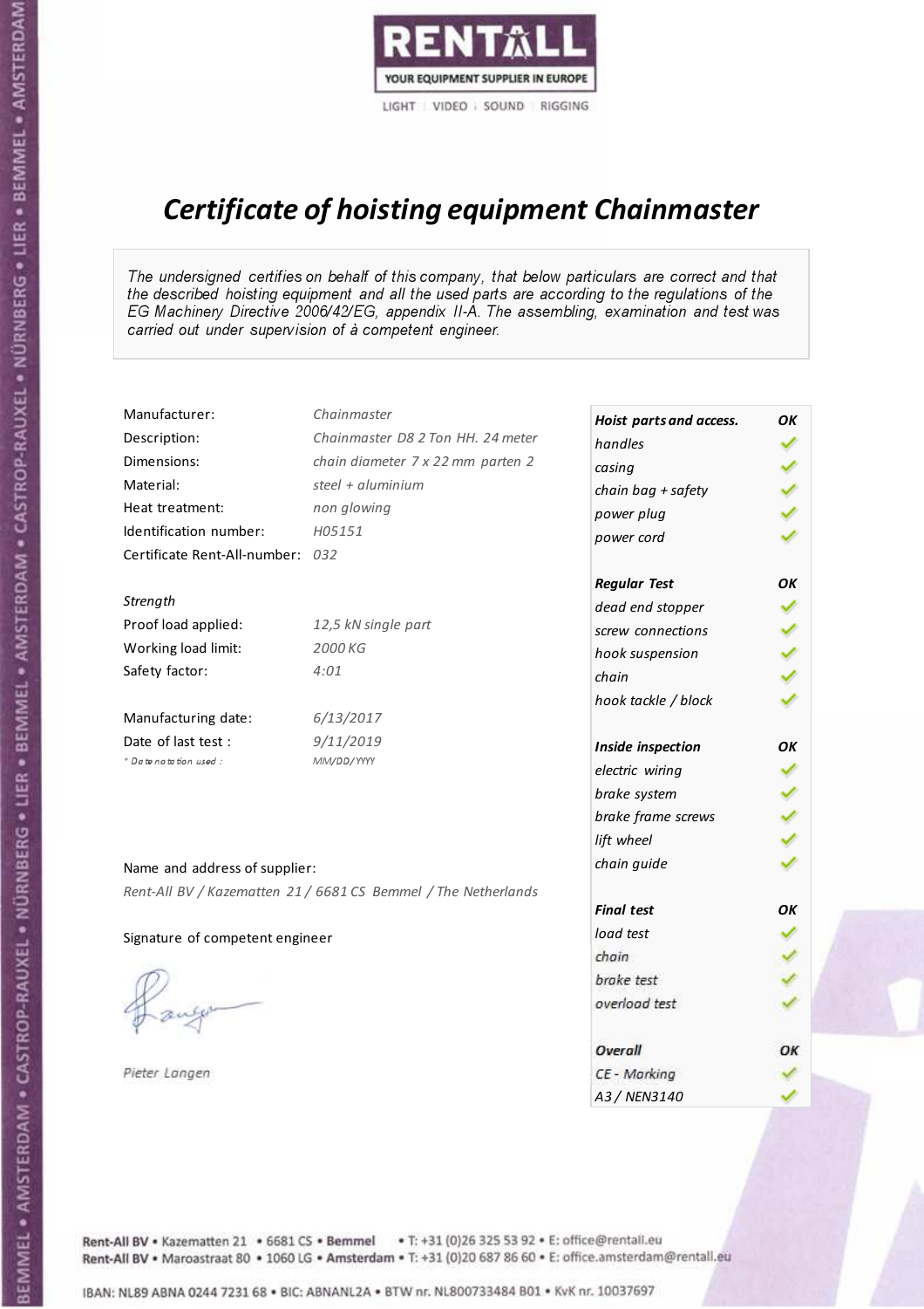RENTALL

YOUR EQUIPMENT SUPPLIER IN EUROPE

LIGHT | VIDEO | SOUND | RIGGING

# *Certificate of hoisting equipment Chainmaster*

*The undersigned certifies on behalf of this company, that below particulars are correct and that the described hoisting equipment and all the used parts are according to the regulations of the EG Machinery Directive 2006/42/EG, appendix II-A. The assembling, examination and test was carried out under supervision of à competent engineer.*

| | |
|---|---|
| Manufacturer: | *Chainmaster* |
| Description: | *Chainmaster D8 2 Ton HH. 24 meter* |
| Dimensions: | *chain diameter 7 x 22 mm parten 2* |
| Material: | *steel + aluminium* |
| Heat treatment: | *non glowing* |
| Identification number: | *H05151* |
| Certificate Rent-All-number: | *032* |

*Strength*

| | |
|---|---|
| Proof load applied: | *12,5 kN single part* |
| Working load limit: | *2000 KG* |
| Safety factor: | *4:01* |

| | |
|---|---|
| Manufacturing date: | *6/13/2017* |
| Date of last test : | *9/11/2019* |
| *\* Date notation used :* | *MM/DD/YYYY* |

| ***Hoist parts and access.*** | ***OK*** |
|---|---|
| *handles* | ✓ |
| *casing* | ✓ |
| *chain bag + safety* | ✓ |
| *power plug* | ✓ |
| *power cord* | ✓ |
| ***Regular Test*** | ***OK*** |
| *dead end stopper* | ✓ |
| *screw connections* | ✓ |
| *hook suspension* | ✓ |
| *chain* | ✓ |
| *hook tackle / block* | ✓ |
| ***Inside inspection*** | ***OK*** |
| *electric wiring* | ✓ |
| *brake system* | ✓ |
| *brake frame screws* | ✓ |
| *lift wheel* | ✓ |
| *chain guide* | ✓ |
| ***Final test*** | ***OK*** |
| *load test* | ✓ |
| *chain* | ✓ |
| *brake test* | ✓ |
| *overload test* | ✓ |
| ***Overall*** | ***OK*** |
| *CE - Marking* | ✓ |
| *A3 / NEN3140* | ✓ |

Name and address of supplier:

*Rent-All BV / Kazematten 21 / 6681 CS Bemmel / The Netherlands*

Signature of competent engineer

*Pieter Langen*

Rent-All BV • Kazematten 21 • 6681 CS • **Bemmel** • T: +31 (0)26 325 53 92 • E: office@rentall.eu
Rent-All BV • Maroastraat 80 • 1060 LG • **Amsterdam** • T: +31 (0)20 687 86 60 • E: office.amsterdam@rentall.eu

IBAN: NL89 ABNA 0244 7231 68 • BIC: ABNANL2A • BTW nr. NL800733484 B01 • KvK nr. 10037697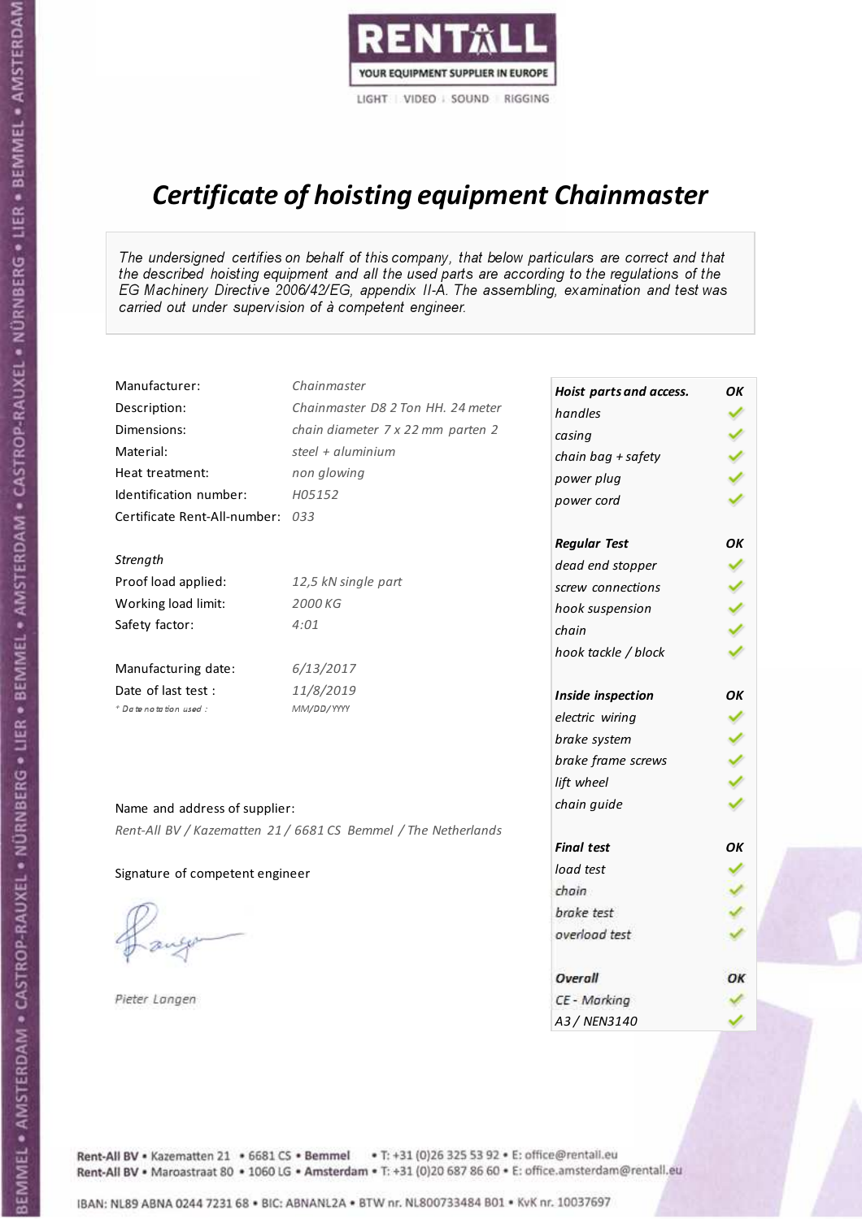RENTALL
YOUR EQUIPMENT SUPPLIER IN EUROPE
LIGHT | VIDEO | SOUND | RIGGING

# *Certificate of hoisting equipment Chainmaster*

*The undersigned certifies on behalf of this company, that below particulars are correct and that the described hoisting equipment and all the used parts are according to the regulations of the EG Machinery Directive 2006/42/EG, appendix II-A. The assembling, examination and test was carried out under supervision of à competent engineer.*

| | |
|---|---|
| Manufacturer: | *Chainmaster* |
| Description: | *Chainmaster D8 2 Ton HH. 24 meter* |
| Dimensions: | *chain diameter 7 x 22 mm parten 2* |
| Material: | *steel + aluminium* |
| Heat treatment: | *non glowing* |
| Identification number: | *H05152* |
| Certificate Rent-All-number: | *033* |

*Strength*

| | |
|---|---|
| Proof load applied: | *12,5 kN single part* |
| Working load limit: | *2000 KG* |
| Safety factor: | *4:01* |

| | |
|---|---|
| Manufacturing date: | *6/13/2017* |
| Date of last test : | *11/8/2019* |
| *\* Date notation used :* | *MM/DD/YYYY* |

| ***Hoist parts and access.*** | ***OK*** |
|---|---|
| *handles* | ✓ |
| *casing* | ✓ |
| *chain bag + safety* | ✓ |
| *power plug* | ✓ |
| *power cord* | ✓ |
| ***Regular Test*** | ***OK*** |
| *dead end stopper* | ✓ |
| *screw connections* | ✓ |
| *hook suspension* | ✓ |
| *chain* | ✓ |
| *hook tackle / block* | ✓ |
| ***Inside inspection*** | ***OK*** |
| *electric wiring* | ✓ |
| *brake system* | ✓ |
| *brake frame screws* | ✓ |
| *lift wheel* | ✓ |
| *chain guide* | ✓ |
| ***Final test*** | ***OK*** |
| *load test* | ✓ |
| *chain* | ✓ |
| *brake test* | ✓ |
| *overload test* | ✓ |
| ***Overall*** | ***OK*** |
| *CE - Marking* | ✓ |
| *A3 / NEN3140* | ✓ |

Name and address of supplier:

*Rent-All BV / Kazematten 21 / 6681 CS Bemmel / The Netherlands*

Signature of competent engineer

*Pieter Langen*

Rent-All BV • Kazematten 21 • 6681 CS • **Bemmel** • T: +31 (0)26 325 53 92 • E: office@rentall.eu
Rent-All BV • Maroastraat 80 • 1060 LG • **Amsterdam** • T: +31 (0)20 687 86 60 • E: office.amsterdam@rentall.eu

IBAN: NL89 ABNA 0244 7231 68 • BIC: ABNANL2A • BTW nr. NL800733484 B01 • KvK nr. 10037697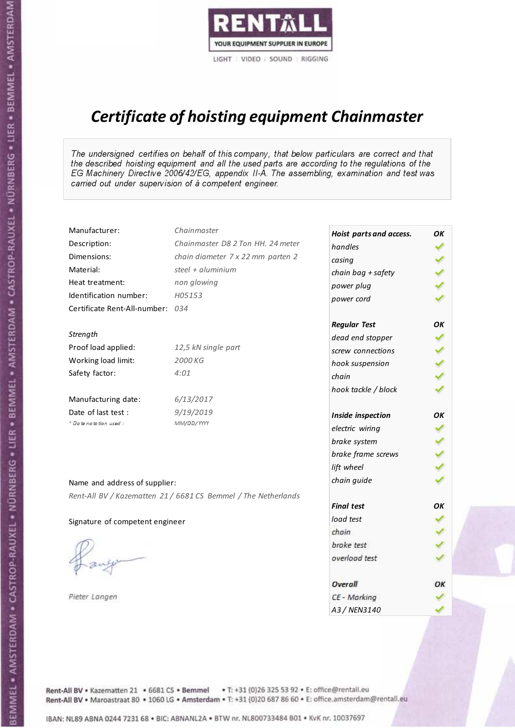RENTALL
YOUR EQUIPMENT SUPPLIER IN EUROPE
LIGHT | VIDEO | SOUND | RIGGING

# *Certificate of hoisting equipment Chainmaster*

*The undersigned certifies on behalf of this company, that below particulars are correct and that the described hoisting equipment and all the used parts are according to the regulations of the EG Machinery Directive 2006/42/EG, appendix II-A. The assembling, examination and test was carried out under supervision of à competent engineer.*

| | |
|---|---|
| Manufacturer: | *Chainmaster* |
| Description: | *Chainmaster D8 2 Ton HH. 24 meter* |
| Dimensions: | *chain diameter 7 x 22 mm parten 2* |
| Material: | *steel + aluminium* |
| Heat treatment: | *non glowing* |
| Identification number: | *H05153* |
| Certificate Rent-All-number: | *034* |

*Strength*

| | |
|---|---|
| Proof load applied: | *12,5 kN single part* |
| Working load limit: | *2000 KG* |
| Safety factor: | *4:01* |

| | |
|---|---|
| Manufacturing date: | *6/13/2017* |
| Date of last test : | *9/19/2019* |
| *\* Date notation used :* | *MM/DD/YYYY* |

| ***Hoist parts and access.*** | ***OK*** |
|---|---|
| *handles* | ✓ |
| *casing* | ✓ |
| *chain bag + safety* | ✓ |
| *power plug* | ✓ |
| *power cord* | ✓ |
| ***Regular Test*** | ***OK*** |
| *dead end stopper* | ✓ |
| *screw connections* | ✓ |
| *hook suspension* | ✓ |
| *chain* | ✓ |
| *hook tackle / block* | ✓ |
| ***Inside inspection*** | ***OK*** |
| *electric wiring* | ✓ |
| *brake system* | ✓ |
| *brake frame screws* | ✓ |
| *lift wheel* | ✓ |
| *chain guide* | ✓ |
| ***Final test*** | ***OK*** |
| *load test* | ✓ |
| *chain* | ✓ |
| *brake test* | ✓ |
| *overload test* | ✓ |
| ***Overall*** | ***OK*** |
| *CE - Marking* | ✓ |
| *A3 / NEN3140* | ✓ |

Name and address of supplier:

*Rent-All BV / Kazematten 21 / 6681 CS Bemmel / The Netherlands*

Signature of competent engineer

*Pieter Langen*

Rent-All BV • Kazematten 21 • 6681 CS • **Bemmel** • T: +31 (0)26 325 53 92 • E: office@rentall.eu
Rent-All BV • Maroastraat 80 • 1060 LG • **Amsterdam** • T: +31 (0)20 687 86 60 • E: office.amsterdam@rentall.eu

IBAN: NL89 ABNA 0244 7231 68 • BIC: ABNANL2A • BTW nr. NL800733484 B01 • KvK nr. 10037697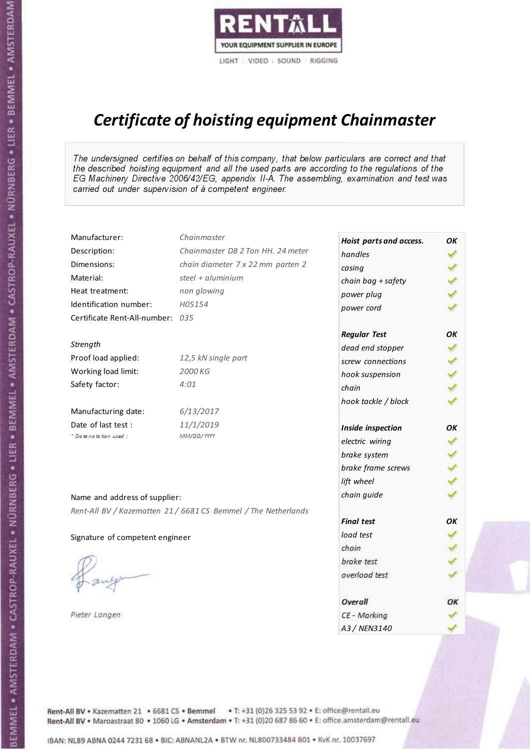RENTALL

YOUR EQUIPMENT SUPPLIER IN EUROPE

LIGHT | VIDEO | SOUND | RIGGING

# *Certificate of hoisting equipment Chainmaster*

*The undersigned certifies on behalf of this company, that below particulars are correct and that the described hoisting equipment and all the used parts are according to the regulations of the EG Machinery Directive 2006/42/EG, appendix II-A. The assembling, examination and test was carried out under supervision of à competent engineer.*

| | |
|---|---|
| Manufacturer: | *Chainmaster* |
| Description: | *Chainmaster D8 2 Ton HH. 24 meter* |
| Dimensions: | *chain diameter 7 x 22 mm parten 2* |
| Material: | *steel + aluminium* |
| Heat treatment: | *non glowing* |
| Identification number: | *H05154* |
| Certificate Rent-All-number: | *035* |

*Strength*

| | |
|---|---|
| Proof load applied: | *12,5 kN single part* |
| Working load limit: | *2000 KG* |
| Safety factor: | *4:01* |

| | |
|---|---|
| Manufacturing date: | *6/13/2017* |
| Date of last test : | *11/1/2019* |
| *\* Date notation used :* | *MM/DD/YYYY* |

| ***Hoist parts and access.*** | ***OK*** |
|---|---|
| *handles* | ✓ |
| *casing* | ✓ |
| *chain bag + safety* | ✓ |
| *power plug* | ✓ |
| *power cord* | ✓ |
| ***Regular Test*** | ***OK*** |
| *dead end stopper* | ✓ |
| *screw connections* | ✓ |
| *hook suspension* | ✓ |
| *chain* | ✓ |
| *hook tackle / block* | ✓ |
| ***Inside inspection*** | ***OK*** |
| *electric wiring* | ✓ |
| *brake system* | ✓ |
| *brake frame screws* | ✓ |
| *lift wheel* | ✓ |
| *chain guide* | ✓ |
| ***Final test*** | ***OK*** |
| *load test* | ✓ |
| *chain* | ✓ |
| *brake test* | ✓ |
| *overload test* | ✓ |
| ***Overall*** | ***OK*** |
| *CE - Marking* | ✓ |
| *A3 / NEN3140* | ✓ |

Name and address of supplier:

*Rent-All BV / Kazematten 21 / 6681 CS Bemmel / The Netherlands*

Signature of competent engineer

*Pieter Langen*

Rent-All BV • Kazematten 21 • 6681 CS • **Bemmel** • T: +31 (0)26 325 53 92 • E: office@rentall.eu
Rent-All BV • Maroastraat 80 • 1060 LG • **Amsterdam** • T: +31 (0)20 687 86 60 • E: office.amsterdam@rentall.eu

IBAN: NL89 ABNA 0244 7231 68 • BIC: ABNANL2A • BTW nr. NL800733484 B01 • KvK nr. 10037697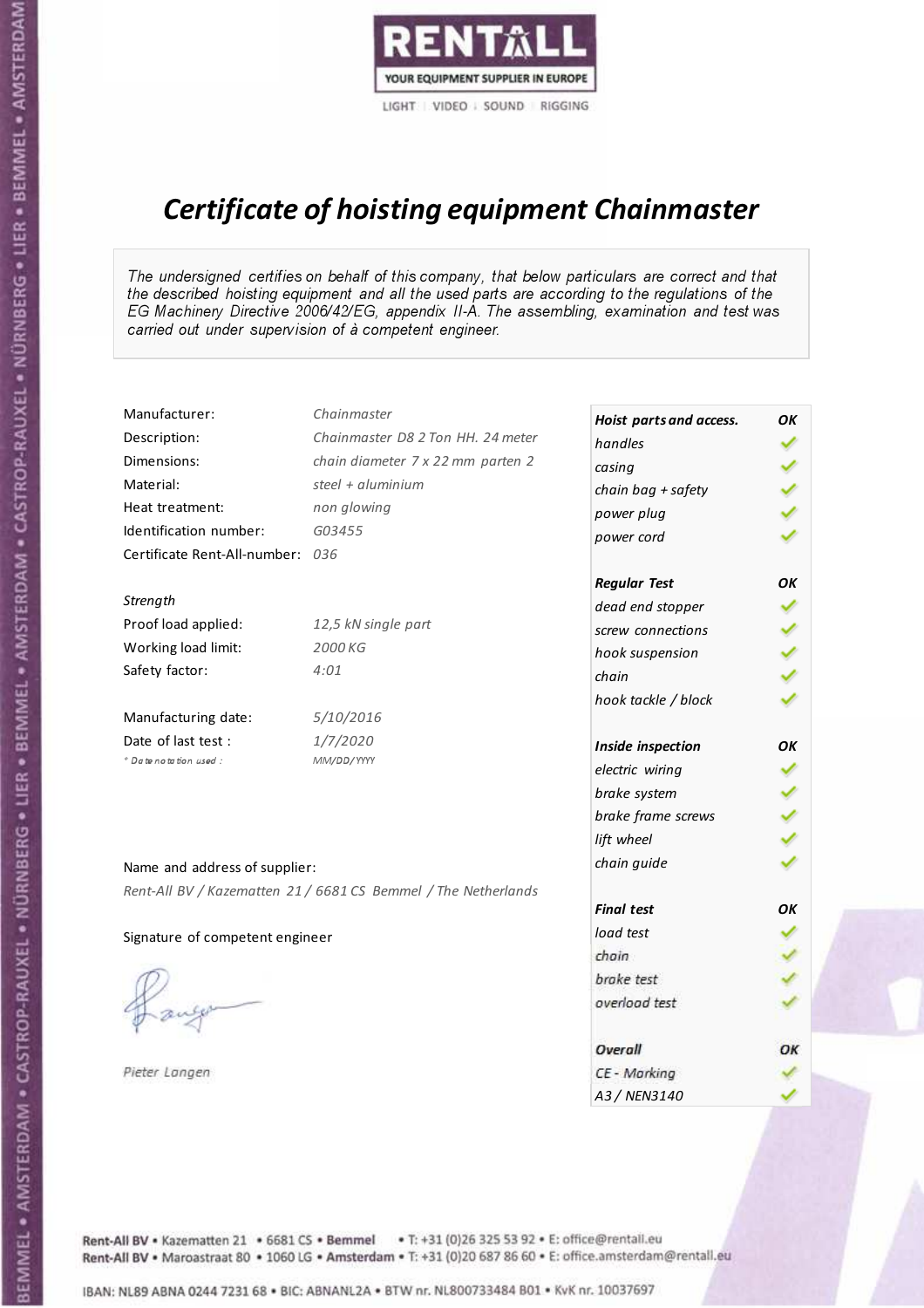RENTALL
YOUR EQUIPMENT SUPPLIER IN EUROPE
LIGHT | VIDEO | SOUND | RIGGING

# *Certificate of hoisting equipment Chainmaster*

*The undersigned certifies on behalf of this company, that below particulars are correct and that the described hoisting equipment and all the used parts are according to the regulations of the EG Machinery Directive 2006/42/EG, appendix II-A. The assembling, examination and test was carried out under supervision of à competent engineer.*

| | |
|---|---|
| Manufacturer: | *Chainmaster* |
| Description: | *Chainmaster D8 2 Ton HH. 24 meter* |
| Dimensions: | *chain diameter 7 x 22 mm parten 2* |
| Material: | *steel + aluminium* |
| Heat treatment: | *non glowing* |
| Identification number: | *G03455* |
| Certificate Rent-All-number: | *036* |

*Strength*

| | |
|---|---|
| Proof load applied: | *12,5 kN single part* |
| Working load limit: | *2000 KG* |
| Safety factor: | *4:01* |

| | |
|---|---|
| Manufacturing date: | *5/10/2016* |
| Date of last test : | *1/7/2020* |
| *\* Date notation used :* | *MM/DD/YYYY* |

| ***Hoist parts and access.*** | ***OK*** |
|---|---|
| *handles* | ✓ |
| *casing* | ✓ |
| *chain bag + safety* | ✓ |
| *power plug* | ✓ |
| *power cord* | ✓ |
| ***Regular Test*** | ***OK*** |
| *dead end stopper* | ✓ |
| *screw connections* | ✓ |
| *hook suspension* | ✓ |
| *chain* | ✓ |
| *hook tackle / block* | ✓ |
| ***Inside inspection*** | ***OK*** |
| *electric wiring* | ✓ |
| *brake system* | ✓ |
| *brake frame screws* | ✓ |
| *lift wheel* | ✓ |
| *chain guide* | ✓ |
| ***Final test*** | ***OK*** |
| *load test* | ✓ |
| *chain* | ✓ |
| *brake test* | ✓ |
| *overload test* | ✓ |
| ***Overall*** | ***OK*** |
| *CE - Marking* | ✓ |
| *A3 / NEN3140* | ✓ |

Name and address of supplier:

*Rent-All BV / Kazematten 21 / 6681 CS Bemmel / The Netherlands*

Signature of competent engineer

*Pieter Langen*

Rent-All BV • Kazematten 21 • 6681 CS • **Bemmel** • T: +31 (0)26 325 53 92 • E: office@rentall.eu
Rent-All BV • Maroastraat 80 • 1060 LG • **Amsterdam** • T: +31 (0)20 687 86 60 • E: office.amsterdam@rentall.eu

IBAN: NL89 ABNA 0244 7231 68 • BIC: ABNANL2A • BTW nr. NL800733484 B01 • KvK nr. 10037697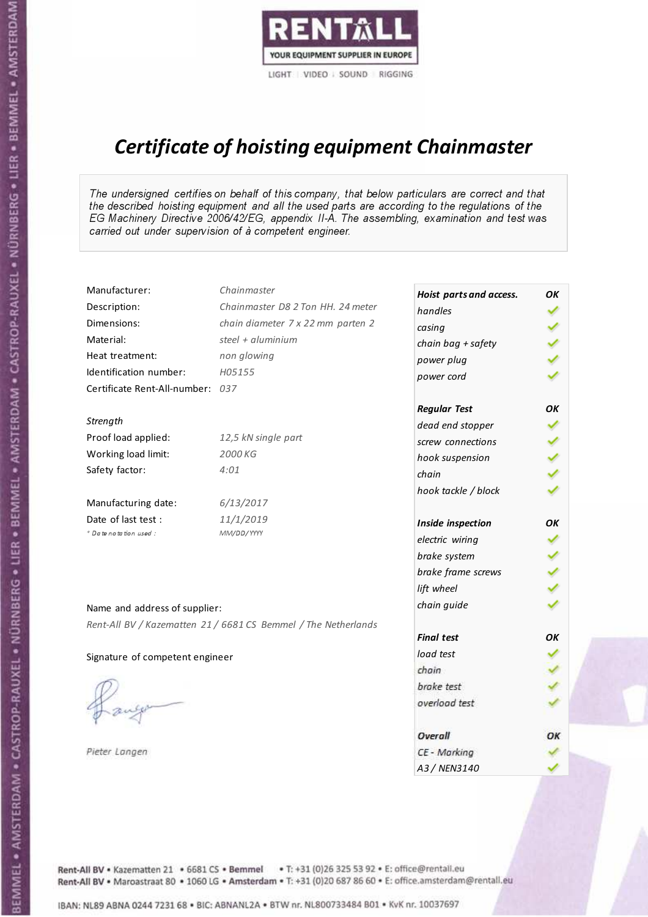RENTALL

YOUR EQUIPMENT SUPPLIER IN EUROPE

LIGHT | VIDEO | SOUND | RIGGING

# *Certificate of hoisting equipment Chainmaster*

*The undersigned certifies on behalf of this company, that below particulars are correct and that the described hoisting equipment and all the used parts are according to the regulations of the EG Machinery Directive 2006/42/EG, appendix II-A. The assembling, examination and test was carried out under supervision of à competent engineer.*

| | |
|---|---|
| Manufacturer: | *Chainmaster* |
| Description: | *Chainmaster D8 2 Ton HH. 24 meter* |
| Dimensions: | *chain diameter 7 x 22 mm parten 2* |
| Material: | *steel + aluminium* |
| Heat treatment: | *non glowing* |
| Identification number: | *H05155* |
| Certificate Rent-All-number: | *037* |

*Strength*

| | |
|---|---|
| Proof load applied: | *12,5 kN single part* |
| Working load limit: | *2000 KG* |
| Safety factor: | *4:01* |

| | |
|---|---|
| Manufacturing date: | *6/13/2017* |
| Date of last test : | *11/1/2019* |
| *\* Date notation used :* | *MM/DD/YYYY* |

Name and address of supplier:

*Rent-All BV / Kazematten 21 / 6681 CS Bemmel / The Netherlands*

Signature of competent engineer

*Pieter Langen*

| ***Hoist parts and access.*** | ***OK*** |
|---|---|
| *handles* | ✓ |
| *casing* | ✓ |
| *chain bag + safety* | ✓ |
| *power plug* | ✓ |
| *power cord* | ✓ |
| ***Regular Test*** | ***OK*** |
| *dead end stopper* | ✓ |
| *screw connections* | ✓ |
| *hook suspension* | ✓ |
| *chain* | ✓ |
| *hook tackle / block* | ✓ |
| ***Inside inspection*** | ***OK*** |
| *electric wiring* | ✓ |
| *brake system* | ✓ |
| *brake frame screws* | ✓ |
| *lift wheel* | ✓ |
| *chain guide* | ✓ |
| ***Final test*** | ***OK*** |
| *load test* | ✓ |
| *chain* | ✓ |
| *brake test* | ✓ |
| *overload test* | ✓ |
| ***Overall*** | ***OK*** |
| *CE - Marking* | ✓ |
| *A3 / NEN3140* | ✓ |

Rent-All BV • Kazematten 21 • 6681 CS • **Bemmel** • T: +31 (0)26 325 53 92 • E: office@rentall.eu
Rent-All BV • Maroastraat 80 • 1060 LG • **Amsterdam** • T: +31 (0)20 687 86 60 • E: office.amsterdam@rentall.eu

IBAN: NL89 ABNA 0244 7231 68 • BIC: ABNANL2A • BTW nr. NL800733484 B01 • KvK nr. 10037697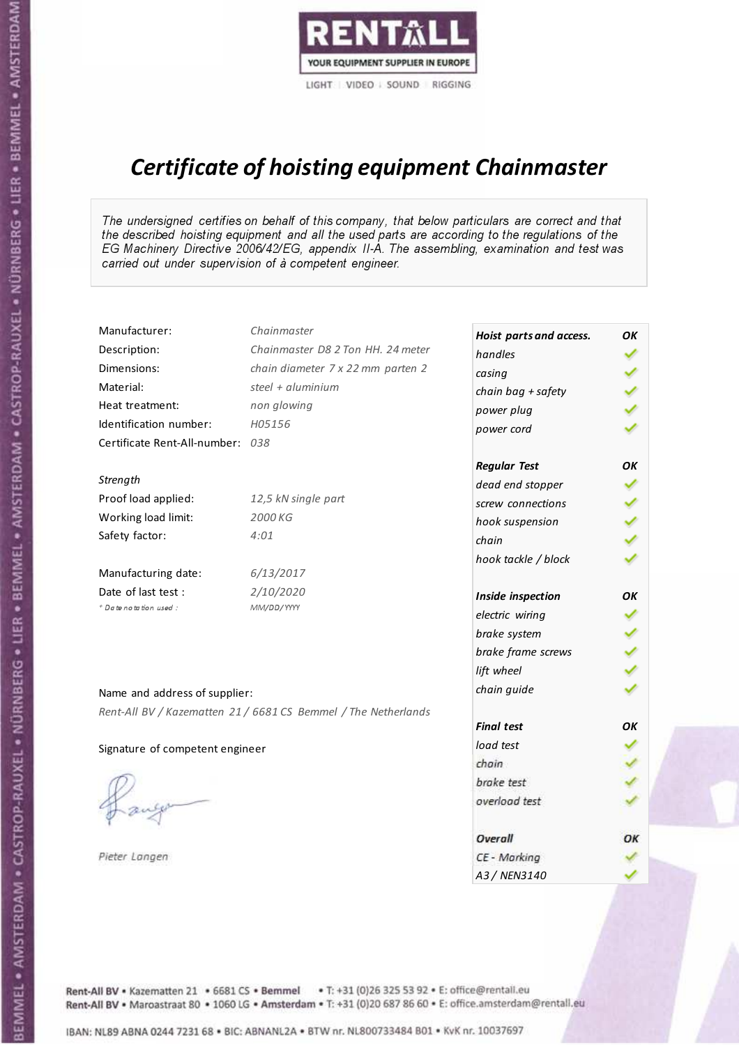RENTALL
YOUR EQUIPMENT SUPPLIER IN EUROPE
LIGHT | VIDEO | SOUND | RIGGING

# *Certificate of hoisting equipment Chainmaster*

*The undersigned certifies on behalf of this company, that below particulars are correct and that the described hoisting equipment and all the used parts are according to the regulations of the EG Machinery Directive 2006/42/EG, appendix II-A. The assembling, examination and test was carried out under supervision of à competent engineer.*

| | |
|---|---|
| Manufacturer: | *Chainmaster* |
| Description: | *Chainmaster D8 2 Ton HH. 24 meter* |
| Dimensions: | *chain diameter 7 x 22 mm parten 2* |
| Material: | *steel + aluminium* |
| Heat treatment: | *non glowing* |
| Identification number: | *H05156* |
| Certificate Rent-All-number: | *038* |

*Strength*

| | |
|---|---|
| Proof load applied: | *12,5 kN single part* |
| Working load limit: | *2000 KG* |
| Safety factor: | *4:01* |

| | |
|---|---|
| Manufacturing date: | *6/13/2017* |
| Date of last test : | *2/10/2020* |
| *\* Date notation used :* | *MM/DD/YYYY* |

Name and address of supplier:

*Rent-All BV / Kazematten 21 / 6681 CS Bemmel / The Netherlands*

Signature of competent engineer

*Pieter Langen*

| ***Hoist parts and access.*** | ***OK*** |
|---|---|
| *handles* | ✓ |
| *casing* | ✓ |
| *chain bag + safety* | ✓ |
| *power plug* | ✓ |
| *power cord* | ✓ |
| ***Regular Test*** | ***OK*** |
| *dead end stopper* | ✓ |
| *screw connections* | ✓ |
| *hook suspension* | ✓ |
| *chain* | ✓ |
| *hook tackle / block* | ✓ |
| ***Inside inspection*** | ***OK*** |
| *electric wiring* | ✓ |
| *brake system* | ✓ |
| *brake frame screws* | ✓ |
| *lift wheel* | ✓ |
| *chain guide* | ✓ |
| ***Final test*** | ***OK*** |
| *load test* | ✓ |
| *chain* | ✓ |
| *brake test* | ✓ |
| *overload test* | ✓ |
| ***Overall*** | ***OK*** |
| *CE - Marking* | ✓ |
| *A3 / NEN3140* | ✓ |

Rent-All BV • Kazematten 21 • 6681 CS • **Bemmel** • T: +31 (0)26 325 53 92 • E: office@rentall.eu
Rent-All BV • Maroastraat 80 • 1060 LG • **Amsterdam** • T: +31 (0)20 687 86 60 • E: office.amsterdam@rentall.eu

IBAN: NL89 ABNA 0244 7231 68 • BIC: ABNANL2A • BTW nr. NL800733484 B01 • KvK nr. 10037697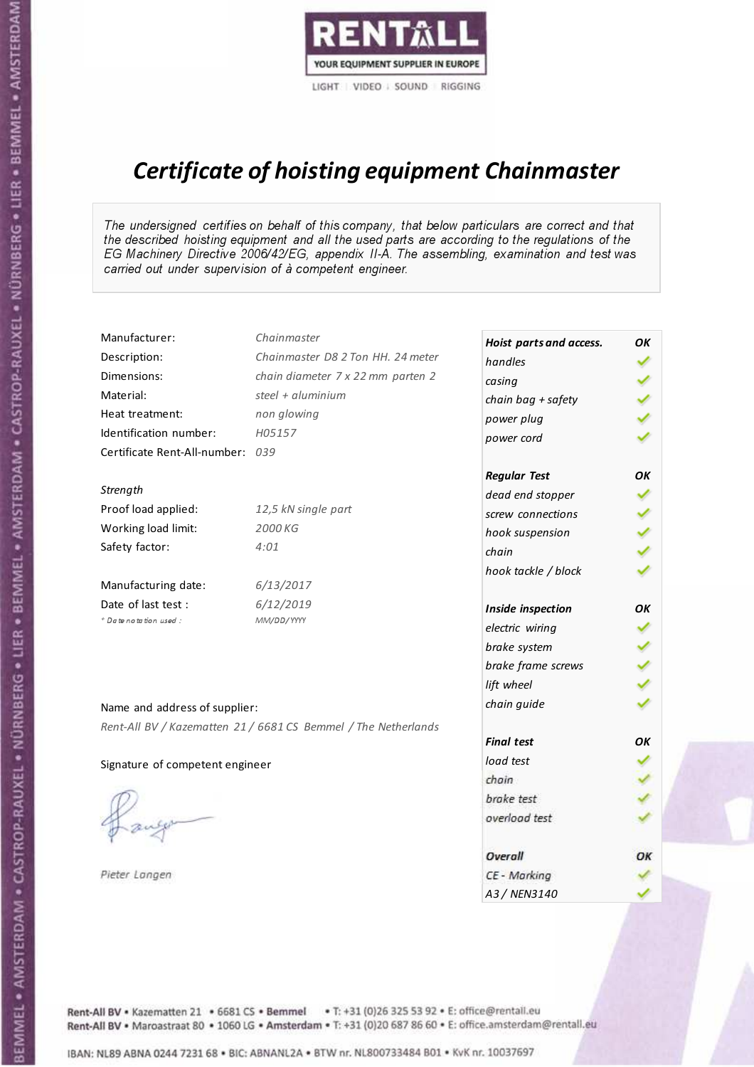RENTALL
YOUR EQUIPMENT SUPPLIER IN EUROPE
LIGHT | VIDEO | SOUND | RIGGING

# *Certificate of hoisting equipment Chainmaster*

*The undersigned certifies on behalf of this company, that below particulars are correct and that the described hoisting equipment and all the used parts are according to the regulations of the EG Machinery Directive 2006/42/EG, appendix II-A. The assembling, examination and test was carried out under supervision of à competent engineer.*

| | |
|---|---|
| Manufacturer: | *Chainmaster* |
| Description: | *Chainmaster D8 2 Ton HH. 24 meter* |
| Dimensions: | *chain diameter 7 x 22 mm parten 2* |
| Material: | *steel + aluminium* |
| Heat treatment: | *non glowing* |
| Identification number: | *H05157* |
| Certificate Rent-All-number: | *039* |

*Strength*

| | |
|---|---|
| Proof load applied: | *12,5 kN single part* |
| Working load limit: | *2000 KG* |
| Safety factor: | *4:01* |

| | |
|---|---|
| Manufacturing date: | *6/13/2017* |
| Date of last test : | *6/12/2019* |
| *\* Date notation used :* | *MM/DD/YYYY* |

| ***Hoist parts and access.*** | ***OK*** |
|---|---|
| *handles* | ✓ |
| *casing* | ✓ |
| *chain bag + safety* | ✓ |
| *power plug* | ✓ |
| *power cord* | ✓ |
| ***Regular Test*** | ***OK*** |
| *dead end stopper* | ✓ |
| *screw connections* | ✓ |
| *hook suspension* | ✓ |
| *chain* | ✓ |
| *hook tackle / block* | ✓ |
| ***Inside inspection*** | ***OK*** |
| *electric wiring* | ✓ |
| *brake system* | ✓ |
| *brake frame screws* | ✓ |
| *lift wheel* | ✓ |
| *chain guide* | ✓ |
| ***Final test*** | ***OK*** |
| *load test* | ✓ |
| *chain* | ✓ |
| *brake test* | ✓ |
| *overload test* | ✓ |
| ***Overall*** | ***OK*** |
| *CE - Marking* | ✓ |
| *A3 / NEN3140* | ✓ |

Name and address of supplier:

*Rent-All BV / Kazematten 21 / 6681 CS Bemmel / The Netherlands*

Signature of competent engineer

*Pieter Langen*

Rent-All BV • Kazematten 21 • 6681 CS • Bemmel • T: +31 (0)26 325 53 92 • E: office@rentall.eu
Rent-All BV • Maroastraat 80 • 1060 LG • Amsterdam • T: +31 (0)20 687 86 60 • E: office.amsterdam@rentall.eu

IBAN: NL89 ABNA 0244 7231 68 • BIC: ABNANL2A • BTW nr. NL800733484 B01 • KvK nr. 10037697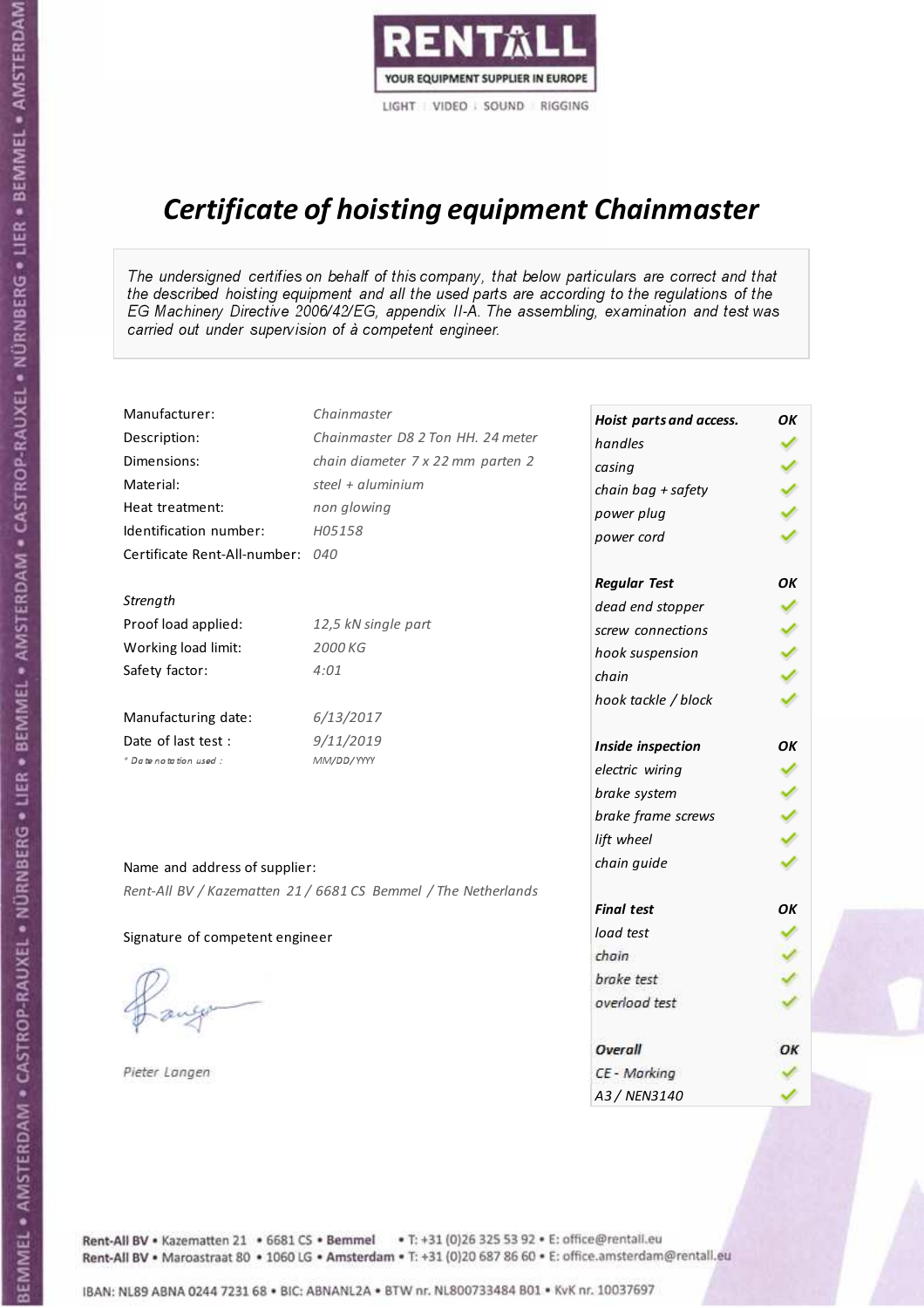RENTALL

YOUR EQUIPMENT SUPPLIER IN EUROPE

LIGHT | VIDEO | SOUND | RIGGING

# *Certificate of hoisting equipment Chainmaster*

*The undersigned certifies on behalf of this company, that below particulars are correct and that the described hoisting equipment and all the used parts are according to the regulations of the EG Machinery Directive 2006/42/EG, appendix II-A. The assembling, examination and test was carried out under supervision of à competent engineer.*

| | |
|---|---|
| Manufacturer: | *Chainmaster* |
| Description: | *Chainmaster D8 2 Ton HH. 24 meter* |
| Dimensions: | *chain diameter 7 x 22 mm parten 2* |
| Material: | *steel + aluminium* |
| Heat treatment: | *non glowing* |
| Identification number: | *H05158* |
| Certificate Rent-All-number: | *040* |

*Strength*

| | |
|---|---|
| Proof load applied: | *12,5 kN single part* |
| Working load limit: | *2000 KG* |
| Safety factor: | *4:01* |

| | |
|---|---|
| Manufacturing date: | *6/13/2017* |
| Date of last test : | *9/11/2019* |
| *\* Date notation used :* | *MM/DD/YYYY* |

| ***Hoist parts and access.*** | ***OK*** |
|---|---|
| *handles* | ✓ |
| *casing* | ✓ |
| *chain bag + safety* | ✓ |
| *power plug* | ✓ |
| *power cord* | ✓ |
| ***Regular Test*** | ***OK*** |
| *dead end stopper* | ✓ |
| *screw connections* | ✓ |
| *hook suspension* | ✓ |
| *chain* | ✓ |
| *hook tackle / block* | ✓ |
| ***Inside inspection*** | ***OK*** |
| *electric wiring* | ✓ |
| *brake system* | ✓ |
| *brake frame screws* | ✓ |
| *lift wheel* | ✓ |
| *chain guide* | ✓ |
| ***Final test*** | ***OK*** |
| *load test* | ✓ |
| *chain* | ✓ |
| *brake test* | ✓ |
| *overload test* | ✓ |
| ***Overall*** | ***OK*** |
| *CE - Marking* | ✓ |
| *A3 / NEN3140* | ✓ |

Name and address of supplier:

*Rent-All BV / Kazematten 21 / 6681 CS Bemmel / The Netherlands*

Signature of competent engineer

*Pieter Langen*

Rent-All BV • Kazematten 21 • 6681 CS • **Bemmel** • T: +31 (0)26 325 53 92 • E: office@rentall.eu
Rent-All BV • Maroastraat 80 • 1060 LG • **Amsterdam** • T: +31 (0)20 687 86 60 • E: office.amsterdam@rentall.eu

IBAN: NL89 ABNA 0244 7231 68 • BIC: ABNANL2A • BTW nr. NL800733484 B01 • KvK nr. 10037697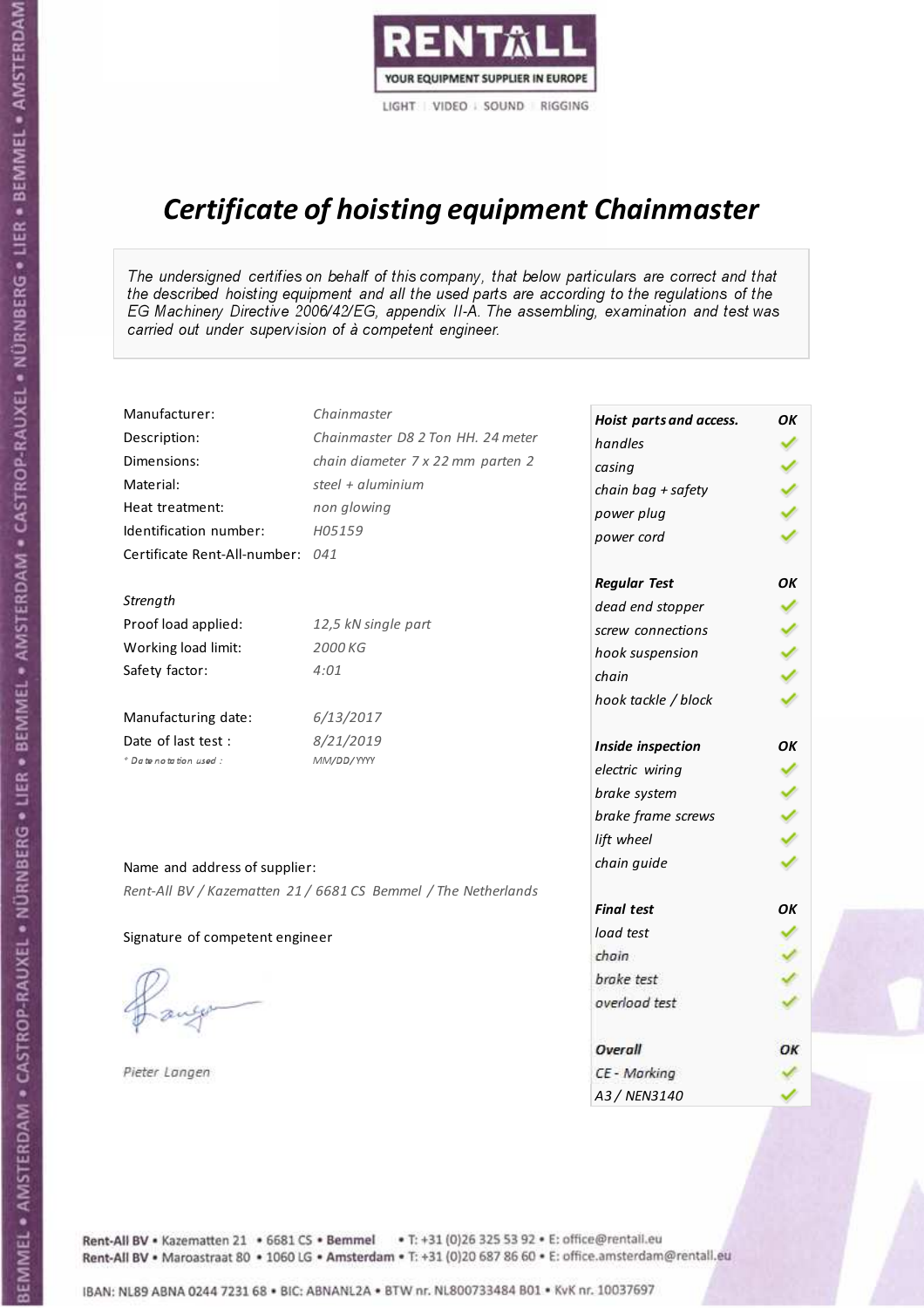RENTALL

YOUR EQUIPMENT SUPPLIER IN EUROPE

LIGHT | VIDEO | SOUND | RIGGING

# *Certificate of hoisting equipment Chainmaster*

*The undersigned certifies on behalf of this company, that below particulars are correct and that the described hoisting equipment and all the used parts are according to the regulations of the EG Machinery Directive 2006/42/EG, appendix II-A. The assembling, examination and test was carried out under supervision of à competent engineer.*

| | |
|---|---|
| Manufacturer: | *Chainmaster* |
| Description: | *Chainmaster D8 2 Ton HH. 24 meter* |
| Dimensions: | *chain diameter 7 x 22 mm parten 2* |
| Material: | *steel + aluminium* |
| Heat treatment: | *non glowing* |
| Identification number: | *H05159* |
| Certificate Rent-All-number: | *041* |

*Strength*

| | |
|---|---|
| Proof load applied: | *12,5 kN single part* |
| Working load limit: | *2000 KG* |
| Safety factor: | *4:01* |

| | |
|---|---|
| Manufacturing date: | *6/13/2017* |
| Date of last test : | *8/21/2019* |
| *\* Date notation used :* | *MM/DD/YYYY* |

| ***Hoist parts and access.*** | ***OK*** |
|---|---|
| *handles* | ✓ |
| *casing* | ✓ |
| *chain bag + safety* | ✓ |
| *power plug* | ✓ |
| *power cord* | ✓ |
| ***Regular Test*** | ***OK*** |
| *dead end stopper* | ✓ |
| *screw connections* | ✓ |
| *hook suspension* | ✓ |
| *chain* | ✓ |
| *hook tackle / block* | ✓ |
| ***Inside inspection*** | ***OK*** |
| *electric wiring* | ✓ |
| *brake system* | ✓ |
| *brake frame screws* | ✓ |
| *lift wheel* | ✓ |
| *chain guide* | ✓ |
| ***Final test*** | ***OK*** |
| *load test* | ✓ |
| *chain* | ✓ |
| *brake test* | ✓ |
| *overload test* | ✓ |
| ***Overall*** | ***OK*** |
| *CE - Marking* | ✓ |
| *A3 / NEN3140* | ✓ |

Name and address of supplier:

*Rent-All BV / Kazematten 21 / 6681 CS Bemmel / The Netherlands*

Signature of competent engineer

*Pieter Langen*

**Rent-All BV** • Kazematten 21 • 6681 CS • **Bemmel** • T: +31 (0)26 325 53 92 • E: office@rentall.eu
**Rent-All BV** • Maroastraat 80 • 1060 LG • **Amsterdam** • T: +31 (0)20 687 86 60 • E: office.amsterdam@rentall.eu

IBAN: NL89 ABNA 0244 7231 68 • BIC: ABNANL2A • BTW nr. NL800733484 B01 • KvK nr. 10037697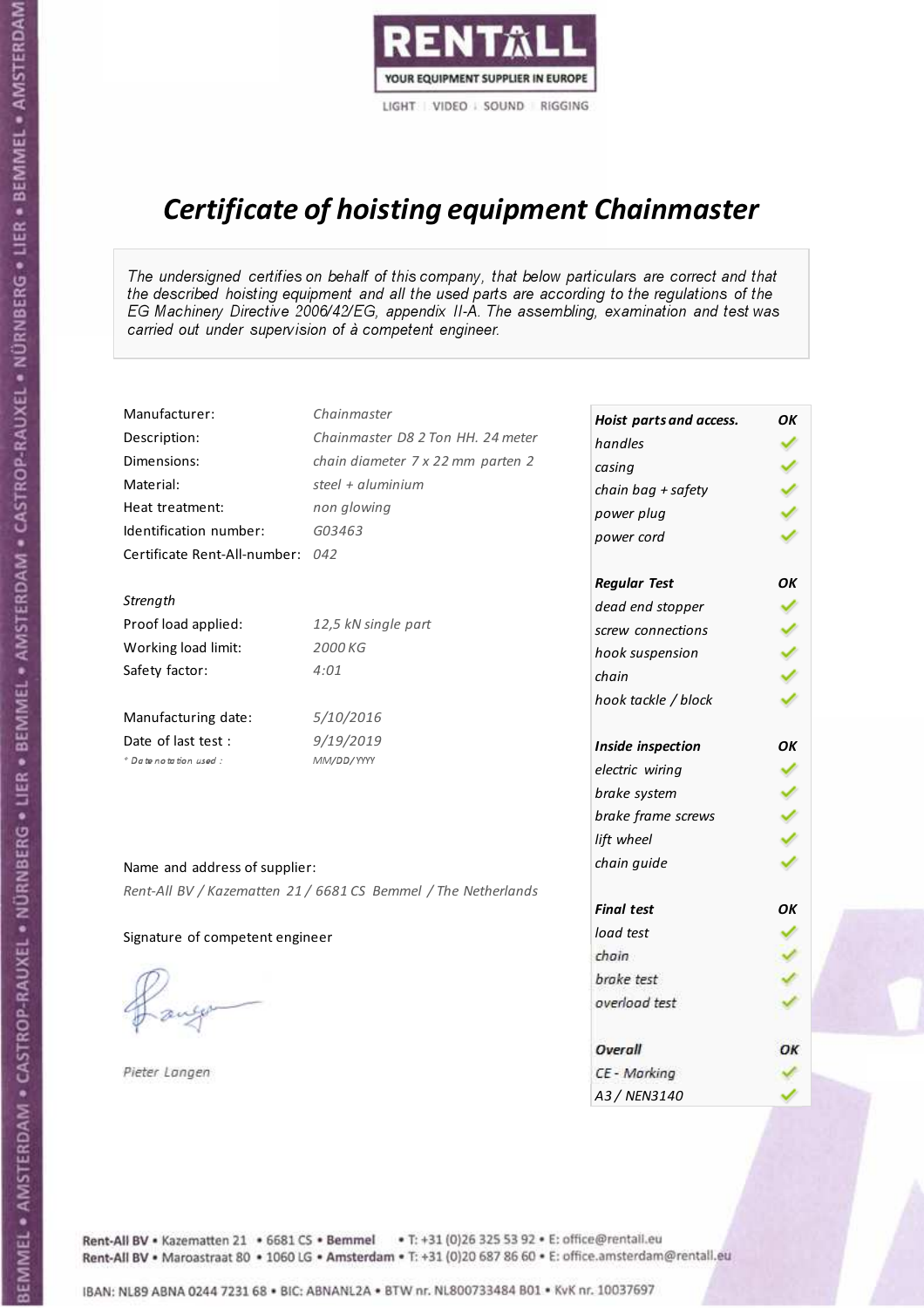RENTALL

YOUR EQUIPMENT SUPPLIER IN EUROPE

LIGHT | VIDEO | SOUND | RIGGING

# *Certificate of hoisting equipment Chainmaster*

*The undersigned certifies on behalf of this company, that below particulars are correct and that the described hoisting equipment and all the used parts are according to the regulations of the EG Machinery Directive 2006/42/EG, appendix II-A. The assembling, examination and test was carried out under supervision of à competent engineer.*

| | |
|---|---|
| Manufacturer: | *Chainmaster* |
| Description: | *Chainmaster D8 2 Ton HH. 24 meter* |
| Dimensions: | *chain diameter 7 x 22 mm parten 2* |
| Material: | *steel + aluminium* |
| Heat treatment: | *non glowing* |
| Identification number: | *G03463* |
| Certificate Rent-All-number: | *042* |

*Strength*

| | |
|---|---|
| Proof load applied: | *12,5 kN single part* |
| Working load limit: | *2000 KG* |
| Safety factor: | *4:01* |

| | |
|---|---|
| Manufacturing date: | *5/10/2016* |
| Date of last test : | *9/19/2019* |
| *\* Date notation used :* | *MM/DD/YYYY* |

Name and address of supplier:

*Rent-All BV / Kazematten 21 / 6681 CS Bemmel / The Netherlands*

Signature of competent engineer

*Pieter Langen*

| ***Hoist parts and access.*** | ***OK*** |
|---|---|
| *handles* | ✓ |
| *casing* | ✓ |
| *chain bag + safety* | ✓ |
| *power plug* | ✓ |
| *power cord* | ✓ |
| ***Regular Test*** | ***OK*** |
| *dead end stopper* | ✓ |
| *screw connections* | ✓ |
| *hook suspension* | ✓ |
| *chain* | ✓ |
| *hook tackle / block* | ✓ |
| ***Inside inspection*** | ***OK*** |
| *electric wiring* | ✓ |
| *brake system* | ✓ |
| *brake frame screws* | ✓ |
| *lift wheel* | ✓ |
| *chain guide* | ✓ |
| ***Final test*** | ***OK*** |
| *load test* | ✓ |
| *chain* | ✓ |
| *brake test* | ✓ |
| *overload test* | ✓ |
| ***Overall*** | ***OK*** |
| *CE - Marking* | ✓ |
| *A3 / NEN3140* | ✓ |

Rent-All BV • Kazematten 21 • 6681 CS • **Bemmel** • T: +31 (0)26 325 53 92 • E: office@rentall.eu
Rent-All BV • Maroastraat 80 • 1060 LG • **Amsterdam** • T: +31 (0)20 687 86 60 • E: office.amsterdam@rentall.eu

IBAN: NL89 ABNA 0244 7231 68 • BIC: ABNANL2A • BTW nr. NL800733484 B01 • KvK nr. 10037697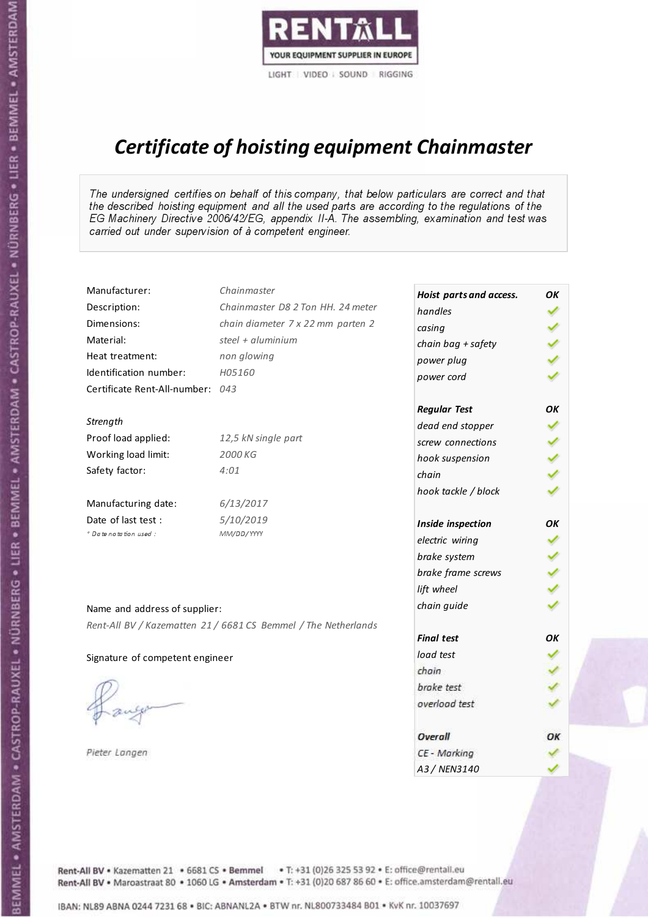RENTALL
YOUR EQUIPMENT SUPPLIER IN EUROPE
LIGHT | VIDEO | SOUND | RIGGING

# Certificate of hoisting equipment Chainmaster

*The undersigned certifies on behalf of this company, that below particulars are correct and that the described hoisting equipment and all the used parts are according to the regulations of the EG Machinery Directive 2006/42/EG, appendix II-A. The assembling, examination and test was carried out under supervision of à competent engineer.*

| | |
|---|---|
| Manufacturer: | *Chainmaster* |
| Description: | *Chainmaster D8 2 Ton HH. 24 meter* |
| Dimensions: | *chain diameter 7 x 22 mm parten 2* |
| Material: | *steel + aluminium* |
| Heat treatment: | *non glowing* |
| Identification number: | *H05160* |
| Certificate Rent-All-number: | *043* |

*Strength*

| | |
|---|---|
| Proof load applied: | *12,5 kN single part* |
| Working load limit: | *2000 KG* |
| Safety factor: | *4:01* |

| | |
|---|---|
| Manufacturing date: | *6/13/2017* |
| Date of last test : | *5/10/2019* |
| * Date notation used : | *MM/DD/YYYY* |

Name and address of supplier:

*Rent-All BV / Kazematten 21 / 6681 CS Bemmel / The Netherlands*

Signature of competent engineer

*Pieter Langen*

| Hoist parts and access. | OK |
|---|---|
| handles | ✓ |
| casing | ✓ |
| chain bag + safety | ✓ |
| power plug | ✓ |
| power cord | ✓ |
| **Regular Test** | **OK** |
| dead end stopper | ✓ |
| screw connections | ✓ |
| hook suspension | ✓ |
| chain | ✓ |
| hook tackle / block | ✓ |
| **Inside inspection** | **OK** |
| electric wiring | ✓ |
| brake system | ✓ |
| brake frame screws | ✓ |
| lift wheel | ✓ |
| chain guide | ✓ |
| **Final test** | **OK** |
| load test | ✓ |
| chain | ✓ |
| brake test | ✓ |
| overload test | ✓ |
| **Overall** | **OK** |
| CE - Marking | ✓ |
| A3 / NEN3140 | ✓ |

Rent-All BV • Kazematten 21 • 6681 CS • Bemmel • T: +31 (0)26 325 53 92 • E: office@rentall.eu
Rent-All BV • Maroastraat 80 • 1060 LG • Amsterdam • T: +31 (0)20 687 86 60 • E: office.amsterdam@rentall.eu

IBAN: NL89 ABNA 0244 7231 68 • BIC: ABNANL2A • BTW nr. NL800733484 B01 • KvK nr. 10037697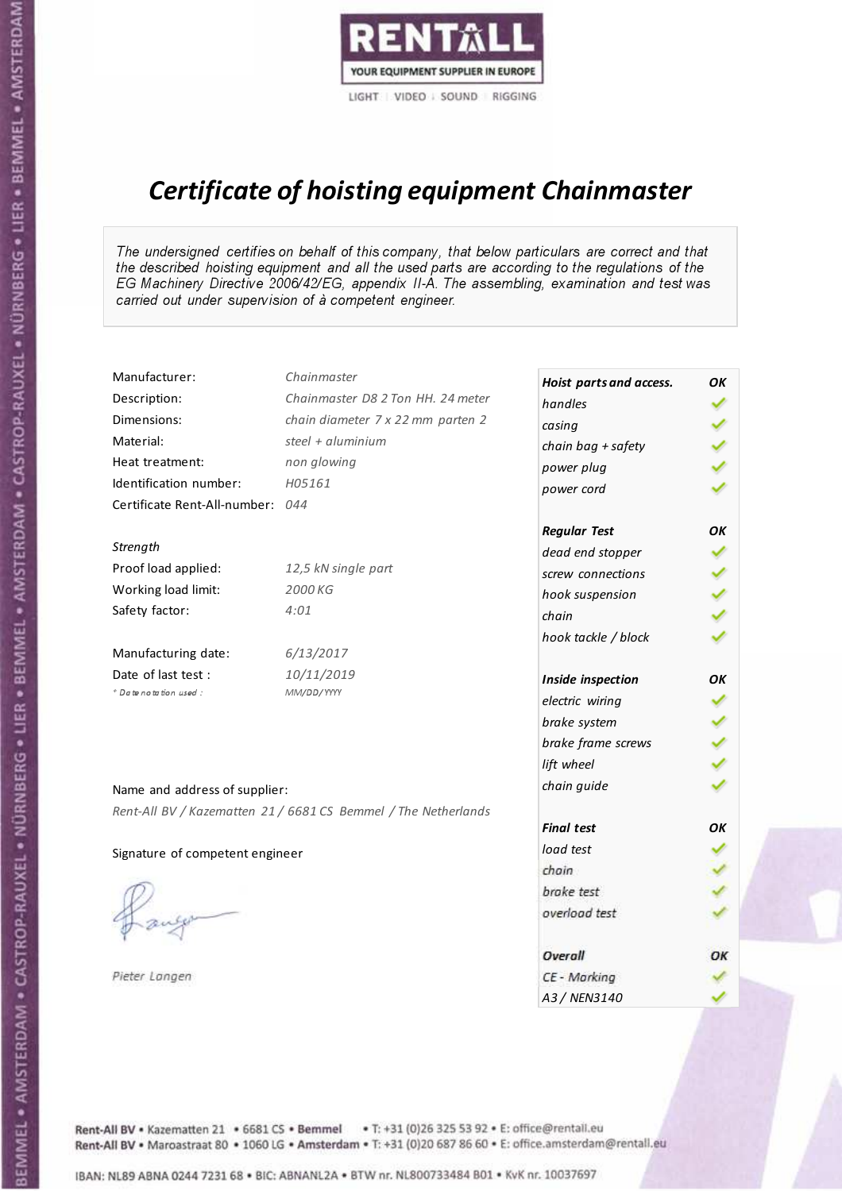RENTALL
YOUR EQUIPMENT SUPPLIER IN EUROPE
LIGHT | VIDEO | SOUND | RIGGING

# *Certificate of hoisting equipment Chainmaster*

*The undersigned certifies on behalf of this company, that below particulars are correct and that the described hoisting equipment and all the used parts are according to the regulations of the EG Machinery Directive 2006/42/EG, appendix II-A. The assembling, examination and test was carried out under supervision of à competent engineer.*

| | |
|---|---|
| Manufacturer: | *Chainmaster* |
| Description: | *Chainmaster D8 2 Ton HH. 24 meter* |
| Dimensions: | *chain diameter 7 x 22 mm parten 2* |
| Material: | *steel + aluminium* |
| Heat treatment: | *non glowing* |
| Identification number: | *H05161* |
| Certificate Rent-All-number: | *044* |

*Strength*

| | |
|---|---|
| Proof load applied: | *12,5 kN single part* |
| Working load limit: | *2000 KG* |
| Safety factor: | *4:01* |

| | |
|---|---|
| Manufacturing date: | *6/13/2017* |
| Date of last test : | *10/11/2019* |
| *\* Date notation used :* | *MM/DD/YYYY* |

| ***Hoist parts and access.*** | ***OK*** |
|---|---|
| *handles* | ✓ |
| *casing* | ✓ |
| *chain bag + safety* | ✓ |
| *power plug* | ✓ |
| *power cord* | ✓ |
| ***Regular Test*** | ***OK*** |
| *dead end stopper* | ✓ |
| *screw connections* | ✓ |
| *hook suspension* | ✓ |
| *chain* | ✓ |
| *hook tackle / block* | ✓ |
| ***Inside inspection*** | ***OK*** |
| *electric wiring* | ✓ |
| *brake system* | ✓ |
| *brake frame screws* | ✓ |
| *lift wheel* | ✓ |
| *chain guide* | ✓ |
| ***Final test*** | ***OK*** |
| *load test* | ✓ |
| *chain* | ✓ |
| *brake test* | ✓ |
| *overload test* | ✓ |
| ***Overall*** | ***OK*** |
| *CE - Marking* | ✓ |
| *A3 / NEN3140* | ✓ |

Name and address of supplier:

*Rent-All BV / Kazematten 21 / 6681 CS Bemmel / The Netherlands*

Signature of competent engineer

*Pieter Langen*

Rent-All BV • Kazematten 21 • 6681 CS • **Bemmel** • T: +31 (0)26 325 53 92 • E: office@rentall.eu
Rent-All BV • Maroastraat 80 • 1060 LG • **Amsterdam** • T: +31 (0)20 687 86 60 • E: office.amsterdam@rentall.eu

IBAN: NL89 ABNA 0244 7231 68 • BIC: ABNANL2A • BTW nr. NL800733484 B01 • KvK nr. 10037697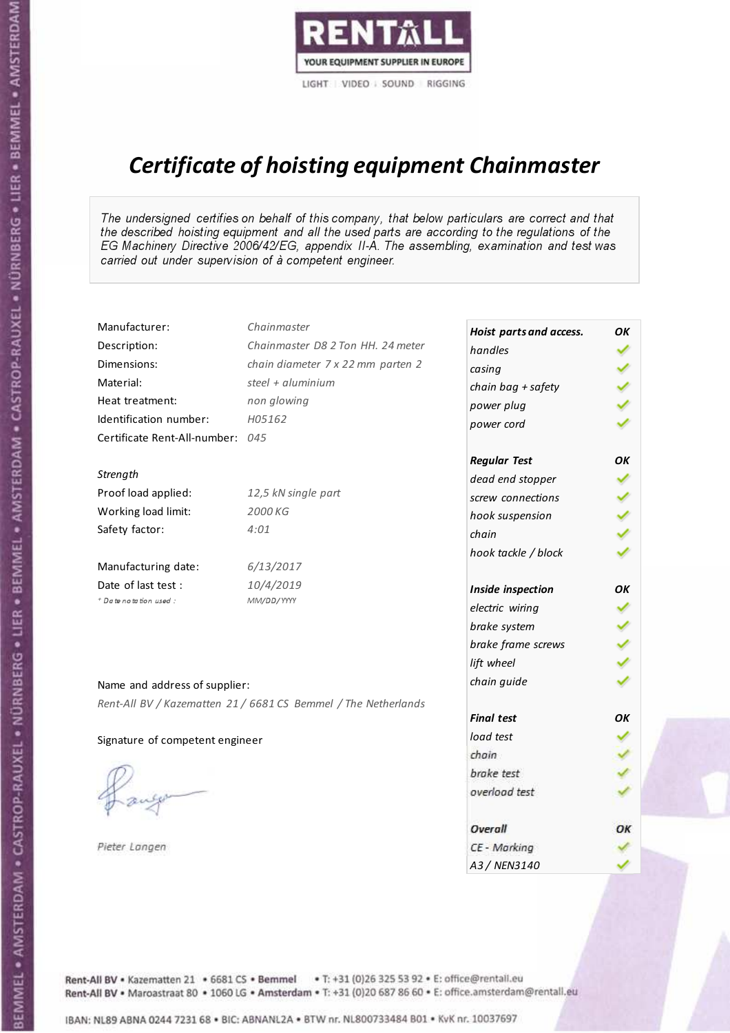RENTALL

YOUR EQUIPMENT SUPPLIER IN EUROPE

LIGHT | VIDEO | SOUND | RIGGING

# Certificate of hoisting equipment Chainmaster

*The undersigned certifies on behalf of this company, that below particulars are correct and that the described hoisting equipment and all the used parts are according to the regulations of the EG Machinery Directive 2006/42/EG, appendix II-A. The assembling, examination and test was carried out under supervision of à competent engineer.*

| | |
|---|---|
| Manufacturer: | *Chainmaster* |
| Description: | *Chainmaster D8 2 Ton HH. 24 meter* |
| Dimensions: | *chain diameter 7 x 22 mm parten 2* |
| Material: | *steel + aluminium* |
| Heat treatment: | *non glowing* |
| Identification number: | *H05162* |
| Certificate Rent-All-number: | *045* |

*Strength*

| | |
|---|---|
| Proof load applied: | *12,5 kN single part* |
| Working load limit: | *2000 KG* |
| Safety factor: | *4:01* |

| | |
|---|---|
| Manufacturing date: | *6/13/2017* |
| Date of last test : | *10/4/2019* |
| *\* Date notation used :* | *MM/DD/YYYY* |

Name and address of supplier:

*Rent-All BV / Kazematten 21 / 6681 CS Bemmel / The Netherlands*

Signature of competent engineer

*Pieter Langen*

| ***Hoist parts and access.*** | ***OK*** |
|---|---|
| *handles* | ✓ |
| *casing* | ✓ |
| *chain bag + safety* | ✓ |
| *power plug* | ✓ |
| *power cord* | ✓ |
| ***Regular Test*** | ***OK*** |
| *dead end stopper* | ✓ |
| *screw connections* | ✓ |
| *hook suspension* | ✓ |
| *chain* | ✓ |
| *hook tackle / block* | ✓ |
| ***Inside inspection*** | ***OK*** |
| *electric wiring* | ✓ |
| *brake system* | ✓ |
| *brake frame screws* | ✓ |
| *lift wheel* | ✓ |
| *chain guide* | ✓ |
| ***Final test*** | ***OK*** |
| *load test* | ✓ |
| *chain* | ✓ |
| *brake test* | ✓ |
| *overload test* | ✓ |
| ***Overall*** | ***OK*** |
| *CE - Marking* | ✓ |
| *A3 / NEN3140* | ✓ |

Rent-All BV • Kazematten 21 • 6681 CS • **Bemmel** • T: +31 (0)26 325 53 92 • E: office@rentall.eu
Rent-All BV • Maroastraat 80 • 1060 LG • **Amsterdam** • T: +31 (0)20 687 86 60 • E: office.amsterdam@rentall.eu

IBAN: NL89 ABNA 0244 7231 68 • BIC: ABNANL2A • BTW nr. NL800733484 B01 • KvK nr. 10037697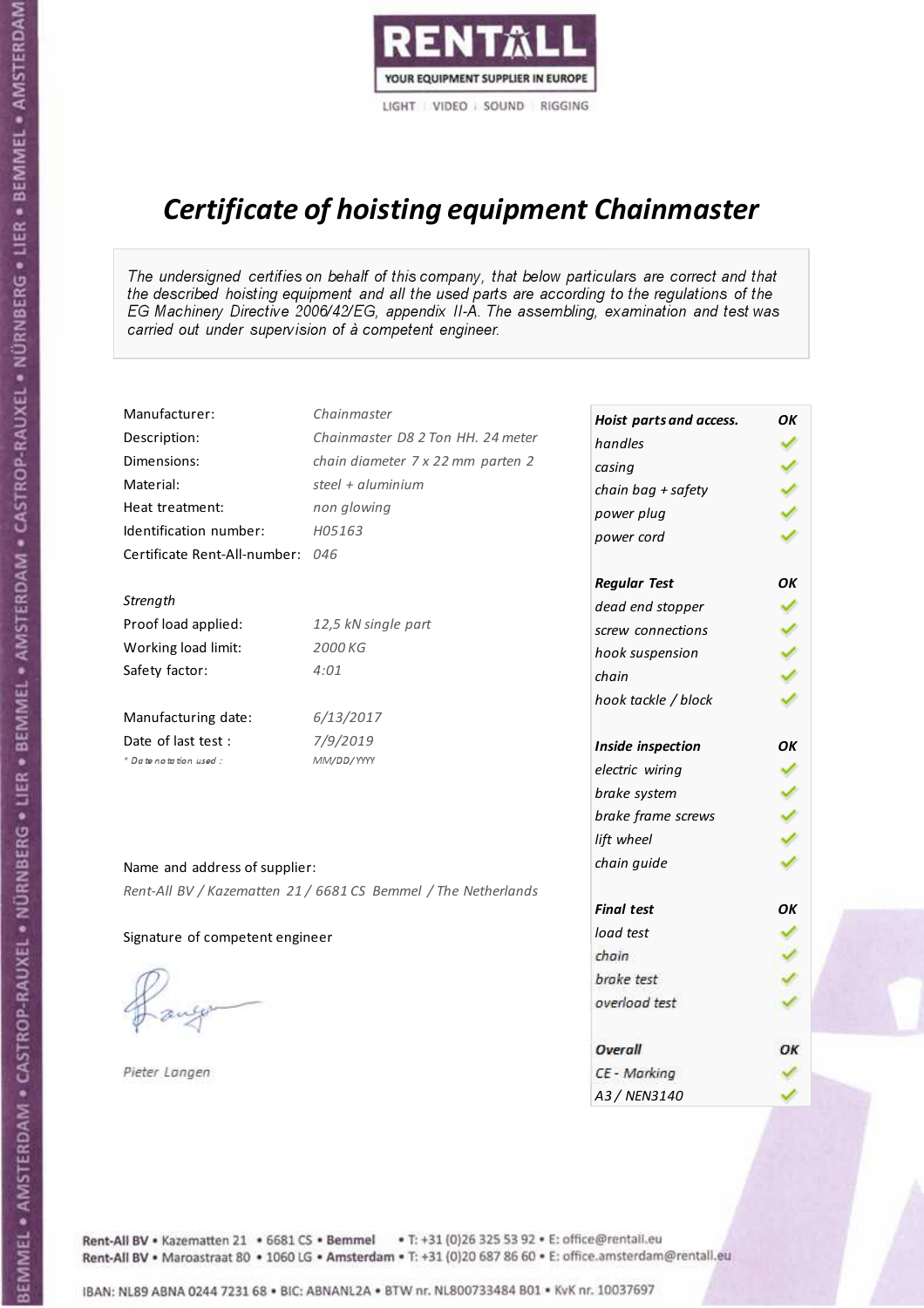RENTALL
YOUR EQUIPMENT SUPPLIER IN EUROPE
LIGHT | VIDEO | SOUND | RIGGING

# *Certificate of hoisting equipment Chainmaster*

*The undersigned certifies on behalf of this company, that below particulars are correct and that the described hoisting equipment and all the used parts are according to the regulations of the EG Machinery Directive 2006/42/EG, appendix II-A. The assembling, examination and test was carried out under supervision of à competent engineer.*

| | |
|---|---|
| Manufacturer: | *Chainmaster* |
| Description: | *Chainmaster D8 2 Ton HH. 24 meter* |
| Dimensions: | *chain diameter 7 x 22 mm parten 2* |
| Material: | *steel + aluminium* |
| Heat treatment: | *non glowing* |
| Identification number: | *H05163* |
| Certificate Rent-All-number: | *046* |

*Strength*

| | |
|---|---|
| Proof load applied: | *12,5 kN single part* |
| Working load limit: | *2000 KG* |
| Safety factor: | *4:01* |

| | |
|---|---|
| Manufacturing date: | *6/13/2017* |
| Date of last test : | *7/9/2019* |
| *\* Date notation used :* | *MM/DD/YYYY* |

| ***Hoist parts and access.*** | ***OK*** |
|---|---|
| *handles* | ✓ |
| *casing* | ✓ |
| *chain bag + safety* | ✓ |
| *power plug* | ✓ |
| *power cord* | ✓ |
| ***Regular Test*** | ***OK*** |
| *dead end stopper* | ✓ |
| *screw connections* | ✓ |
| *hook suspension* | ✓ |
| *chain* | ✓ |
| *hook tackle / block* | ✓ |
| ***Inside inspection*** | ***OK*** |
| *electric wiring* | ✓ |
| *brake system* | ✓ |
| *brake frame screws* | ✓ |
| *lift wheel* | ✓ |
| *chain guide* | ✓ |
| ***Final test*** | ***OK*** |
| *load test* | ✓ |
| *chain* | ✓ |
| *brake test* | ✓ |
| *overload test* | ✓ |
| ***Overall*** | ***OK*** |
| *CE - Marking* | ✓ |
| *A3 / NEN3140* | ✓ |

Name and address of supplier:

*Rent-All BV / Kazematten 21 / 6681 CS Bemmel / The Netherlands*

Signature of competent engineer

*Pieter Langen*

Rent-All BV • Kazematten 21 • 6681 CS • **Bemmel** • T: +31 (0)26 325 53 92 • E: office@rentall.eu
Rent-All BV • Maroastraat 80 • 1060 LG • **Amsterdam** • T: +31 (0)20 687 86 60 • E: office.amsterdam@rentall.eu

IBAN: NL89 ABNA 0244 7231 68 • BIC: ABNANL2A • BTW nr. NL800733484 B01 • KvK nr. 10037697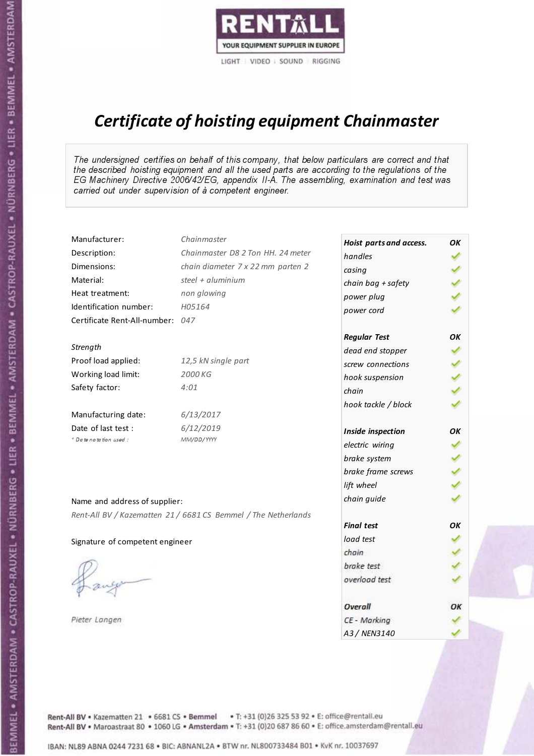RENTALL

YOUR EQUIPMENT SUPPLIER IN EUROPE

LIGHT | VIDEO | SOUND | RIGGING

# *Certificate of hoisting equipment Chainmaster*

*The undersigned certifies on behalf of this company, that below particulars are correct and that the described hoisting equipment and all the used parts are according to the regulations of the EG Machinery Directive 2006/42/EG, appendix II-A. The assembling, examination and test was carried out under supervision of à competent engineer.*

| | |
|---|---|
| Manufacturer: | *Chainmaster* |
| Description: | *Chainmaster D8 2 Ton HH. 24 meter* |
| Dimensions: | *chain diameter 7 x 22 mm parten 2* |
| Material: | *steel + aluminium* |
| Heat treatment: | *non glowing* |
| Identification number: | *H05164* |
| Certificate Rent-All-number: | *047* |

*Strength*

| | |
|---|---|
| Proof load applied: | *12,5 kN single part* |
| Working load limit: | *2000 KG* |
| Safety factor: | *4:01* |

| | |
|---|---|
| Manufacturing date: | *6/13/2017* |
| Date of last test : | *6/12/2019* |
| *\* Date notation used :* | *MM/DD/YYYY* |

| ***Hoist parts and access.*** | ***OK*** |
|---|---|
| *handles* | ✓ |
| *casing* | ✓ |
| *chain bag + safety* | ✓ |
| *power plug* | ✓ |
| *power cord* | ✓ |
| ***Regular Test*** | ***OK*** |
| *dead end stopper* | ✓ |
| *screw connections* | ✓ |
| *hook suspension* | ✓ |
| *chain* | ✓ |
| *hook tackle / block* | ✓ |
| ***Inside inspection*** | ***OK*** |
| *electric wiring* | ✓ |
| *brake system* | ✓ |
| *brake frame screws* | ✓ |
| *lift wheel* | ✓ |
| *chain guide* | ✓ |
| ***Final test*** | ***OK*** |
| *load test* | ✓ |
| *chain* | ✓ |
| *brake test* | ✓ |
| *overload test* | ✓ |
| ***Overall*** | ***OK*** |
| *CE - Marking* | ✓ |
| *A3 / NEN3140* | ✓ |

Name and address of supplier:

*Rent-All BV / Kazematten 21 / 6681 CS Bemmel / The Netherlands*

Signature of competent engineer

*Pieter Langen*

Rent-All BV • Kazematten 21 • 6681 CS • **Bemmel** • T: +31 (0)26 325 53 92 • E: office@rentall.eu
Rent-All BV • Maroastraat 80 • 1060 LG • **Amsterdam** • T: +31 (0)20 687 86 60 • E: office.amsterdam@rentall.eu

IBAN: NL89 ABNA 0244 7231 68 • BIC: ABNANL2A • BTW nr. NL800733484 B01 • KvK nr. 10037697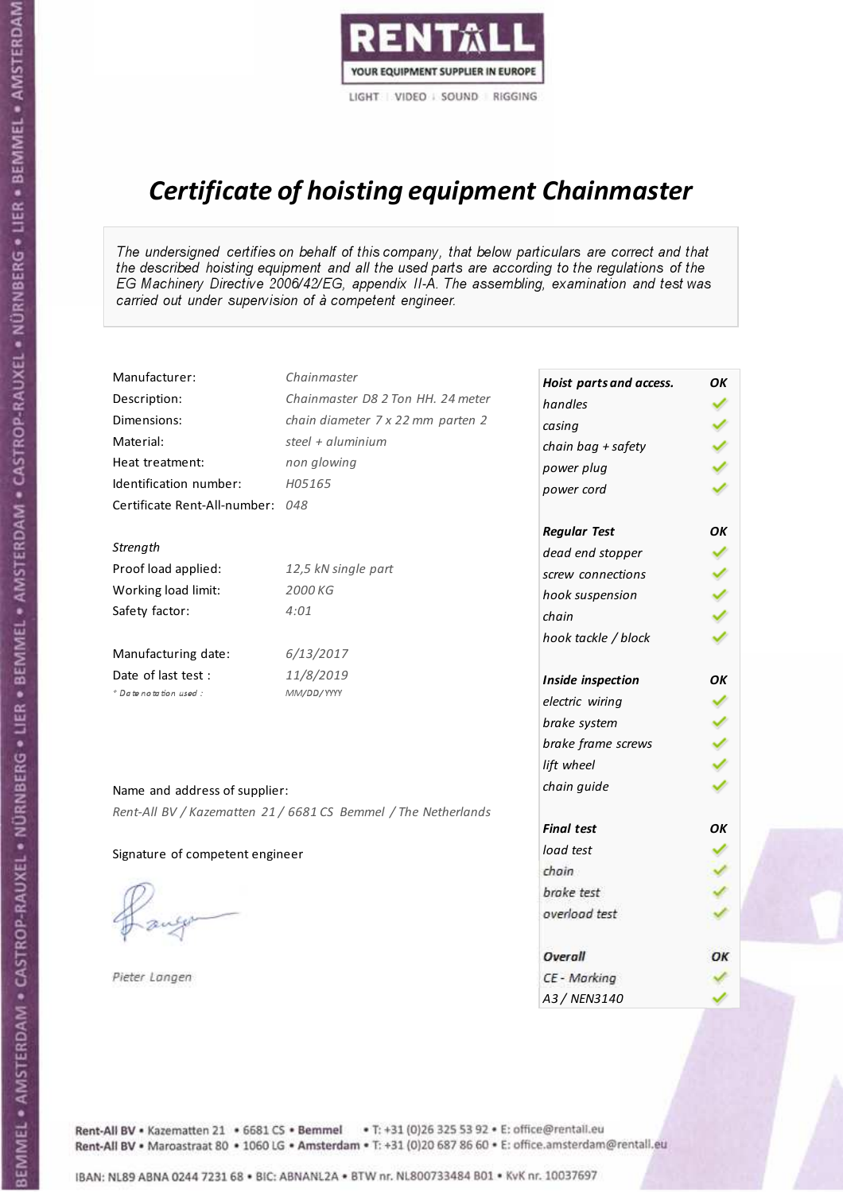RENTALL

YOUR EQUIPMENT SUPPLIER IN EUROPE

LIGHT | VIDEO | SOUND | RIGGING

# *Certificate of hoisting equipment Chainmaster*

*The undersigned certifies on behalf of this company, that below particulars are correct and that the described hoisting equipment and all the used parts are according to the regulations of the EG Machinery Directive 2006/42/EG, appendix II-A. The assembling, examination and test was carried out under supervision of à competent engineer.*

| | |
|---|---|
| Manufacturer: | *Chainmaster* |
| Description: | *Chainmaster D8 2 Ton HH. 24 meter* |
| Dimensions: | *chain diameter 7 x 22 mm parten 2* |
| Material: | *steel + aluminium* |
| Heat treatment: | *non glowing* |
| Identification number: | *H05165* |
| Certificate Rent-All-number: | *048* |

*Strength*

| | |
|---|---|
| Proof load applied: | *12,5 kN single part* |
| Working load limit: | *2000 KG* |
| Safety factor: | *4:01* |

| | |
|---|---|
| Manufacturing date: | *6/13/2017* |
| Date of last test : | *11/8/2019* |
| *\* Date notation used :* | *MM/DD/YYYY* |

| ***Hoist parts and access.*** | ***OK*** |
|---|---|
| *handles* | ✓ |
| *casing* | ✓ |
| *chain bag + safety* | ✓ |
| *power plug* | ✓ |
| *power cord* | ✓ |
| ***Regular Test*** | ***OK*** |
| *dead end stopper* | ✓ |
| *screw connections* | ✓ |
| *hook suspension* | ✓ |
| *chain* | ✓ |
| *hook tackle / block* | ✓ |
| ***Inside inspection*** | ***OK*** |
| *electric wiring* | ✓ |
| *brake system* | ✓ |
| *brake frame screws* | ✓ |
| *lift wheel* | ✓ |
| *chain guide* | ✓ |
| ***Final test*** | ***OK*** |
| *load test* | ✓ |
| *chain* | ✓ |
| *brake test* | ✓ |
| *overload test* | ✓ |
| ***Overall*** | ***OK*** |
| *CE - Marking* | ✓ |
| *A3 / NEN3140* | ✓ |

Name and address of supplier:

*Rent-All BV / Kazematten 21 / 6681 CS Bemmel / The Netherlands*

Signature of competent engineer

*Pieter Langen*

Rent-All BV • Kazematten 21 • 6681 CS • **Bemmel** • T: +31 (0)26 325 53 92 • E: office@rentall.eu
Rent-All BV • Maroastraat 80 • 1060 LG • **Amsterdam** • T: +31 (0)20 687 86 60 • E: office.amsterdam@rentall.eu

IBAN: NL89 ABNA 0244 7231 68 • BIC: ABNANL2A • BTW nr. NL800733484 B01 • KvK nr. 10037697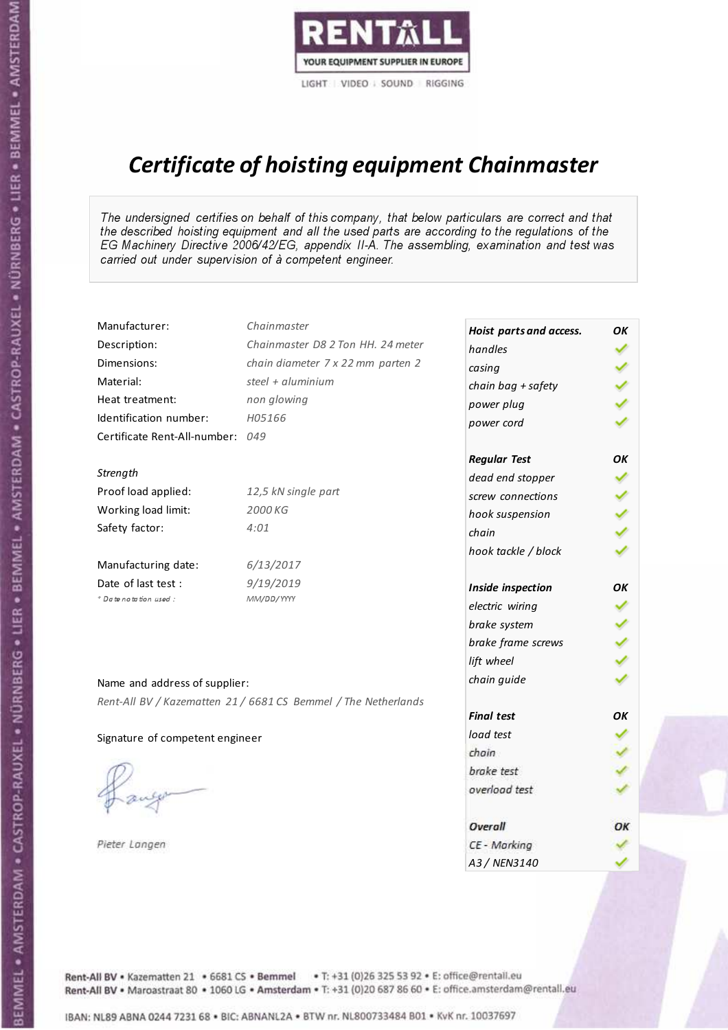RENTALL
YOUR EQUIPMENT SUPPLIER IN EUROPE
LIGHT | VIDEO | SOUND | RIGGING

# *Certificate of hoisting equipment Chainmaster*

*The undersigned certifies on behalf of this company, that below particulars are correct and that the described hoisting equipment and all the used parts are according to the regulations of the EG Machinery Directive 2006/42/EG, appendix II-A. The assembling, examination and test was carried out under supervision of à competent engineer.*

| | |
|---|---|
| Manufacturer: | *Chainmaster* |
| Description: | *Chainmaster D8 2 Ton HH. 24 meter* |
| Dimensions: | *chain diameter 7 x 22 mm parten 2* |
| Material: | *steel + aluminium* |
| Heat treatment: | *non glowing* |
| Identification number: | *H05166* |
| Certificate Rent-All-number: | *049* |

*Strength*

| | |
|---|---|
| Proof load applied: | *12,5 kN single part* |
| Working load limit: | *2000 KG* |
| Safety factor: | *4:01* |

| | |
|---|---|
| Manufacturing date: | *6/13/2017* |
| Date of last test : | *9/19/2019* |
| *\* Date notation used :* | *MM/DD/YYYY* |

| ***Hoist parts and access.*** | ***OK*** |
|---|---|
| *handles* | ✓ |
| *casing* | ✓ |
| *chain bag + safety* | ✓ |
| *power plug* | ✓ |
| *power cord* | ✓ |
| ***Regular Test*** | ***OK*** |
| *dead end stopper* | ✓ |
| *screw connections* | ✓ |
| *hook suspension* | ✓ |
| *chain* | ✓ |
| *hook tackle / block* | ✓ |
| ***Inside inspection*** | ***OK*** |
| *electric wiring* | ✓ |
| *brake system* | ✓ |
| *brake frame screws* | ✓ |
| *lift wheel* | ✓ |
| *chain guide* | ✓ |
| ***Final test*** | ***OK*** |
| *load test* | ✓ |
| *chain* | ✓ |
| *brake test* | ✓ |
| *overload test* | ✓ |
| ***Overall*** | ***OK*** |
| *CE - Marking* | ✓ |
| *A3 / NEN3140* | ✓ |

Name and address of supplier:

*Rent-All BV / Kazematten 21 / 6681 CS Bemmel / The Netherlands*

Signature of competent engineer

*Pieter Langen*

Rent-All BV • Kazematten 21 • 6681 CS • **Bemmel** • T: +31 (0)26 325 53 92 • E: office@rentall.eu
Rent-All BV • Maroastraat 80 • 1060 LG • **Amsterdam** • T: +31 (0)20 687 86 60 • E: office.amsterdam@rentall.eu

IBAN: NL89 ABNA 0244 7231 68 • BIC: ABNANL2A • BTW nr. NL800733484 B01 • KvK nr. 10037697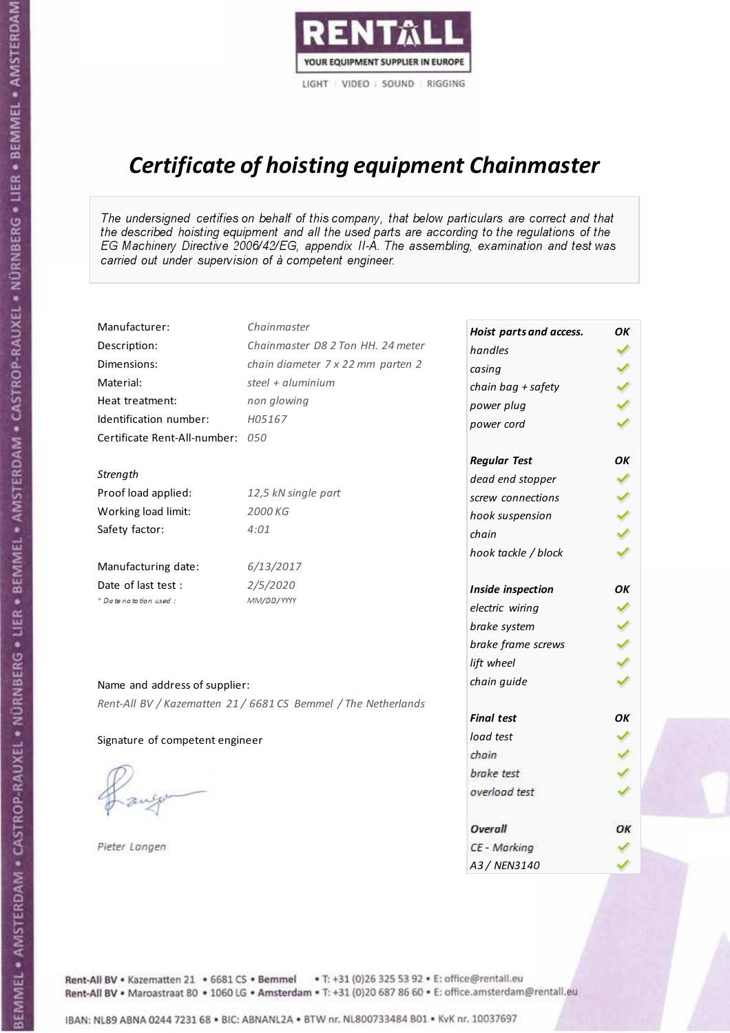RENTALL

YOUR EQUIPMENT SUPPLIER IN EUROPE

LIGHT | VIDEO | SOUND | RIGGING

# Certificate of hoisting equipment Chainmaster

*The undersigned certifies on behalf of this company, that below particulars are correct and that the described hoisting equipment and all the used parts are according to the regulations of the EG Machinery Directive 2006/42/EG, appendix II-A. The assembling, examination and test was carried out under supervision of à competent engineer.*

| | |
|---|---|
| Manufacturer: | *Chainmaster* |
| Description: | *Chainmaster D8 2 Ton HH. 24 meter* |
| Dimensions: | *chain diameter 7 x 22 mm parten 2* |
| Material: | *steel + aluminium* |
| Heat treatment: | *non glowing* |
| Identification number: | *H05167* |
| Certificate Rent-All-number: | *050* |

*Strength*

| | |
|---|---|
| Proof load applied: | *12,5 kN single part* |
| Working load limit: | *2000 KG* |
| Safety factor: | *4:01* |

| | |
|---|---|
| Manufacturing date: | *6/13/2017* |
| Date of last test : | *2/5/2020* |
| *\* Date notation used :* | *MM/DD/YYYY* |

Name and address of supplier:

*Rent-All BV / Kazematten 21 / 6681 CS Bemmel / The Netherlands*

Signature of competent engineer

*Pieter Langen*

| ***Hoist parts and access.*** | ***OK*** |
|---|---|
| *handles* | ✓ |
| *casing* | ✓ |
| *chain bag + safety* | ✓ |
| *power plug* | ✓ |
| *power cord* | ✓ |
| ***Regular Test*** | ***OK*** |
| *dead end stopper* | ✓ |
| *screw connections* | ✓ |
| *hook suspension* | ✓ |
| *chain* | ✓ |
| *hook tackle / block* | ✓ |
| ***Inside inspection*** | ***OK*** |
| *electric wiring* | ✓ |
| *brake system* | ✓ |
| *brake frame screws* | ✓ |
| *lift wheel* | ✓ |
| *chain guide* | ✓ |
| ***Final test*** | ***OK*** |
| *load test* | ✓ |
| *chain* | ✓ |
| *brake test* | ✓ |
| *overload test* | ✓ |
| ***Overall*** | ***OK*** |
| *CE - Marking* | ✓ |
| *A3 / NEN3140* | ✓ |

Rent-All BV • Kazematten 21 • 6681 CS • **Bemmel** • T: +31 (0)26 325 53 92 • E: office@rentall.eu
Rent-All BV • Maroastraat 80 • 1060 LG • **Amsterdam** • T: +31 (0)20 687 86 60 • E: office.amsterdam@rentall.eu

IBAN: NL89 ABNA 0244 7231 68 • BIC: ABNANL2A • BTW nr. NL800733484 B01 • KvK nr. 10037697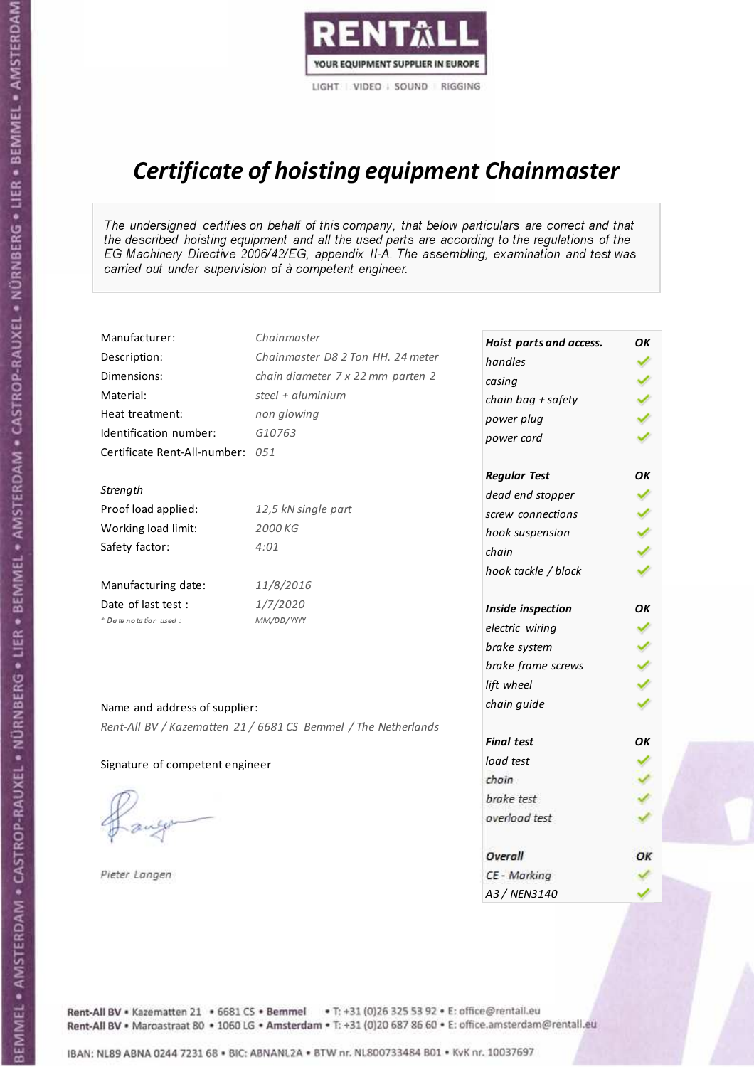RENTALL
YOUR EQUIPMENT SUPPLIER IN EUROPE
LIGHT | VIDEO | SOUND | RIGGING

# *Certificate of hoisting equipment Chainmaster*

*The undersigned certifies on behalf of this company, that below particulars are correct and that the described hoisting equipment and all the used parts are according to the regulations of the EG Machinery Directive 2006/42/EG, appendix II-A. The assembling, examination and test was carried out under supervision of à competent engineer.*

| | |
|---|---|
| Manufacturer: | *Chainmaster* |
| Description: | *Chainmaster D8 2 Ton HH. 24 meter* |
| Dimensions: | *chain diameter 7 x 22 mm parten 2* |
| Material: | *steel + aluminium* |
| Heat treatment: | *non glowing* |
| Identification number: | *G10763* |
| Certificate Rent-All-number: | *051* |

*Strength*

| | |
|---|---|
| Proof load applied: | *12,5 kN single part* |
| Working load limit: | *2000 KG* |
| Safety factor: | *4:01* |

| | |
|---|---|
| Manufacturing date: | *11/8/2016* |
| Date of last test : | *1/7/2020* |
| *\* Date notation used :* | *MM/DD/YYYY* |

Name and address of supplier:

*Rent-All BV / Kazematten 21 / 6681 CS Bemmel / The Netherlands*

Signature of competent engineer

*Pieter Langen*

| ***Hoist parts and access.*** | ***OK*** |
|---|---|
| *handles* | ✓ |
| *casing* | ✓ |
| *chain bag + safety* | ✓ |
| *power plug* | ✓ |
| *power cord* | ✓ |
| ***Regular Test*** | ***OK*** |
| *dead end stopper* | ✓ |
| *screw connections* | ✓ |
| *hook suspension* | ✓ |
| *chain* | ✓ |
| *hook tackle / block* | ✓ |
| ***Inside inspection*** | ***OK*** |
| *electric wiring* | ✓ |
| *brake system* | ✓ |
| *brake frame screws* | ✓ |
| *lift wheel* | ✓ |
| *chain guide* | ✓ |
| ***Final test*** | ***OK*** |
| *load test* | ✓ |
| *chain* | ✓ |
| *brake test* | ✓ |
| *overload test* | ✓ |
| ***Overall*** | ***OK*** |
| *CE - Marking* | ✓ |
| *A3 / NEN3140* | ✓ |

Rent-All BV • Kazematten 21 • 6681 CS • **Bemmel** • T: +31 (0)26 325 53 92 • E: office@rentall.eu
Rent-All BV • Maroastraat 80 • 1060 LG • **Amsterdam** • T: +31 (0)20 687 86 60 • E: office.amsterdam@rentall.eu

IBAN: NL89 ABNA 0244 7231 68 • BIC: ABNANL2A • BTW nr. NL800733484 B01 • KvK nr. 10037697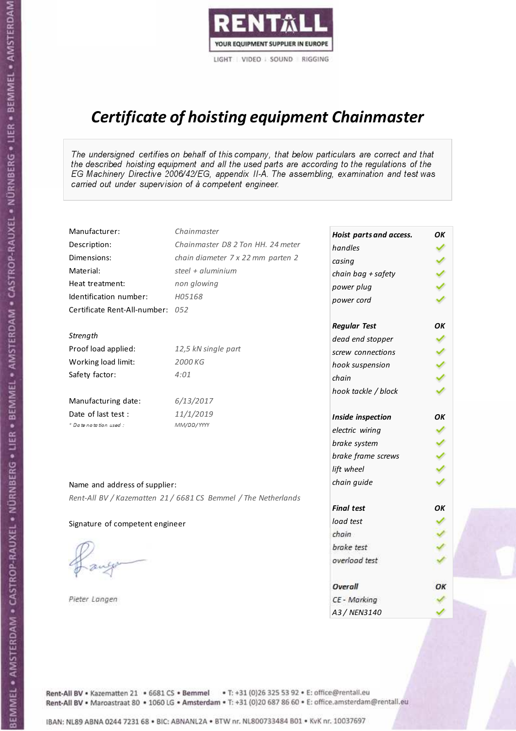RENTALL
YOUR EQUIPMENT SUPPLIER IN EUROPE
LIGHT | VIDEO | SOUND | RIGGING

# *Certificate of hoisting equipment Chainmaster*

*The undersigned certifies on behalf of this company, that below particulars are correct and that the described hoisting equipment and all the used parts are according to the regulations of the EG Machinery Directive 2006/42/EG, appendix II-A. The assembling, examination and test was carried out under supervision of à competent engineer.*

| | |
|---|---|
| Manufacturer: | *Chainmaster* |
| Description: | *Chainmaster D8 2 Ton HH. 24 meter* |
| Dimensions: | *chain diameter 7 x 22 mm parten 2* |
| Material: | *steel + aluminium* |
| Heat treatment: | *non glowing* |
| Identification number: | *H05168* |
| Certificate Rent-All-number: | *052* |

*Strength*

| | |
|---|---|
| Proof load applied: | *12,5 kN single part* |
| Working load limit: | *2000 KG* |
| Safety factor: | *4:01* |

| | |
|---|---|
| Manufacturing date: | *6/13/2017* |
| Date of last test : | *11/1/2019* |
| *\* Date notation used :* | *MM/DD/YYYY* |

Name and address of supplier:

*Rent-All BV / Kazematten 21 / 6681 CS Bemmel / The Netherlands*

Signature of competent engineer

*Pieter Langen*

| ***Hoist parts and access.*** | ***OK*** |
|---|---|
| *handles* | ✓ |
| *casing* | ✓ |
| *chain bag + safety* | ✓ |
| *power plug* | ✓ |
| *power cord* | ✓ |
| ***Regular Test*** | ***OK*** |
| *dead end stopper* | ✓ |
| *screw connections* | ✓ |
| *hook suspension* | ✓ |
| *chain* | ✓ |
| *hook tackle / block* | ✓ |
| ***Inside inspection*** | ***OK*** |
| *electric wiring* | ✓ |
| *brake system* | ✓ |
| *brake frame screws* | ✓ |
| *lift wheel* | ✓ |
| *chain guide* | ✓ |
| ***Final test*** | ***OK*** |
| *load test* | ✓ |
| *chain* | ✓ |
| *brake test* | ✓ |
| *overload test* | ✓ |
| ***Overall*** | ***OK*** |
| *CE - Marking* | ✓ |
| *A3 / NEN3140* | ✓ |

Rent-All BV • Kazematten 21 • 6681 CS • **Bemmel** • T: +31 (0)26 325 53 92 • E: office@rentall.eu
Rent-All BV • Maroastraat 80 • 1060 LG • **Amsterdam** • T: +31 (0)20 687 86 60 • E: office.amsterdam@rentall.eu

IBAN: NL89 ABNA 0244 7231 68 • BIC: ABNANL2A • BTW nr. NL800733484 B01 • KvK nr. 10037697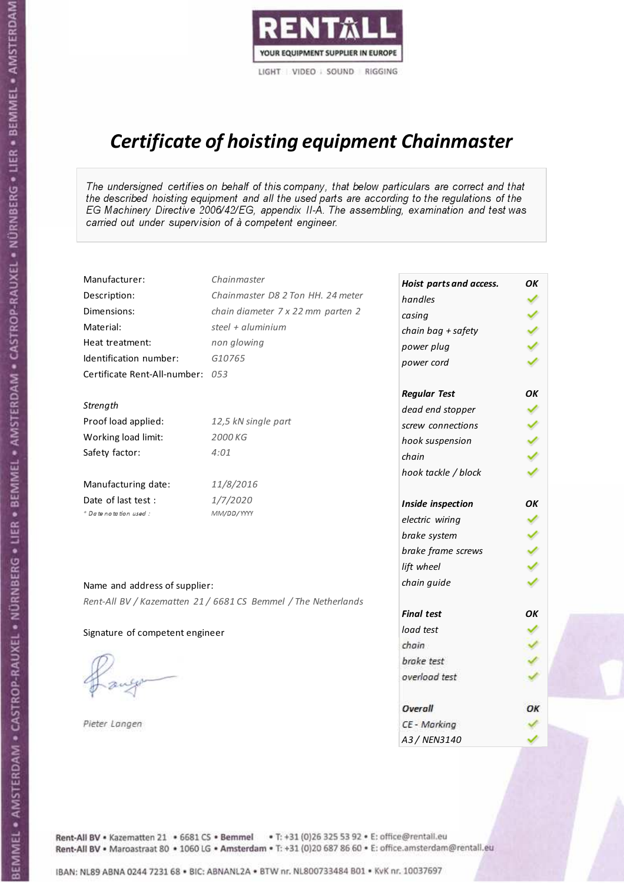RENTALL
YOUR EQUIPMENT SUPPLIER IN EUROPE
LIGHT | VIDEO | SOUND | RIGGING

# *Certificate of hoisting equipment Chainmaster*

*The undersigned certifies on behalf of this company, that below particulars are correct and that the described hoisting equipment and all the used parts are according to the regulations of the EG Machinery Directive 2006/42/EG, appendix II-A. The assembling, examination and test was carried out under supervision of à competent engineer.*

| | |
|---|---|
| Manufacturer: | *Chainmaster* |
| Description: | *Chainmaster D8 2 Ton HH. 24 meter* |
| Dimensions: | *chain diameter 7 x 22 mm parten 2* |
| Material: | *steel + aluminium* |
| Heat treatment: | *non glowing* |
| Identification number: | *G10765* |
| Certificate Rent-All-number: | *053* |

*Strength*

| | |
|---|---|
| Proof load applied: | *12,5 kN single part* |
| Working load limit: | *2000 KG* |
| Safety factor: | *4:01* |

| | |
|---|---|
| Manufacturing date: | *11/8/2016* |
| Date of last test : | *1/7/2020* |
| *\* Date notation used :* | *MM/DD/YYYY* |

Name and address of supplier:

*Rent-All BV / Kazematten 21 / 6681 CS Bemmel / The Netherlands*

Signature of competent engineer

*Pieter Langen*

| ***Hoist parts and access.*** | ***OK*** |
|---|---|
| *handles* | ✓ |
| *casing* | ✓ |
| *chain bag + safety* | ✓ |
| *power plug* | ✓ |
| *power cord* | ✓ |
| ***Regular Test*** | ***OK*** |
| *dead end stopper* | ✓ |
| *screw connections* | ✓ |
| *hook suspension* | ✓ |
| *chain* | ✓ |
| *hook tackle / block* | ✓ |
| ***Inside inspection*** | ***OK*** |
| *electric wiring* | ✓ |
| *brake system* | ✓ |
| *brake frame screws* | ✓ |
| *lift wheel* | ✓ |
| *chain guide* | ✓ |
| ***Final test*** | ***OK*** |
| *load test* | ✓ |
| *chain* | ✓ |
| *brake test* | ✓ |
| *overload test* | ✓ |
| ***Overall*** | ***OK*** |
| *CE - Marking* | ✓ |
| *A3 / NEN3140* | ✓ |

Rent-All BV • Kazematten 21 • 6681 CS • **Bemmel** • T: +31 (0)26 325 53 92 • E: office@rentall.eu
Rent-All BV • Maroastraat 80 • 1060 LG • **Amsterdam** • T: +31 (0)20 687 86 60 • E: office.amsterdam@rentall.eu

IBAN: NL89 ABNA 0244 7231 68 • BIC: ABNANL2A • BTW nr. NL800733484 B01 • KvK nr. 10037697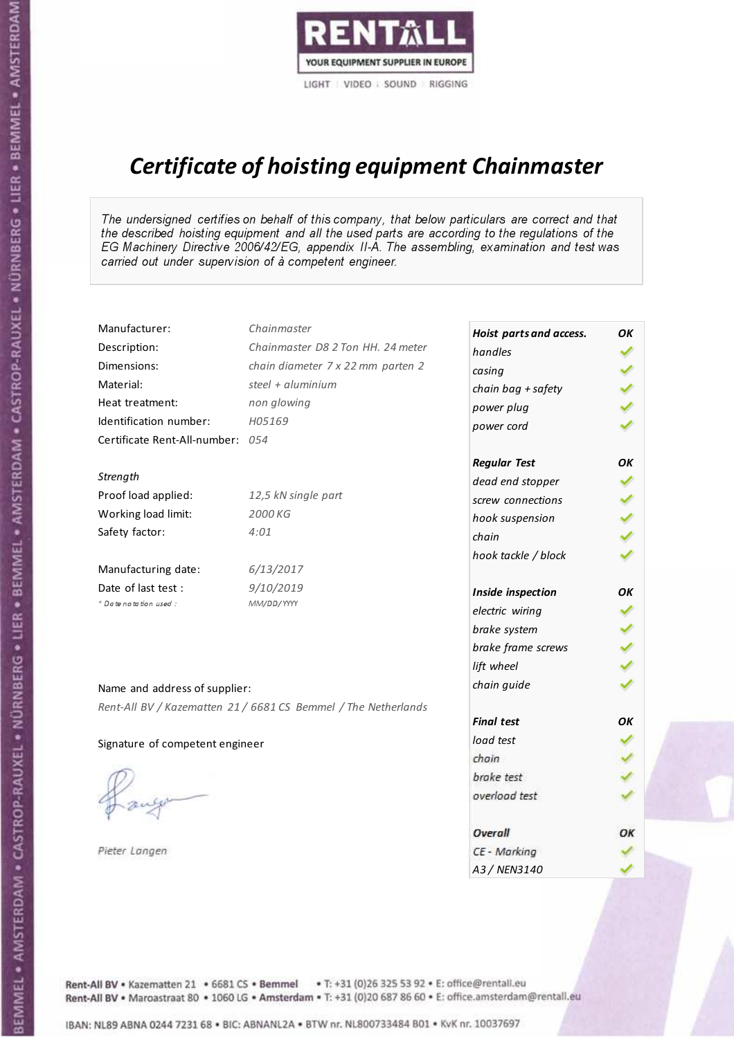RENTALL

YOUR EQUIPMENT SUPPLIER IN EUROPE

LIGHT | VIDEO | SOUND | RIGGING

# *Certificate of hoisting equipment Chainmaster*

*The undersigned certifies on behalf of this company, that below particulars are correct and that the described hoisting equipment and all the used parts are according to the regulations of the EG Machinery Directive 2006/42/EG, appendix II-A. The assembling, examination and test was carried out under supervision of à competent engineer.*

| | |
|---|---|
| Manufacturer: | *Chainmaster* |
| Description: | *Chainmaster D8 2 Ton HH. 24 meter* |
| Dimensions: | *chain diameter 7 x 22 mm parten 2* |
| Material: | *steel + aluminium* |
| Heat treatment: | *non glowing* |
| Identification number: | *H05169* |
| Certificate Rent-All-number: | *054* |

*Strength*

| | |
|---|---|
| Proof load applied: | *12,5 kN single part* |
| Working load limit: | *2000 KG* |
| Safety factor: | *4:01* |

| | |
|---|---|
| Manufacturing date: | *6/13/2017* |
| Date of last test : | *9/10/2019* |
| *\* Date notation used :* | *MM/DD/YYYY* |

Name and address of supplier:

*Rent-All BV / Kazematten 21 / 6681 CS Bemmel / The Netherlands*

Signature of competent engineer

*Pieter Langen*

| ***Hoist parts and access.*** | ***OK*** |
|---|---|
| *handles* | ✓ |
| *casing* | ✓ |
| *chain bag + safety* | ✓ |
| *power plug* | ✓ |
| *power cord* | ✓ |
| ***Regular Test*** | ***OK*** |
| *dead end stopper* | ✓ |
| *screw connections* | ✓ |
| *hook suspension* | ✓ |
| *chain* | ✓ |
| *hook tackle / block* | ✓ |
| ***Inside inspection*** | ***OK*** |
| *electric wiring* | ✓ |
| *brake system* | ✓ |
| *brake frame screws* | ✓ |
| *lift wheel* | ✓ |
| *chain guide* | ✓ |
| ***Final test*** | ***OK*** |
| *load test* | ✓ |
| *chain* | ✓ |
| *brake test* | ✓ |
| *overload test* | ✓ |
| ***Overall*** | ***OK*** |
| *CE - Marking* | ✓ |
| *A3 / NEN3140* | ✓ |

Rent-All BV • Kazematten 21 • 6681 CS • **Bemmel** • T: +31 (0)26 325 53 92 • E: office@rentall.eu
Rent-All BV • Maroastraat 80 • 1060 LG • **Amsterdam** • T: +31 (0)20 687 86 60 • E: office.amsterdam@rentall.eu

IBAN: NL89 ABNA 0244 7231 68 • BIC: ABNANL2A • BTW nr. NL800733484 B01 • KvK nr. 10037697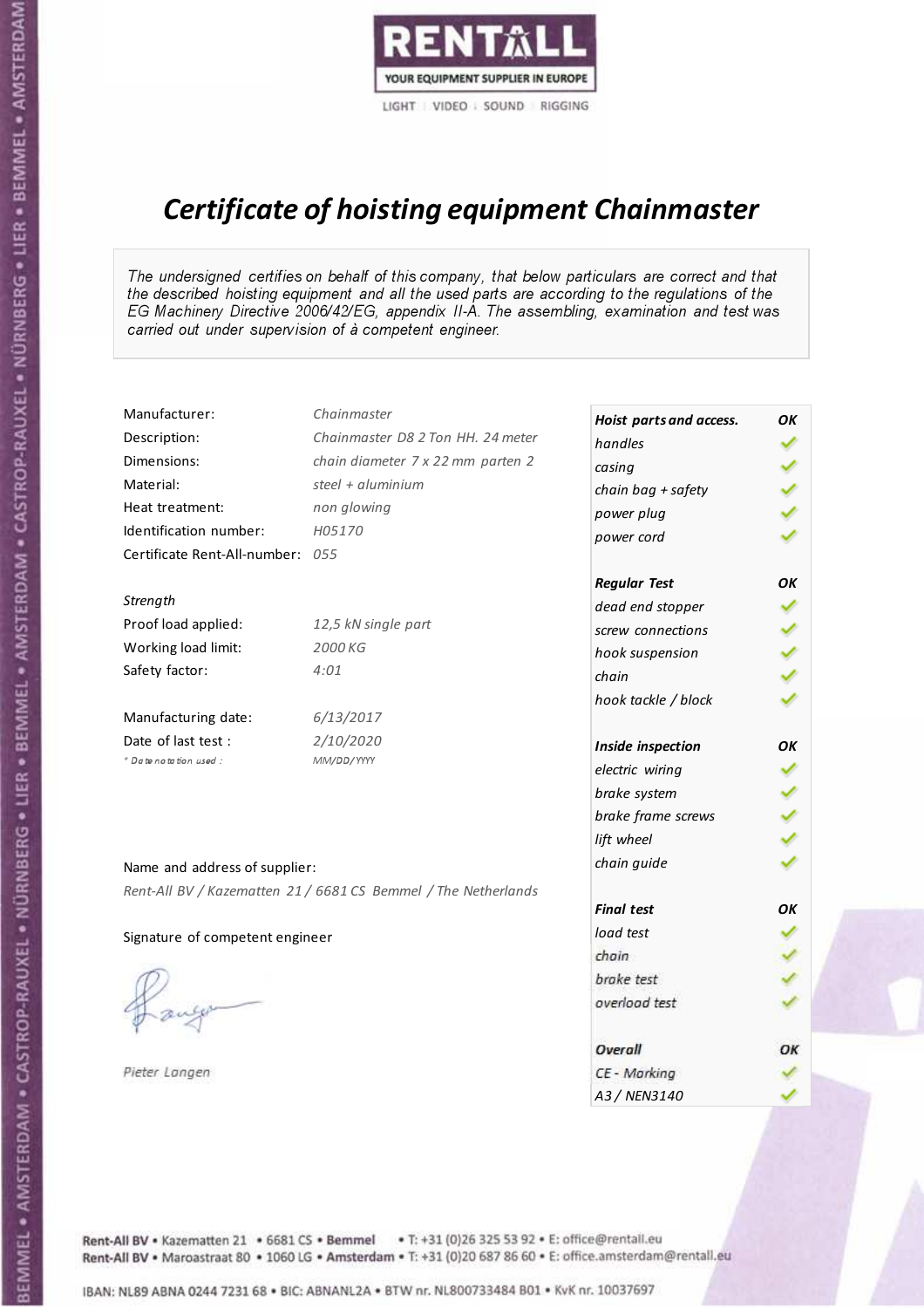RENTALL

YOUR EQUIPMENT SUPPLIER IN EUROPE

LIGHT | VIDEO | SOUND | RIGGING

# *Certificate of hoisting equipment Chainmaster*

*The undersigned certifies on behalf of this company, that below particulars are correct and that the described hoisting equipment and all the used parts are according to the regulations of the EG Machinery Directive 2006/42/EG, appendix II-A. The assembling, examination and test was carried out under supervision of à competent engineer.*

| | |
|---|---|
| Manufacturer: | *Chainmaster* |
| Description: | *Chainmaster D8 2 Ton HH. 24 meter* |
| Dimensions: | *chain diameter 7 x 22 mm parten 2* |
| Material: | *steel + aluminium* |
| Heat treatment: | *non glowing* |
| Identification number: | *H05170* |
| Certificate Rent-All-number: | *055* |

*Strength*

| | |
|---|---|
| Proof load applied: | *12,5 kN single part* |
| Working load limit: | *2000 KG* |
| Safety factor: | *4:01* |

| | |
|---|---|
| Manufacturing date: | *6/13/2017* |
| Date of last test : | *2/10/2020* |
| *\* Date notation used :* | *MM/DD/YYYY* |

| ***Hoist parts and access.*** | ***OK*** |
|---|---|
| *handles* | ✓ |
| *casing* | ✓ |
| *chain bag + safety* | ✓ |
| *power plug* | ✓ |
| *power cord* | ✓ |
| ***Regular Test*** | ***OK*** |
| *dead end stopper* | ✓ |
| *screw connections* | ✓ |
| *hook suspension* | ✓ |
| *chain* | ✓ |
| *hook tackle / block* | ✓ |
| ***Inside inspection*** | ***OK*** |
| *electric wiring* | ✓ |
| *brake system* | ✓ |
| *brake frame screws* | ✓ |
| *lift wheel* | ✓ |
| *chain guide* | ✓ |
| ***Final test*** | ***OK*** |
| *load test* | ✓ |
| *chain* | ✓ |
| *brake test* | ✓ |
| *overload test* | ✓ |
| ***Overall*** | ***OK*** |
| *CE - Marking* | ✓ |
| *A3 / NEN3140* | ✓ |

Name and address of supplier:

*Rent-All BV / Kazematten 21 / 6681 CS Bemmel / The Netherlands*

Signature of competent engineer

*Pieter Langen*

Rent-All BV • Kazematten 21 • 6681 CS • **Bemmel** • T: +31 (0)26 325 53 92 • E: office@rentall.eu
Rent-All BV • Maroastraat 80 • 1060 LG • **Amsterdam** • T: +31 (0)20 687 86 60 • E: office.amsterdam@rentall.eu

IBAN: NL89 ABNA 0244 7231 68 • BIC: ABNANL2A • BTW nr. NL800733484 B01 • KvK nr. 10037697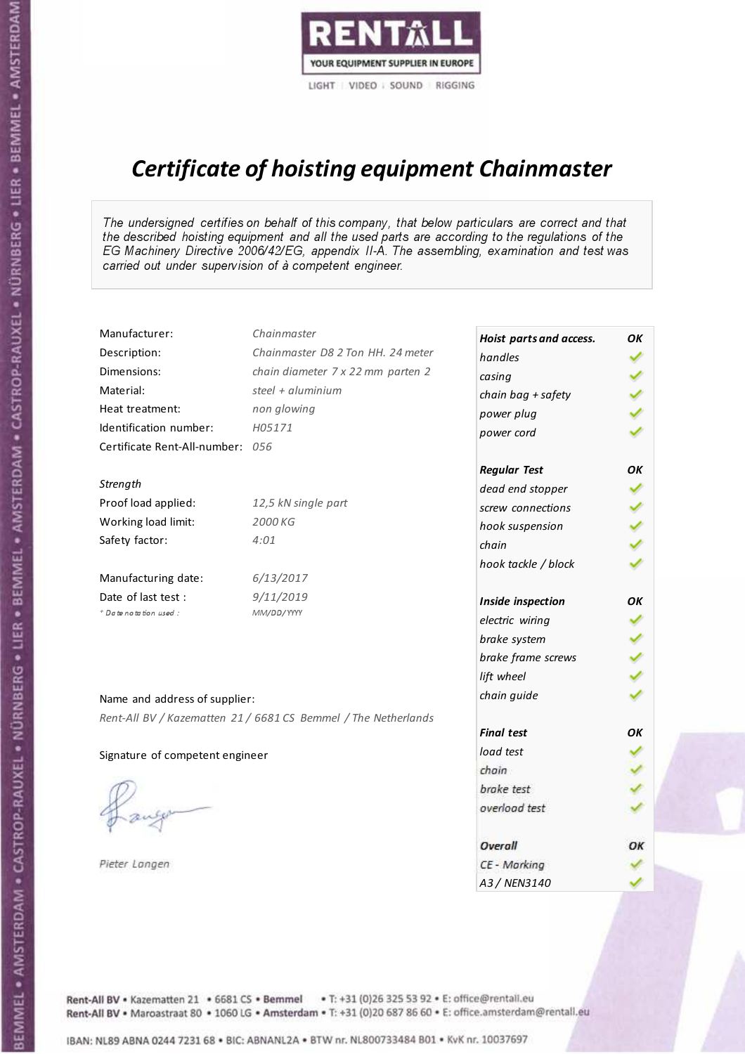RENTALL

YOUR EQUIPMENT SUPPLIER IN EUROPE

LIGHT | VIDEO | SOUND | RIGGING

# *Certificate of hoisting equipment Chainmaster*

*The undersigned certifies on behalf of this company, that below particulars are correct and that the described hoisting equipment and all the used parts are according to the regulations of the EG Machinery Directive 2006/42/EG, appendix II-A. The assembling, examination and test was carried out under supervision of à competent engineer.*

| | |
|---|---|
| Manufacturer: | *Chainmaster* |
| Description: | *Chainmaster D8 2 Ton HH. 24 meter* |
| Dimensions: | *chain diameter 7 x 22 mm parten 2* |
| Material: | *steel + aluminium* |
| Heat treatment: | *non glowing* |
| Identification number: | *H05171* |
| Certificate Rent-All-number: | *056* |

*Strength*

| | |
|---|---|
| Proof load applied: | *12,5 kN single part* |
| Working load limit: | *2000 KG* |
| Safety factor: | *4:01* |

| | |
|---|---|
| Manufacturing date: | *6/13/2017* |
| Date of last test : | *9/11/2019* |
| *\* Date notation used :* | *MM/DD/YYYY* |

| ***Hoist parts and access.*** | ***OK*** |
|---|---|
| *handles* | ✓ |
| *casing* | ✓ |
| *chain bag + safety* | ✓ |
| *power plug* | ✓ |
| *power cord* | ✓ |
| ***Regular Test*** | ***OK*** |
| *dead end stopper* | ✓ |
| *screw connections* | ✓ |
| *hook suspension* | ✓ |
| *chain* | ✓ |
| *hook tackle / block* | ✓ |
| ***Inside inspection*** | ***OK*** |
| *electric wiring* | ✓ |
| *brake system* | ✓ |
| *brake frame screws* | ✓ |
| *lift wheel* | ✓ |
| *chain guide* | ✓ |
| ***Final test*** | ***OK*** |
| *load test* | ✓ |
| *chain* | ✓ |
| *brake test* | ✓ |
| *overload test* | ✓ |
| ***Overall*** | ***OK*** |
| *CE - Marking* | ✓ |
| *A3 / NEN3140* | ✓ |

Name and address of supplier:

*Rent-All BV / Kazematten 21 / 6681 CS Bemmel / The Netherlands*

Signature of competent engineer

*Pieter Langen*

Rent-All BV • Kazematten 21 • 6681 CS • **Bemmel** • T: +31 (0)26 325 53 92 • E: office@rentall.eu
Rent-All BV • Maroastraat 80 • 1060 LG • **Amsterdam** • T: +31 (0)20 687 86 60 • E: office.amsterdam@rentall.eu

IBAN: NL89 ABNA 0244 7231 68 • BIC: ABNANL2A • BTW nr. NL800733484 B01 • KvK nr. 10037697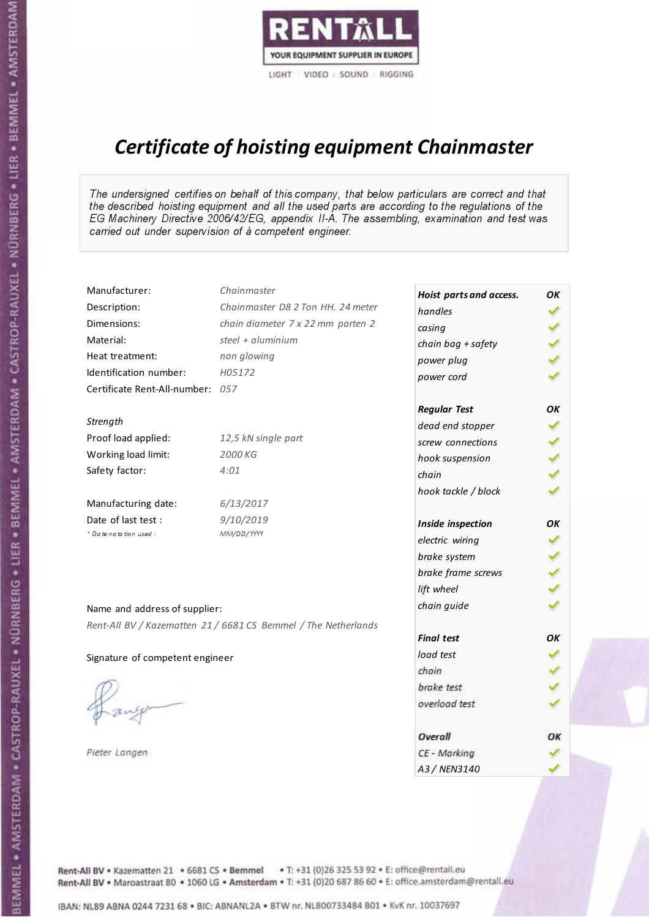RENTALL
YOUR EQUIPMENT SUPPLIER IN EUROPE
LIGHT | VIDEO | SOUND | RIGGING

# Certificate of hoisting equipment Chainmaster

*The undersigned certifies on behalf of this company, that below particulars are correct and that the described hoisting equipment and all the used parts are according to the regulations of the EG Machinery Directive 2006/42/EG, appendix II-A. The assembling, examination and test was carried out under supervision of à competent engineer.*

| | |
|---|---|
| Manufacturer: | *Chainmaster* |
| Description: | *Chainmaster D8 2 Ton HH. 24 meter* |
| Dimensions: | *chain diameter 7 x 22 mm parten 2* |
| Material: | *steel + aluminium* |
| Heat treatment: | *non glowing* |
| Identification number: | *H05172* |
| Certificate Rent-All-number: | *057* |

*Strength*

| | |
|---|---|
| Proof load applied: | *12,5 kN single part* |
| Working load limit: | *2000 KG* |
| Safety factor: | *4:01* |

| | |
|---|---|
| Manufacturing date: | *6/13/2017* |
| Date of last test : | *9/10/2019* |
| * Date notation used : | *MM/DD/YYYY* |

| **Hoist parts and access.** | **OK** |
|---|---|
| handles | ✓ |
| casing | ✓ |
| chain bag + safety | ✓ |
| power plug | ✓ |
| power cord | ✓ |
| **Regular Test** | **OK** |
| dead end stopper | ✓ |
| screw connections | ✓ |
| hook suspension | ✓ |
| chain | ✓ |
| hook tackle / block | ✓ |
| **Inside inspection** | **OK** |
| electric wiring | ✓ |
| brake system | ✓ |
| brake frame screws | ✓ |
| lift wheel | ✓ |
| chain guide | ✓ |
| **Final test** | **OK** |
| load test | ✓ |
| chain | ✓ |
| brake test | ✓ |
| overload test | ✓ |
| **Overall** | **OK** |
| CE - Marking | ✓ |
| A3 / NEN3140 | ✓ |

Name and address of supplier:

*Rent-All BV / Kazematten 21 / 6681 CS Bemmel / The Netherlands*

Signature of competent engineer

*Pieter Langen*

Rent-All BV • Kazematten 21 • 6681 CS • **Bemmel** • T: +31 (0)26 325 53 92 • E: office@rentall.eu
Rent-All BV • Maroastraat 80 • 1060 LG • **Amsterdam** • T: +31 (0)20 687 86 60 • E: office.amsterdam@rentall.eu

IBAN: NL89 ABNA 0244 7231 68 • BIC: ABNANL2A • BTW nr. NL800733484 B01 • KvK nr. 10037697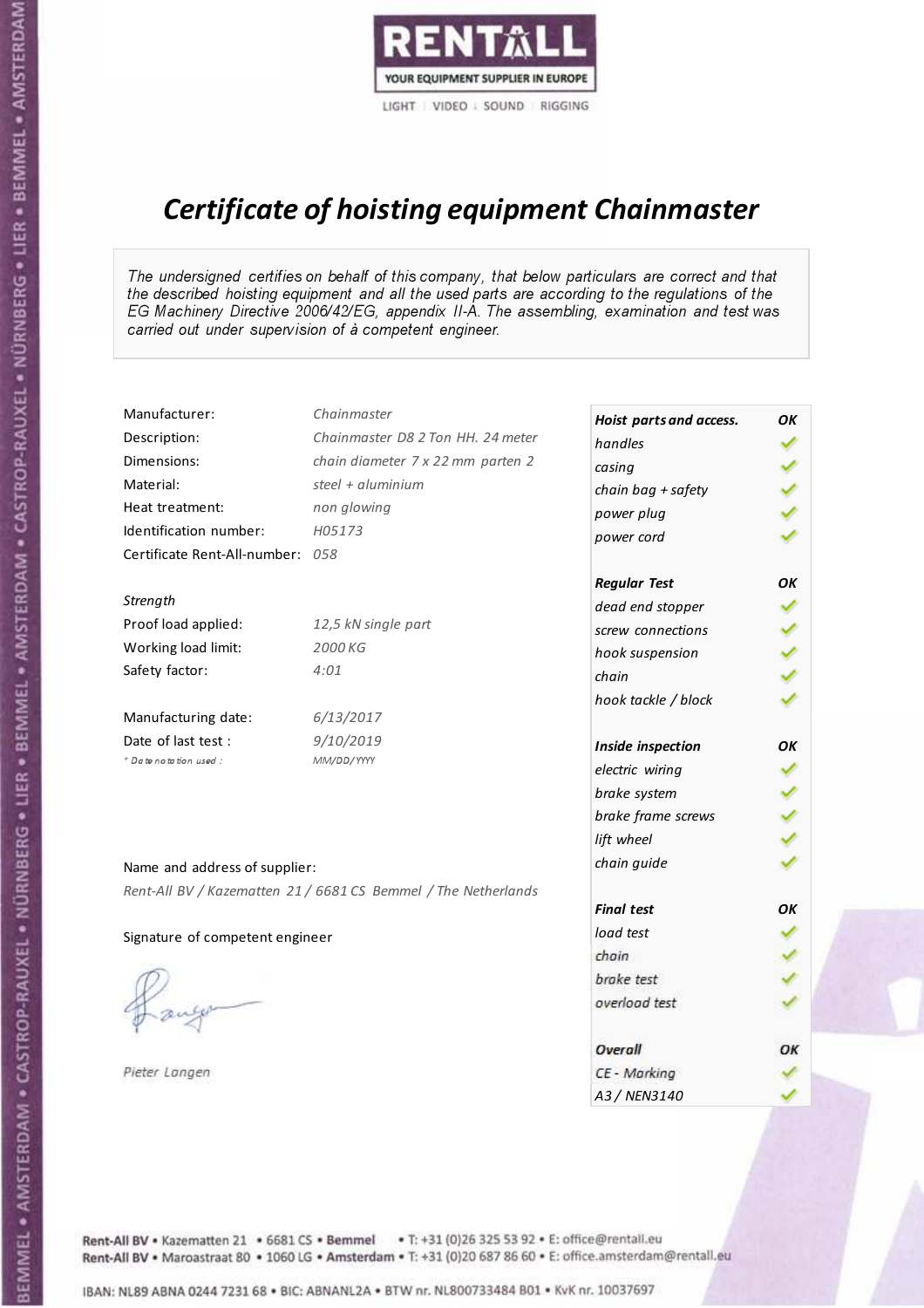RENTALL

YOUR EQUIPMENT SUPPLIER IN EUROPE

LIGHT | VIDEO | SOUND | RIGGING

# Certificate of hoisting equipment Chainmaster

*The undersigned certifies on behalf of this company, that below particulars are correct and that the described hoisting equipment and all the used parts are according to the regulations of the EG Machinery Directive 2006/42/EG, appendix II-A. The assembling, examination and test was carried out under supervision of à competent engineer.*

| | |
|---|---|
| Manufacturer: | *Chainmaster* |
| Description: | *Chainmaster D8 2 Ton HH. 24 meter* |
| Dimensions: | *chain diameter 7 x 22 mm parten 2* |
| Material: | *steel + aluminium* |
| Heat treatment: | *non glowing* |
| Identification number: | *H05173* |
| Certificate Rent-All-number: | *058* |

*Strength*

| | |
|---|---|
| Proof load applied: | *12,5 kN single part* |
| Working load limit: | *2000 KG* |
| Safety factor: | *4:01* |

| | |
|---|---|
| Manufacturing date: | *6/13/2017* |
| Date of last test : | *9/10/2019* |
| *\* Date notation used :* | *MM/DD/YYYY* |

Name and address of supplier:

*Rent-All BV / Kazematten 21 / 6681 CS Bemmel / The Netherlands*

Signature of competent engineer

*Pieter Langen*

| ***Hoist parts and access.*** | ***OK*** |
|---|---|
| *handles* | ✓ |
| *casing* | ✓ |
| *chain bag + safety* | ✓ |
| *power plug* | ✓ |
| *power cord* | ✓ |
| ***Regular Test*** | ***OK*** |
| *dead end stopper* | ✓ |
| *screw connections* | ✓ |
| *hook suspension* | ✓ |
| *chain* | ✓ |
| *hook tackle / block* | ✓ |
| ***Inside inspection*** | ***OK*** |
| *electric wiring* | ✓ |
| *brake system* | ✓ |
| *brake frame screws* | ✓ |
| *lift wheel* | ✓ |
| *chain guide* | ✓ |
| ***Final test*** | ***OK*** |
| *load test* | ✓ |
| *chain* | ✓ |
| *brake test* | ✓ |
| *overload test* | ✓ |
| ***Overall*** | ***OK*** |
| *CE - Marking* | ✓ |
| *A3 / NEN3140* | ✓ |

Rent-All BV • Kazematten 21 • 6681 CS • **Bemmel** • T: +31 (0)26 325 53 92 • E: office@rentall.eu
Rent-All BV • Maroastraat 80 • 1060 LG • **Amsterdam** • T: +31 (0)20 687 86 60 • E: office.amsterdam@rentall.eu

IBAN: NL89 ABNA 0244 7231 68 • BIC: ABNANL2A • BTW nr. NL800733484 B01 • KvK nr. 10037697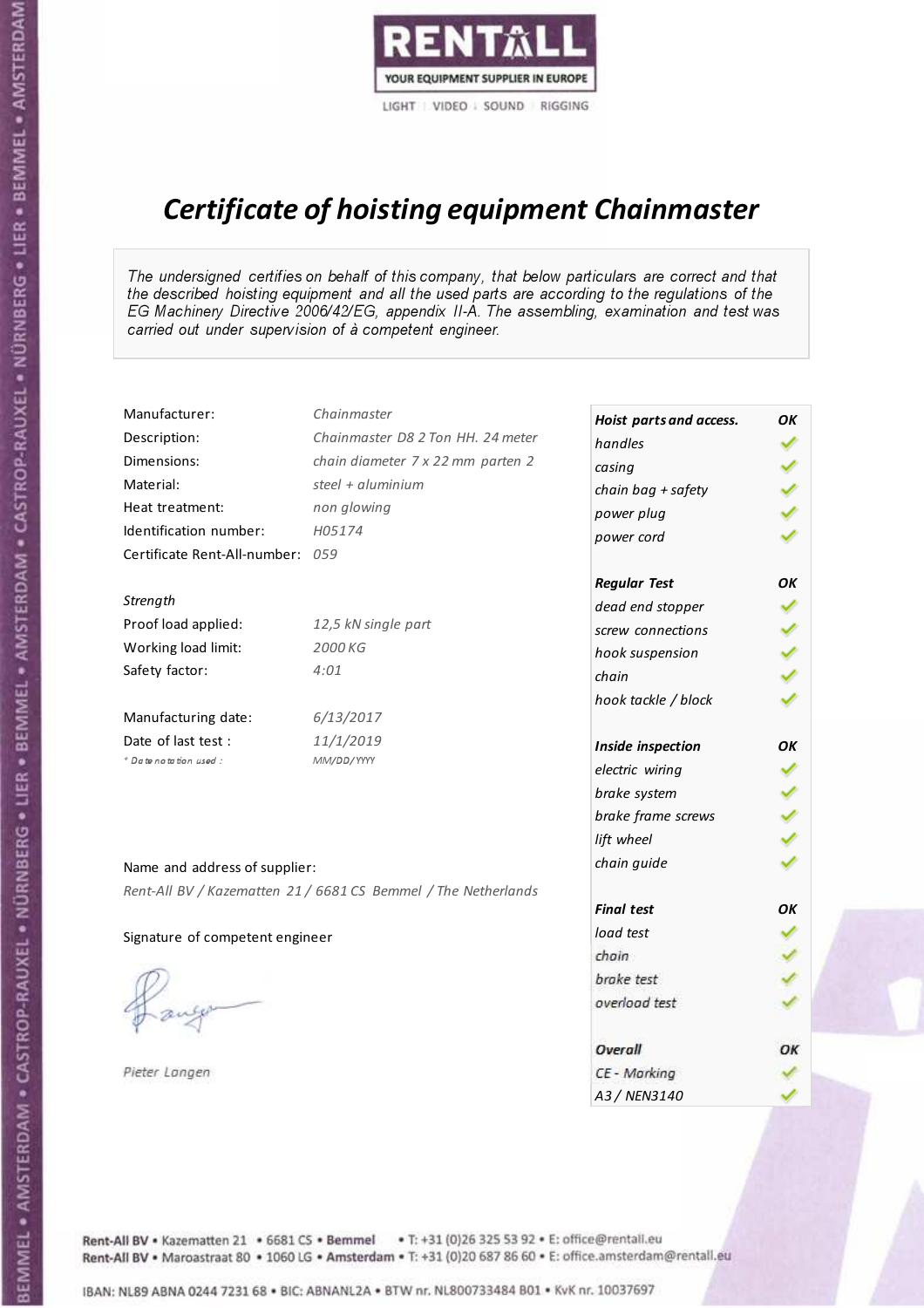RENTALL

YOUR EQUIPMENT SUPPLIER IN EUROPE

LIGHT | VIDEO | SOUND | RIGGING

# Certificate of hoisting equipment Chainmaster

*The undersigned certifies on behalf of this company, that below particulars are correct and that the described hoisting equipment and all the used parts are according to the regulations of the EG Machinery Directive 2006/42/EG, appendix II-A. The assembling, examination and test was carried out under supervision of à competent engineer.*

| | |
|---|---|
| Manufacturer: | *Chainmaster* |
| Description: | *Chainmaster D8 2 Ton HH. 24 meter* |
| Dimensions: | *chain diameter 7 x 22 mm parten 2* |
| Material: | *steel + aluminium* |
| Heat treatment: | *non glowing* |
| Identification number: | *H05174* |
| Certificate Rent-All-number: | *059* |

*Strength*

| | |
|---|---|
| Proof load applied: | *12,5 kN single part* |
| Working load limit: | *2000 KG* |
| Safety factor: | *4:01* |

| | |
|---|---|
| Manufacturing date: | *6/13/2017* |
| Date of last test : | *11/1/2019* |
| * Date notation used : | *MM/DD/YYYY* |

| ***Hoist parts and access.*** | ***OK*** |
|---|---|
| *handles* | ✓ |
| *casing* | ✓ |
| *chain bag + safety* | ✓ |
| *power plug* | ✓ |
| *power cord* | ✓ |
| ***Regular Test*** | ***OK*** |
| *dead end stopper* | ✓ |
| *screw connections* | ✓ |
| *hook suspension* | ✓ |
| *chain* | ✓ |
| *hook tackle / block* | ✓ |
| ***Inside inspection*** | ***OK*** |
| *electric wiring* | ✓ |
| *brake system* | ✓ |
| *brake frame screws* | ✓ |
| *lift wheel* | ✓ |
| *chain guide* | ✓ |
| ***Final test*** | ***OK*** |
| *load test* | ✓ |
| *chain* | ✓ |
| *brake test* | ✓ |
| *overload test* | ✓ |
| ***Overall*** | ***OK*** |
| *CE - Marking* | ✓ |
| *A3 / NEN3140* | ✓ |

Name and address of supplier:

*Rent-All BV / Kazematten 21 / 6681 CS Bemmel / The Netherlands*

Signature of competent engineer

*Pieter Langen*

Rent-All BV • Kazematten 21 • 6681 CS • Bemmel • T: +31 (0)26 325 53 92 • E: office@rentall.eu
Rent-All BV • Maroastraat 80 • 1060 LG • Amsterdam • T: +31 (0)20 687 86 60 • E: office.amsterdam@rentall.eu

IBAN: NL89 ABNA 0244 7231 68 • BIC: ABNANL2A • BTW nr. NL800733484 B01 • KvK nr. 10037697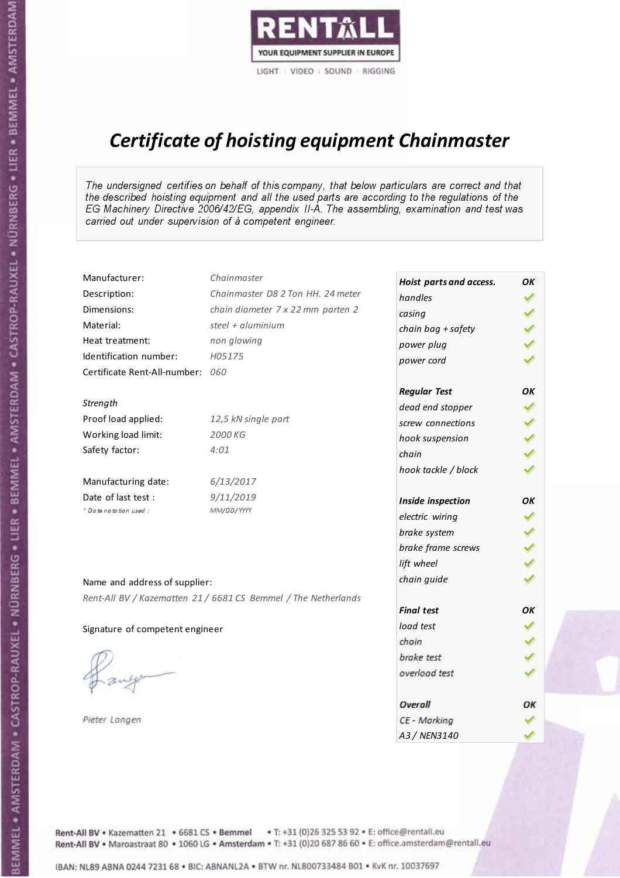RENTALL
YOUR EQUIPMENT SUPPLIER IN EUROPE
LIGHT | VIDEO | SOUND | RIGGING

# *Certificate of hoisting equipment Chainmaster*

*The undersigned certifies on behalf of this company, that below particulars are correct and that the described hoisting equipment and all the used parts are according to the regulations of the EG Machinery Directive 2006/42/EG, appendix II-A. The assembling, examination and test was carried out under supervision of à competent engineer.*

| | |
|---|---|
| Manufacturer: | *Chainmaster* |
| Description: | *Chainmaster D8 2 Ton HH. 24 meter* |
| Dimensions: | *chain diameter 7 x 22 mm parten 2* |
| Material: | *steel + aluminium* |
| Heat treatment: | *non glowing* |
| Identification number: | *H05175* |
| Certificate Rent-All-number: | *060* |

*Strength*

| | |
|---|---|
| Proof load applied: | *12,5 kN single part* |
| Working load limit: | *2000 KG* |
| Safety factor: | *4:01* |

| | |
|---|---|
| Manufacturing date: | *6/13/2017* |
| Date of last test : | *9/11/2019* |
| * Date notation used : | *MM/DD/YYYY* |

| ***Hoist parts and access.*** | ***OK*** |
|---|---|
| *handles* | ✓ |
| *casing* | ✓ |
| *chain bag + safety* | ✓ |
| *power plug* | ✓ |
| *power cord* | ✓ |
| ***Regular Test*** | ***OK*** |
| *dead end stopper* | ✓ |
| *screw connections* | ✓ |
| *hook suspension* | ✓ |
| *chain* | ✓ |
| *hook tackle / block* | ✓ |
| ***Inside inspection*** | ***OK*** |
| *electric wiring* | ✓ |
| *brake system* | ✓ |
| *brake frame screws* | ✓ |
| *lift wheel* | ✓ |
| *chain guide* | ✓ |
| ***Final test*** | ***OK*** |
| *load test* | ✓ |
| *chain* | ✓ |
| *brake test* | ✓ |
| *overload test* | ✓ |
| ***Overall*** | ***OK*** |
| *CE - Marking* | ✓ |
| *A3 / NEN3140* | ✓ |

Name and address of supplier:

*Rent-All BV / Kazematten 21 / 6681 CS Bemmel / The Netherlands*

Signature of competent engineer

*Pieter Langen*

Rent-All BV • Kazematten 21 • 6681 CS • **Bemmel** • T: +31 (0)26 325 53 92 • E: office@rentall.eu
Rent-All BV • Maroastraat 80 • 1060 LG • **Amsterdam** • T: +31 (0)20 687 86 60 • E: office.amsterdam@rentall.eu

IBAN: NL89 ABNA 0244 7231 68 • BIC: ABNANL2A • BTW nr. NL800733484 B01 • KvK nr. 10037697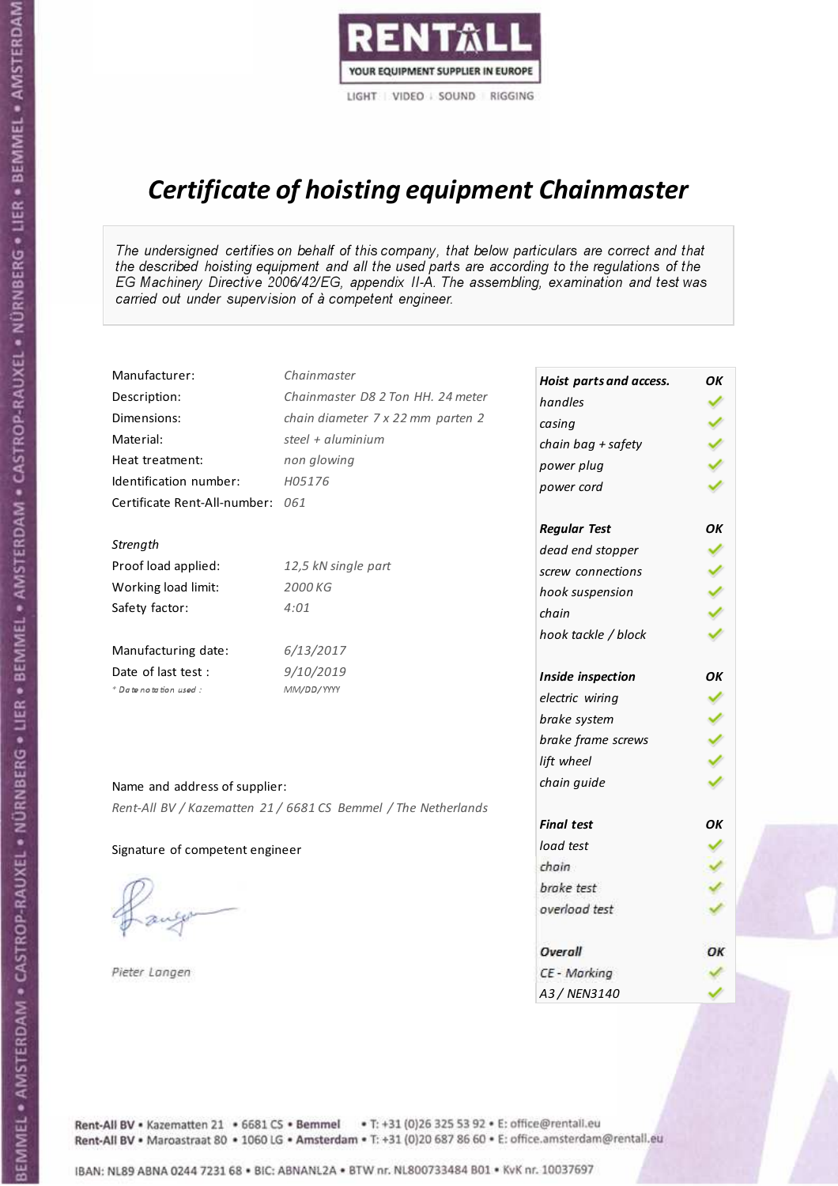RENTALL
YOUR EQUIPMENT SUPPLIER IN EUROPE
LIGHT | VIDEO | SOUND | RIGGING

# *Certificate of hoisting equipment Chainmaster*

*The undersigned certifies on behalf of this company, that below particulars are correct and that the described hoisting equipment and all the used parts are according to the regulations of the EG Machinery Directive 2006/42/EG, appendix II-A. The assembling, examination and test was carried out under supervision of à competent engineer.*

| | |
|---|---|
| Manufacturer: | *Chainmaster* |
| Description: | *Chainmaster D8 2 Ton HH. 24 meter* |
| Dimensions: | *chain diameter 7 x 22 mm parten 2* |
| Material: | *steel + aluminium* |
| Heat treatment: | *non glowing* |
| Identification number: | *H05176* |
| Certificate Rent-All-number: | *061* |

*Strength*

| | |
|---|---|
| Proof load applied: | *12,5 kN single part* |
| Working load limit: | *2000 KG* |
| Safety factor: | *4:01* |

| | |
|---|---|
| Manufacturing date: | *6/13/2017* |
| Date of last test : | *9/10/2019* |
| * Date notation used : | *MM/DD/YYYY* |

Name and address of supplier:

*Rent-All BV / Kazematten 21 / 6681 CS Bemmel / The Netherlands*

Signature of competent engineer

*Pieter Langen*

| ***Hoist parts and access.*** | ***OK*** |
|---|---|
| *handles* | ✓ |
| *casing* | ✓ |
| *chain bag + safety* | ✓ |
| *power plug* | ✓ |
| *power cord* | ✓ |
| ***Regular Test*** | ***OK*** |
| *dead end stopper* | ✓ |
| *screw connections* | ✓ |
| *hook suspension* | ✓ |
| *chain* | ✓ |
| *hook tackle / block* | ✓ |
| ***Inside inspection*** | ***OK*** |
| *electric wiring* | ✓ |
| *brake system* | ✓ |
| *brake frame screws* | ✓ |
| *lift wheel* | ✓ |
| *chain guide* | ✓ |
| ***Final test*** | ***OK*** |
| *load test* | ✓ |
| *chain* | ✓ |
| *brake test* | ✓ |
| *overload test* | ✓ |
| ***Overall*** | ***OK*** |
| *CE - Marking* | ✓ |
| *A3 / NEN3140* | ✓ |

Rent-All BV • Kazematten 21 • 6681 CS • **Bemmel** • T: +31 (0)26 325 53 92 • E: office@rentall.eu
Rent-All BV • Maroastraat 80 • 1060 LG • **Amsterdam** • T: +31 (0)20 687 86 60 • E: office.amsterdam@rentall.eu

IBAN: NL89 ABNA 0244 7231 68 • BIC: ABNANL2A • BTW nr. NL800733484 B01 • KvK nr. 10037697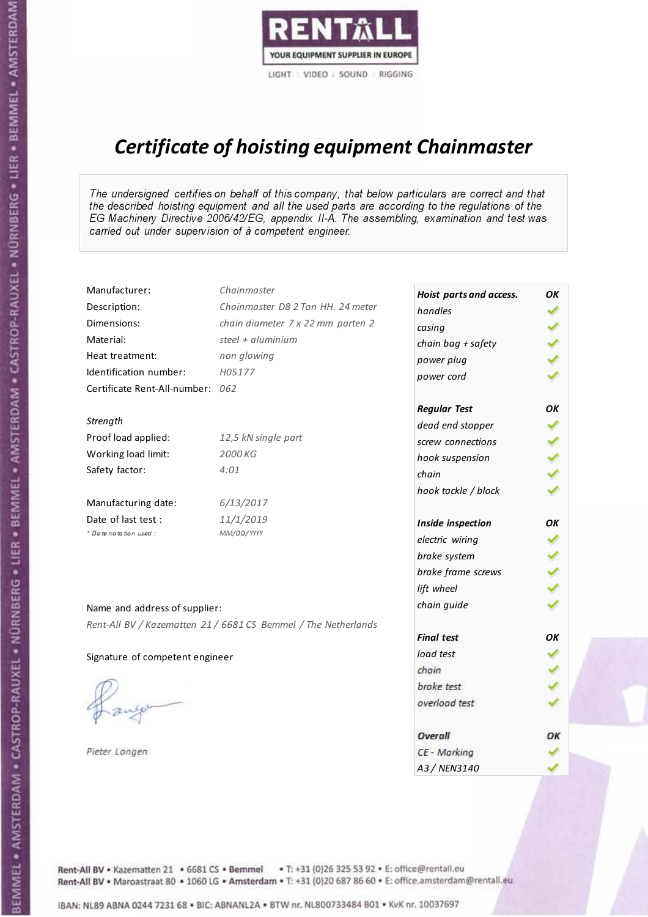RENTALL
YOUR EQUIPMENT SUPPLIER IN EUROPE
LIGHT | VIDEO | SOUND | RIGGING

# *Certificate of hoisting equipment Chainmaster*

*The undersigned certifies on behalf of this company, that below particulars are correct and that the described hoisting equipment and all the used parts are according to the regulations of the EG Machinery Directive 2006/42/EG, appendix II-A. The assembling, examination and test was carried out under supervision of à competent engineer.*

| | |
|---|---|
| Manufacturer: | *Chainmaster* |
| Description: | *Chainmaster D8 2 Ton HH. 24 meter* |
| Dimensions: | *chain diameter 7 x 22 mm parten 2* |
| Material: | *steel + aluminium* |
| Heat treatment: | *non glowing* |
| Identification number: | *H05177* |
| Certificate Rent-All-number: | *062* |

*Strength*

| | |
|---|---|
| Proof load applied: | *12,5 kN single part* |
| Working load limit: | *2000 KG* |
| Safety factor: | *4:01* |

| | |
|---|---|
| Manufacturing date: | *6/13/2017* |
| Date of last test : | *11/1/2019* |
| * Date notation used : | *MM/DD/YYYY* |

| *Hoist parts and access.* | *OK* |
|---|---|
| *handles* | ✓ |
| *casing* | ✓ |
| *chain bag + safety* | ✓ |
| *power plug* | ✓ |
| *power cord* | ✓ |
| ***Regular Test*** | ***OK*** |
| *dead end stopper* | ✓ |
| *screw connections* | ✓ |
| *hook suspension* | ✓ |
| *chain* | ✓ |
| *hook tackle / block* | ✓ |
| ***Inside inspection*** | ***OK*** |
| *electric wiring* | ✓ |
| *brake system* | ✓ |
| *brake frame screws* | ✓ |
| *lift wheel* | ✓ |
| *chain guide* | ✓ |
| ***Final test*** | ***OK*** |
| *load test* | ✓ |
| *chain* | ✓ |
| *brake test* | ✓ |
| *overload test* | ✓ |
| ***Overall*** | ***OK*** |
| *CE - Marking* | ✓ |
| *A3 / NEN3140* | ✓ |

Name and address of supplier:

*Rent-All BV / Kazematten 21 / 6681 CS Bemmel / The Netherlands*

Signature of competent engineer

*Pieter Langen*

Rent-All BV • Kazematten 21 • 6681 CS • Bemmel • T: +31 (0)26 325 53 92 • E: office@rentall.eu
Rent-All BV • Maroastraat 80 • 1060 LG • Amsterdam • T: +31 (0)20 687 86 60 • E: office.amsterdam@rentall.eu

IBAN: NL89 ABNA 0244 7231 68 • BIC: ABNANL2A • BTW nr. NL800733484 B01 • KvK nr. 10037697